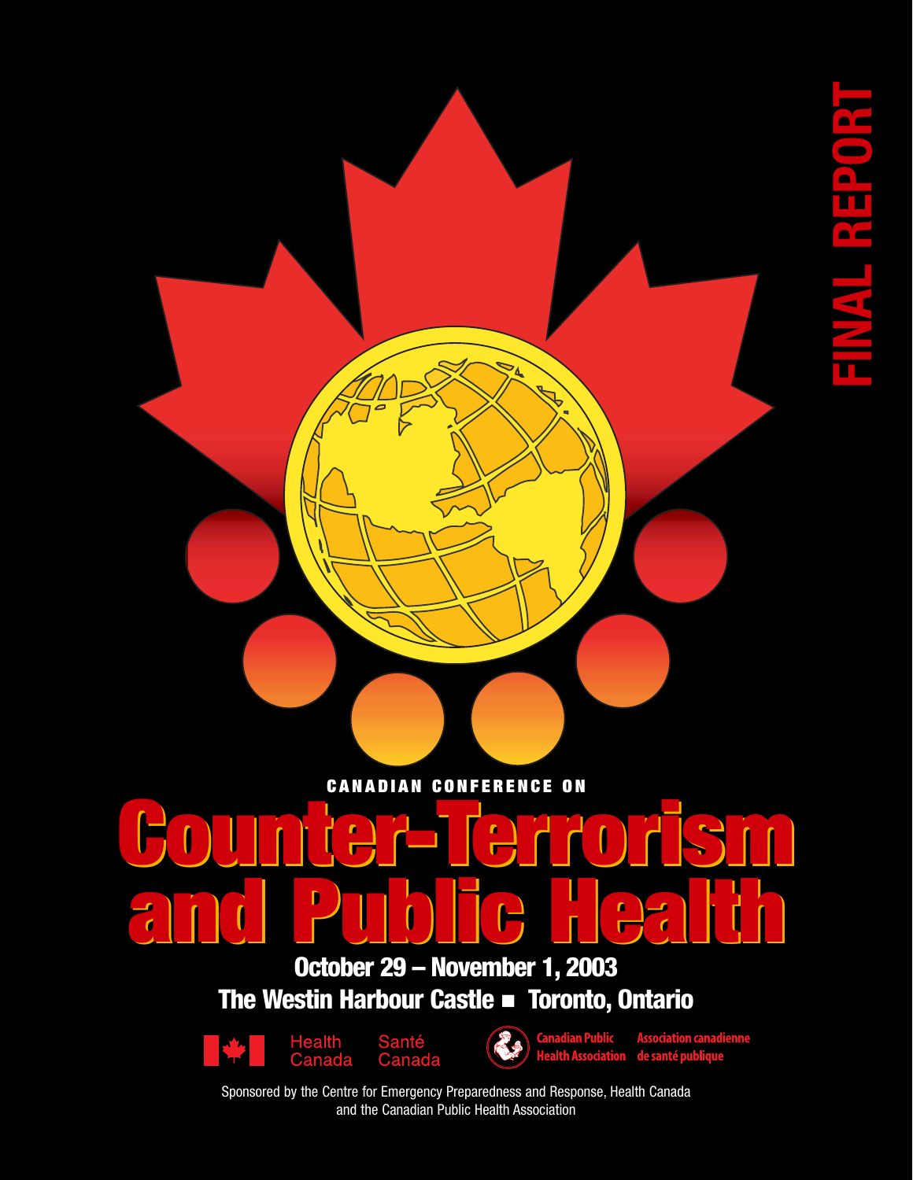FINAL REPORT

CANADIAN CONFERENCE ON

# Counter-Terrorism and Public Health

**October 29 – November 1, 2003**

**The Westin Harbour Castle ■ Toronto, Ontario**

Health Canada Santé Canada

Canadian Public Health Association Association canadienne de santé publique

Sponsored by the Centre for Emergency Preparedness and Response, Health Canada and the Canadian Public Health Association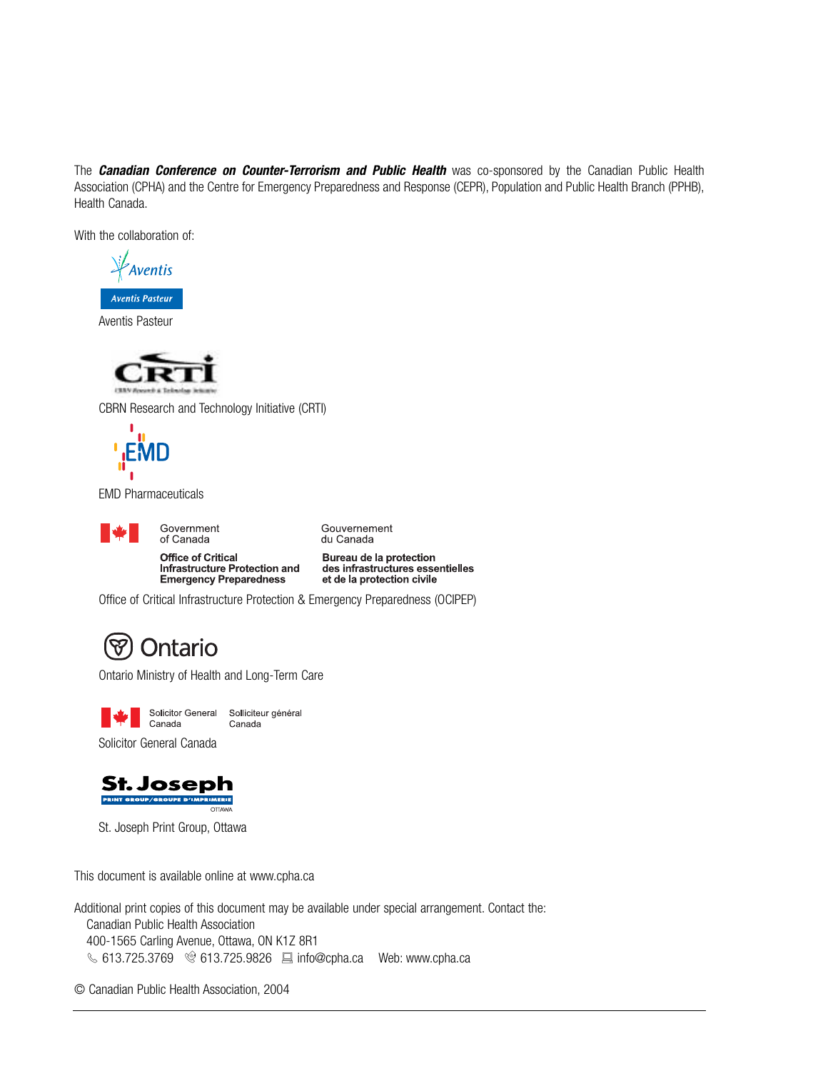The ***Canadian Conference on Counter-Terrorism and Public Health*** was co-sponsored by the Canadian Public Health Association (CPHA) and the Centre for Emergency Preparedness and Response (CEPR), Population and Public Health Branch (PPHB), Health Canada.

With the collaboration of:

Aventis Pasteur

CBRN Research and Technology Initiative (CRTI)

EMD Pharmaceuticals

Government of Canada — Office of Critical Infrastructure Protection and Emergency Preparedness

Gouvernement du Canada — Bureau de la protection des infrastructures essentielles et de la protection civile

Office of Critical Infrastructure Protection & Emergency Preparedness (OCIPEP)

Ontario Ministry of Health and Long-Term Care

Solicitor General Canada — Solliciteur général Canada

Solicitor General Canada

St. Joseph Print Group, Ottawa

This document is available online at www.cpha.ca

Additional print copies of this document may be available under special arrangement. Contact the:

Canadian Public Health Association
400-1565 Carling Avenue, Ottawa, ON K1Z 8R1
613.725.3769 613.725.9826 info@cpha.ca Web: www.cpha.ca

© Canadian Public Health Association, 2004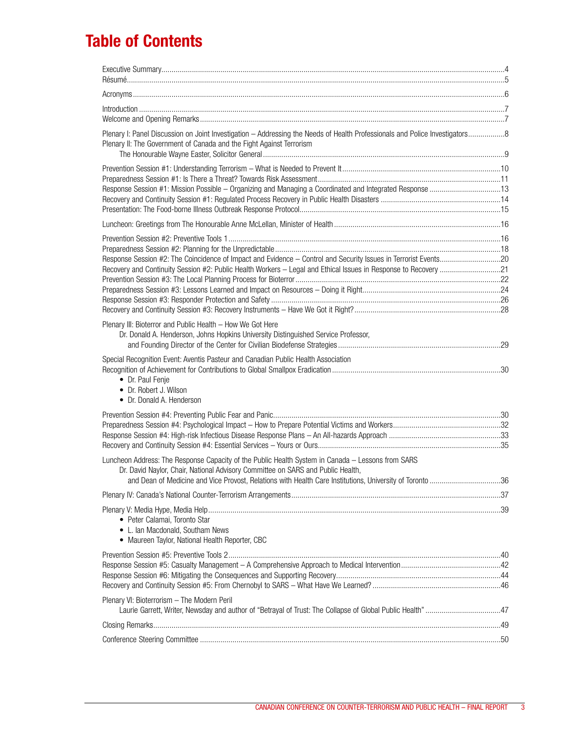# Table of Contents

Executive Summary....4
Résumé....5

Acronyms....6

Introduction....7
Welcome and Opening Remarks....7

Plenary I: Panel Discussion on Joint Investigation – Addressing the Needs of Health Professionals and Police Investigators....8
Plenary II: The Government of Canada and the Fight Against Terrorism
The Honourable Wayne Easter, Solicitor General....9

Prevention Session #1: Understanding Terrorism – What is Needed to Prevent It....10
Preparedness Session #1: Is There a Threat? Towards Risk Assessment....11
Response Session #1: Mission Possible – Organizing and Managing a Coordinated and Integrated Response....13
Recovery and Continuity Session #1: Regulated Process Recovery in Public Health Disasters....14
Presentation: The Food-borne Illness Outbreak Response Protocol....15

Luncheon: Greetings from The Honourable Anne McLellan, Minister of Health....16

Prevention Session #2: Preventive Tools 1....16
Preparedness Session #2: Planning for the Unpredictable....18
Response Session #2: The Coincidence of Impact and Evidence – Control and Security Issues in Terrorist Events....20
Recovery and Continuity Session #2: Public Health Workers – Legal and Ethical Issues in Response to Recovery....21
Prevention Session #3: The Local Planning Process for Bioterror....22
Preparedness Session #3: Lessons Learned and Impact on Resources – Doing it Right....24
Response Session #3: Responder Protection and Safety....26
Recovery and Continuity Session #3: Recovery Instruments – Have We Got it Right?....28

Plenary III: Bioterror and Public Health – How We Got Here
Dr. Donald A. Henderson, Johns Hopkins University Distinguished Service Professor, and Founding Director of the Center for Civilian Biodefense Strategies....29

Special Recognition Event: Aventis Pasteur and Canadian Public Health Association
Recognition of Achievement for Contributions to Global Smallpox Eradication....30
- Dr. Paul Fenje
- Dr. Robert J. Wilson
- Dr. Donald A. Henderson

Prevention Session #4: Preventing Public Fear and Panic....30
Preparedness Session #4: Psychological Impact – How to Prepare Potential Victims and Workers....32
Response Session #4: High-risk Infectious Disease Response Plans – An All-hazards Approach....33
Recovery and Continuity Session #4: Essential Services – Yours or Ours....35

Luncheon Address: The Response Capacity of the Public Health System in Canada – Lessons from SARS
Dr. David Naylor, Chair, National Advisory Committee on SARS and Public Health, and Dean of Medicine and Vice Provost, Relations with Health Care Institutions, University of Toronto....36

Plenary IV: Canada's National Counter-Terrorism Arrangements....37

Plenary V: Media Hype, Media Help....39
- Peter Calamai, Toronto Star
- L. Ian Macdonald, Southam News
- Maureen Taylor, National Health Reporter, CBC

Prevention Session #5: Preventive Tools 2....40
Response Session #5: Casualty Management – A Comprehensive Approach to Medical Intervention....42
Response Session #6: Mitigating the Consequences and Supporting Recovery....44
Recovery and Continuity Session #5: From Chernobyl to SARS – What Have We Learned?....46

Plenary VI: Bioterrorism – The Modern Peril
Laurie Garrett, Writer, Newsday and author of "Betrayal of Trust: The Collapse of Global Public Health"....47

Closing Remarks....49

Conference Steering Committee....50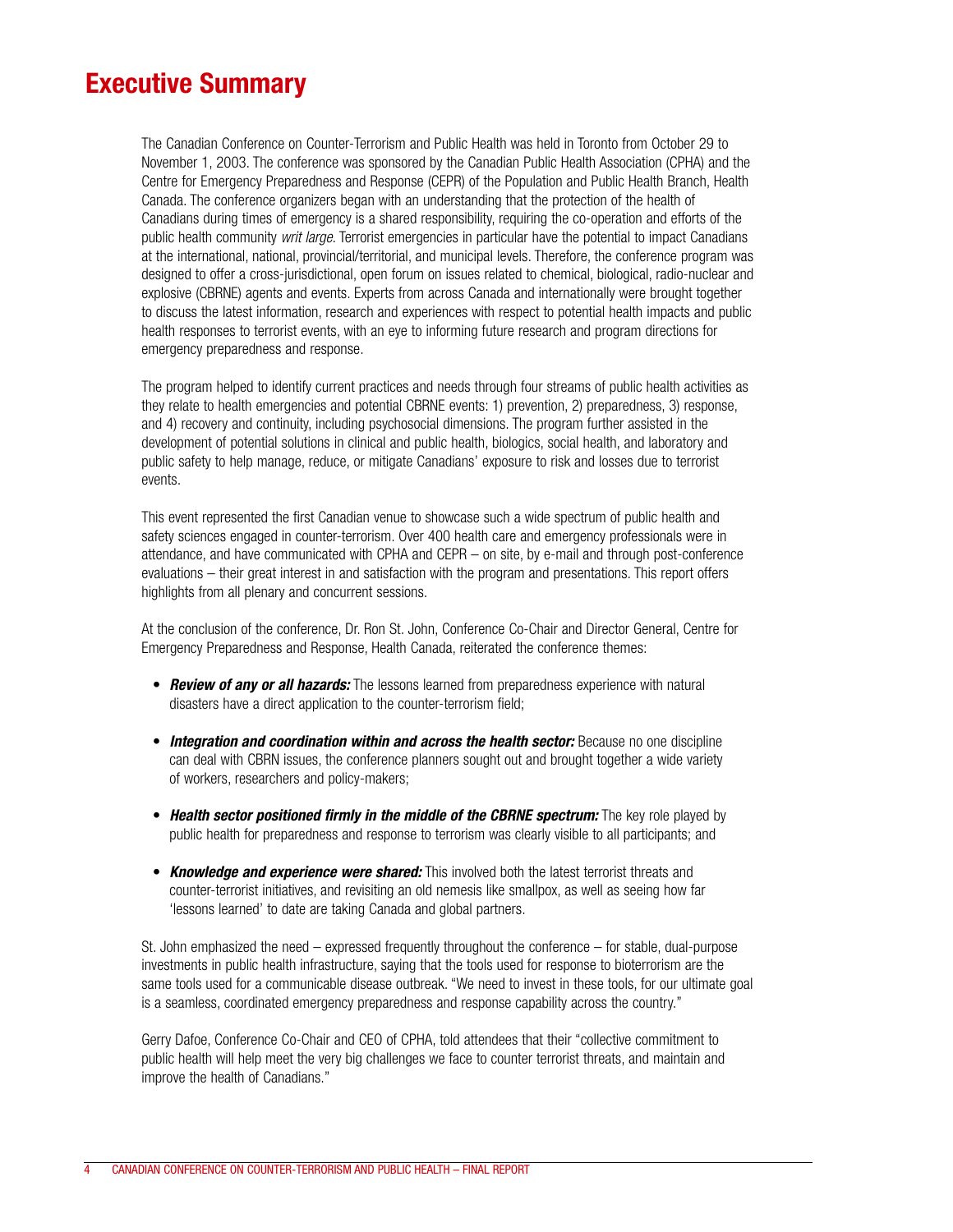# Executive Summary

The Canadian Conference on Counter-Terrorism and Public Health was held in Toronto from October 29 to November 1, 2003. The conference was sponsored by the Canadian Public Health Association (CPHA) and the Centre for Emergency Preparedness and Response (CEPR) of the Population and Public Health Branch, Health Canada. The conference organizers began with an understanding that the protection of the health of Canadians during times of emergency is a shared responsibility, requiring the co-operation and efforts of the public health community *writ large*. Terrorist emergencies in particular have the potential to impact Canadians at the international, national, provincial/territorial, and municipal levels. Therefore, the conference program was designed to offer a cross-jurisdictional, open forum on issues related to chemical, biological, radio-nuclear and explosive (CBRNE) agents and events. Experts from across Canada and internationally were brought together to discuss the latest information, research and experiences with respect to potential health impacts and public health responses to terrorist events, with an eye to informing future research and program directions for emergency preparedness and response.

The program helped to identify current practices and needs through four streams of public health activities as they relate to health emergencies and potential CBRNE events: 1) prevention, 2) preparedness, 3) response, and 4) recovery and continuity, including psychosocial dimensions. The program further assisted in the development of potential solutions in clinical and public health, biologics, social health, and laboratory and public safety to help manage, reduce, or mitigate Canadians' exposure to risk and losses due to terrorist events.

This event represented the first Canadian venue to showcase such a wide spectrum of public health and safety sciences engaged in counter-terrorism. Over 400 health care and emergency professionals were in attendance, and have communicated with CPHA and CEPR – on site, by e-mail and through post-conference evaluations – their great interest in and satisfaction with the program and presentations. This report offers highlights from all plenary and concurrent sessions.

At the conclusion of the conference, Dr. Ron St. John, Conference Co-Chair and Director General, Centre for Emergency Preparedness and Response, Health Canada, reiterated the conference themes:

- ***Review of any or all hazards:*** The lessons learned from preparedness experience with natural disasters have a direct application to the counter-terrorism field;
- ***Integration and coordination within and across the health sector:*** Because no one discipline can deal with CBRN issues, the conference planners sought out and brought together a wide variety of workers, researchers and policy-makers;
- ***Health sector positioned firmly in the middle of the CBRNE spectrum:*** The key role played by public health for preparedness and response to terrorism was clearly visible to all participants; and
- ***Knowledge and experience were shared:*** This involved both the latest terrorist threats and counter-terrorist initiatives, and revisiting an old nemesis like smallpox, as well as seeing how far 'lessons learned' to date are taking Canada and global partners.

St. John emphasized the need – expressed frequently throughout the conference – for stable, dual-purpose investments in public health infrastructure, saying that the tools used for response to bioterrorism are the same tools used for a communicable disease outbreak. "We need to invest in these tools, for our ultimate goal is a seamless, coordinated emergency preparedness and response capability across the country."

Gerry Dafoe, Conference Co-Chair and CEO of CPHA, told attendees that their "collective commitment to public health will help meet the very big challenges we face to counter terrorist threats, and maintain and improve the health of Canadians."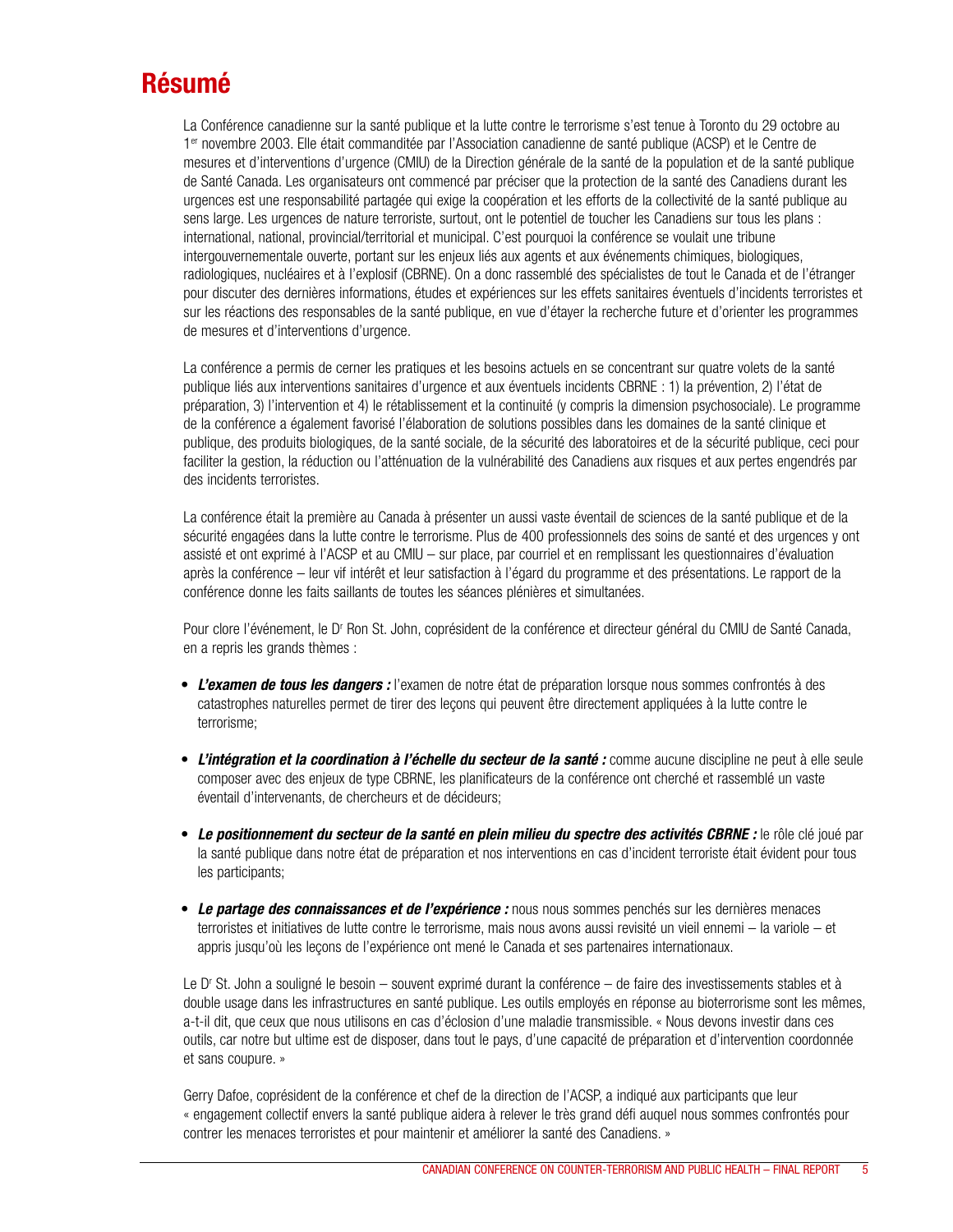# Résumé

La Conférence canadienne sur la santé publique et la lutte contre le terrorisme s'est tenue à Toronto du 29 octobre au 1er novembre 2003. Elle était commanditée par l'Association canadienne de santé publique (ACSP) et le Centre de mesures et d'interventions d'urgence (CMIU) de la Direction générale de la santé de la population et de la santé publique de Santé Canada. Les organisateurs ont commencé par préciser que la protection de la santé des Canadiens durant les urgences est une responsabilité partagée qui exige la coopération et les efforts de la collectivité de la santé publique au sens large. Les urgences de nature terroriste, surtout, ont le potentiel de toucher les Canadiens sur tous les plans : international, national, provincial/territorial et municipal. C'est pourquoi la conférence se voulait une tribune intergouvernementale ouverte, portant sur les enjeux liés aux agents et aux événements chimiques, biologiques, radiologiques, nucléaires et à l'explosif (CBRNE). On a donc rassemblé des spécialistes de tout le Canada et de l'étranger pour discuter des dernières informations, études et expériences sur les effets sanitaires éventuels d'incidents terroristes et sur les réactions des responsables de la santé publique, en vue d'étayer la recherche future et d'orienter les programmes de mesures et d'interventions d'urgence.

La conférence a permis de cerner les pratiques et les besoins actuels en se concentrant sur quatre volets de la santé publique liés aux interventions sanitaires d'urgence et aux éventuels incidents CBRNE : 1) la prévention, 2) l'état de préparation, 3) l'intervention et 4) le rétablissement et la continuité (y compris la dimension psychosociale). Le programme de la conférence a également favorisé l'élaboration de solutions possibles dans les domaines de la santé clinique et publique, des produits biologiques, de la santé sociale, de la sécurité des laboratoires et de la sécurité publique, ceci pour faciliter la gestion, la réduction ou l'atténuation de la vulnérabilité des Canadiens aux risques et aux pertes engendrés par des incidents terroristes.

La conférence était la première au Canada à présenter un aussi vaste éventail de sciences de la santé publique et de la sécurité engagées dans la lutte contre le terrorisme. Plus de 400 professionnels des soins de santé et des urgences y ont assisté et ont exprimé à l'ACSP et au CMIU – sur place, par courriel et en remplissant les questionnaires d'évaluation après la conférence – leur vif intérêt et leur satisfaction à l'égard du programme et des présentations. Le rapport de la conférence donne les faits saillants de toutes les séances plénières et simultanées.

Pour clore l'événement, le Dr Ron St. John, coprésident de la conférence et directeur général du CMIU de Santé Canada, en a repris les grands thèmes :

- ***L'examen de tous les dangers :*** l'examen de notre état de préparation lorsque nous sommes confrontés à des catastrophes naturelles permet de tirer des leçons qui peuvent être directement appliquées à la lutte contre le terrorisme;
- ***L'intégration et la coordination à l'échelle du secteur de la santé :*** comme aucune discipline ne peut à elle seule composer avec des enjeux de type CBRNE, les planificateurs de la conférence ont cherché et rassemblé un vaste éventail d'intervenants, de chercheurs et de décideurs;
- ***Le positionnement du secteur de la santé en plein milieu du spectre des activités CBRNE :*** le rôle clé joué par la santé publique dans notre état de préparation et nos interventions en cas d'incident terroriste était évident pour tous les participants;
- ***Le partage des connaissances et de l'expérience :*** nous nous sommes penchés sur les dernières menaces terroristes et initiatives de lutte contre le terrorisme, mais nous avons aussi revisité un vieil ennemi – la variole – et appris jusqu'où les leçons de l'expérience ont mené le Canada et ses partenaires internationaux.

Le Dr St. John a souligné le besoin – souvent exprimé durant la conférence – de faire des investissements stables et à double usage dans les infrastructures en santé publique. Les outils employés en réponse au bioterrorisme sont les mêmes, a-t-il dit, que ceux que nous utilisons en cas d'éclosion d'une maladie transmissible. « Nous devons investir dans ces outils, car notre but ultime est de disposer, dans tout le pays, d'une capacité de préparation et d'intervention coordonnée et sans coupure. »

Gerry Dafoe, coprésident de la conférence et chef de la direction de l'ACSP, a indiqué aux participants que leur « engagement collectif envers la santé publique aidera à relever le très grand défi auquel nous sommes confrontés pour contrer les menaces terroristes et pour maintenir et améliorer la santé des Canadiens. »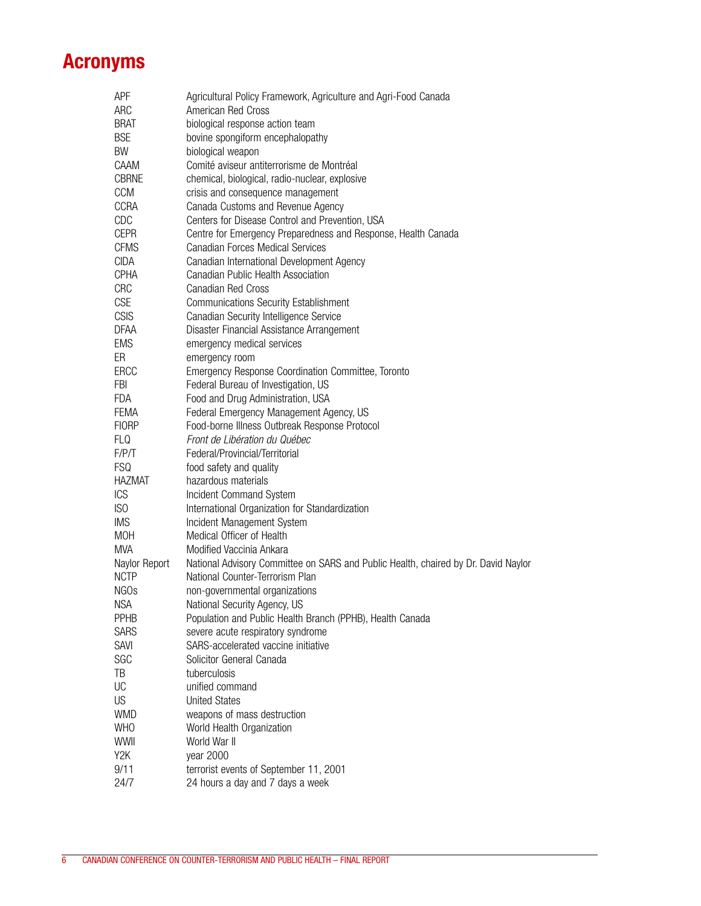# Acronyms

| | |
|---|---|
| APF | Agricultural Policy Framework, Agriculture and Agri-Food Canada |
| ARC | American Red Cross |
| BRAT | biological response action team |
| BSE | bovine spongiform encephalopathy |
| BW | biological weapon |
| CAAM | Comité aviseur antiterrorisme de Montréal |
| CBRNE | chemical, biological, radio-nuclear, explosive |
| CCM | crisis and consequence management |
| CCRA | Canada Customs and Revenue Agency |
| CDC | Centers for Disease Control and Prevention, USA |
| CEPR | Centre for Emergency Preparedness and Response, Health Canada |
| CFMS | Canadian Forces Medical Services |
| CIDA | Canadian International Development Agency |
| CPHA | Canadian Public Health Association |
| CRC | Canadian Red Cross |
| CSE | Communications Security Establishment |
| CSIS | Canadian Security Intelligence Service |
| DFAA | Disaster Financial Assistance Arrangement |
| EMS | emergency medical services |
| ER | emergency room |
| ERCC | Emergency Response Coordination Committee, Toronto |
| FBI | Federal Bureau of Investigation, US |
| FDA | Food and Drug Administration, USA |
| FEMA | Federal Emergency Management Agency, US |
| FIORP | Food-borne Illness Outbreak Response Protocol |
| FLQ | *Front de Libération du Québec* |
| F/P/T | Federal/Provincial/Territorial |
| FSQ | food safety and quality |
| HAZMAT | hazardous materials |
| ICS | Incident Command System |
| ISO | International Organization for Standardization |
| IMS | Incident Management System |
| MOH | Medical Officer of Health |
| MVA | Modified Vaccinia Ankara |
| Naylor Report | National Advisory Committee on SARS and Public Health, chaired by Dr. David Naylor |
| NCTP | National Counter-Terrorism Plan |
| NGOs | non-governmental organizations |
| NSA | National Security Agency, US |
| PPHB | Population and Public Health Branch (PPHB), Health Canada |
| SARS | severe acute respiratory syndrome |
| SAVI | SARS-accelerated vaccine initiative |
| SGC | Solicitor General Canada |
| TB | tuberculosis |
| UC | unified command |
| US | United States |
| WMD | weapons of mass destruction |
| WHO | World Health Organization |
| WWII | World War II |
| Y2K | year 2000 |
| 9/11 | terrorist events of September 11, 2001 |
| 24/7 | 24 hours a day and 7 days a week |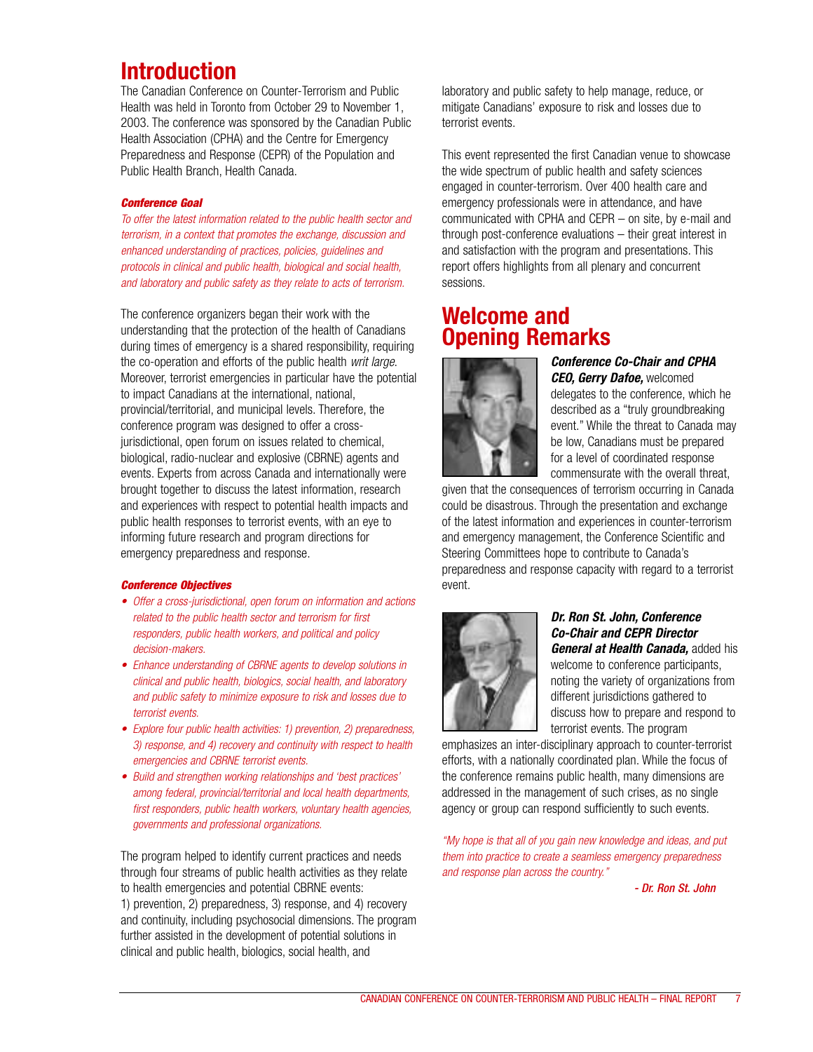# Introduction

The Canadian Conference on Counter-Terrorism and Public Health was held in Toronto from October 29 to November 1, 2003. The conference was sponsored by the Canadian Public Health Association (CPHA) and the Centre for Emergency Preparedness and Response (CEPR) of the Population and Public Health Branch, Health Canada.

***Conference Goal***

*To offer the latest information related to the public health sector and terrorism, in a context that promotes the exchange, discussion and enhanced understanding of practices, policies, guidelines and protocols in clinical and public health, biological and social health, and laboratory and public safety as they relate to acts of terrorism.*

The conference organizers began their work with the understanding that the protection of the health of Canadians during times of emergency is a shared responsibility, requiring the co-operation and efforts of the public health *writ large*. Moreover, terrorist emergencies in particular have the potential to impact Canadians at the international, national, provincial/territorial, and municipal levels. Therefore, the conference program was designed to offer a cross-jurisdictional, open forum on issues related to chemical, biological, radio-nuclear and explosive (CBRNE) agents and events. Experts from across Canada and internationally were brought together to discuss the latest information, research and experiences with respect to potential health impacts and public health responses to terrorist events, with an eye to informing future research and program directions for emergency preparedness and response.

***Conference Objectives***

- *Offer a cross-jurisdictional, open forum on information and actions related to the public health sector and terrorism for first responders, public health workers, and political and policy decision-makers.*
- *Enhance understanding of CBRNE agents to develop solutions in clinical and public health, biologics, social health, and laboratory and public safety to minimize exposure to risk and losses due to terrorist events.*
- *Explore four public health activities: 1) prevention, 2) preparedness, 3) response, and 4) recovery and continuity with respect to health emergencies and CBRNE terrorist events.*
- *Build and strengthen working relationships and 'best practices' among federal, provincial/territorial and local health departments, first responders, public health workers, voluntary health agencies, governments and professional organizations.*

The program helped to identify current practices and needs through four streams of public health activities as they relate to health emergencies and potential CBRNE events: 1) prevention, 2) preparedness, 3) response, and 4) recovery and continuity, including psychosocial dimensions. The program further assisted in the development of potential solutions in clinical and public health, biologics, social health, and laboratory and public safety to help manage, reduce, or mitigate Canadians' exposure to risk and losses due to terrorist events.

This event represented the first Canadian venue to showcase the wide spectrum of public health and safety sciences engaged in counter-terrorism. Over 400 health care and emergency professionals were in attendance, and have communicated with CPHA and CEPR – on site, by e-mail and through post-conference evaluations – their great interest in and satisfaction with the program and presentations. This report offers highlights from all plenary and concurrent sessions.

# Welcome and Opening Remarks

***Conference Co-Chair and CPHA CEO, Gerry Dafoe,*** welcomed delegates to the conference, which he described as a "truly groundbreaking event." While the threat to Canada may be low, Canadians must be prepared for a level of coordinated response commensurate with the overall threat, given that the consequences of terrorism occurring in Canada could be disastrous. Through the presentation and exchange of the latest information and experiences in counter-terrorism and emergency management, the Conference Scientific and Steering Committees hope to contribute to Canada's preparedness and response capacity with regard to a terrorist event.

***Dr. Ron St. John, Conference Co-Chair and CEPR Director General at Health Canada,*** added his welcome to conference participants, noting the variety of organizations from different jurisdictions gathered to discuss how to prepare and respond to terrorist events. The program emphasizes an inter-disciplinary approach to counter-terrorist efforts, with a nationally coordinated plan. While the focus of the conference remains public health, many dimensions are addressed in the management of such crises, as no single agency or group can respond sufficiently to such events.

*"My hope is that all of you gain new knowledge and ideas, and put them into practice to create a seamless emergency preparedness and response plan across the country."*

*- Dr. Ron St. John*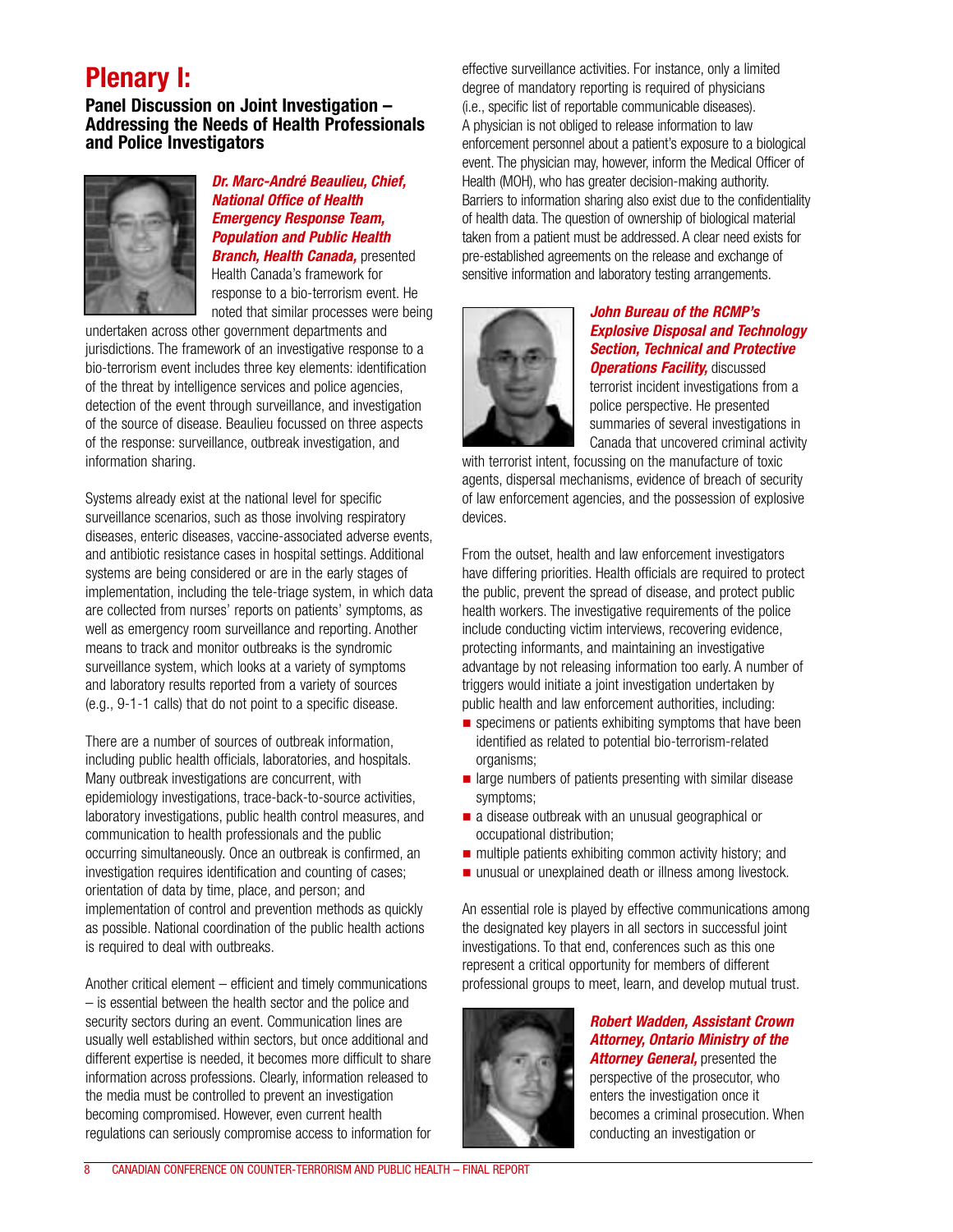# Plenary I:

## Panel Discussion on Joint Investigation – Addressing the Needs of Health Professionals and Police Investigators

***Dr. Marc-André Beaulieu, Chief, National Office of Health Emergency Response Team, Population and Public Health Branch, Health Canada,*** presented Health Canada's framework for response to a bio-terrorism event. He noted that similar processes were being undertaken across other government departments and jurisdictions. The framework of an investigative response to a bio-terrorism event includes three key elements: identification of the threat by intelligence services and police agencies, detection of the event through surveillance, and investigation of the source of disease. Beaulieu focussed on three aspects of the response: surveillance, outbreak investigation, and information sharing.

Systems already exist at the national level for specific surveillance scenarios, such as those involving respiratory diseases, enteric diseases, vaccine-associated adverse events, and antibiotic resistance cases in hospital settings. Additional systems are being considered or are in the early stages of implementation, including the tele-triage system, in which data are collected from nurses' reports on patients' symptoms, as well as emergency room surveillance and reporting. Another means to track and monitor outbreaks is the syndromic surveillance system, which looks at a variety of symptoms and laboratory results reported from a variety of sources (e.g., 9-1-1 calls) that do not point to a specific disease.

There are a number of sources of outbreak information, including public health officials, laboratories, and hospitals. Many outbreak investigations are concurrent, with epidemiology investigations, trace-back-to-source activities, laboratory investigations, public health control measures, and communication to health professionals and the public occurring simultaneously. Once an outbreak is confirmed, an investigation requires identification and counting of cases; orientation of data by time, place, and person; and implementation of control and prevention methods as quickly as possible. National coordination of the public health actions is required to deal with outbreaks.

Another critical element – efficient and timely communications – is essential between the health sector and the police and security sectors during an event. Communication lines are usually well established within sectors, but once additional and different expertise is needed, it becomes more difficult to share information across professions. Clearly, information released to the media must be controlled to prevent an investigation becoming compromised. However, even current health regulations can seriously compromise access to information for effective surveillance activities. For instance, only a limited degree of mandatory reporting is required of physicians (i.e., specific list of reportable communicable diseases). A physician is not obliged to release information to law enforcement personnel about a patient's exposure to a biological event. The physician may, however, inform the Medical Officer of Health (MOH), who has greater decision-making authority. Barriers to information sharing also exist due to the confidentiality of health data. The question of ownership of biological material taken from a patient must be addressed. A clear need exists for pre-established agreements on the release and exchange of sensitive information and laboratory testing arrangements.

***John Bureau of the RCMP's Explosive Disposal and Technology Section, Technical and Protective Operations Facility,*** discussed terrorist incident investigations from a police perspective. He presented summaries of several investigations in Canada that uncovered criminal activity with terrorist intent, focussing on the manufacture of toxic agents, dispersal mechanisms, evidence of breach of security of law enforcement agencies, and the possession of explosive devices.

From the outset, health and law enforcement investigators have differing priorities. Health officials are required to protect the public, prevent the spread of disease, and protect public health workers. The investigative requirements of the police include conducting victim interviews, recovering evidence, protecting informants, and maintaining an investigative advantage by not releasing information too early. A number of triggers would initiate a joint investigation undertaken by public health and law enforcement authorities, including:

- specimens or patients exhibiting symptoms that have been identified as related to potential bio-terrorism-related organisms;
- large numbers of patients presenting with similar disease symptoms;
- a disease outbreak with an unusual geographical or occupational distribution;
- multiple patients exhibiting common activity history; and
- unusual or unexplained death or illness among livestock.

An essential role is played by effective communications among the designated key players in all sectors in successful joint investigations. To that end, conferences such as this one represent a critical opportunity for members of different professional groups to meet, learn, and develop mutual trust.

***Robert Wadden, Assistant Crown Attorney, Ontario Ministry of the Attorney General,*** presented the perspective of the prosecutor, who enters the investigation once it becomes a criminal prosecution. When conducting an investigation or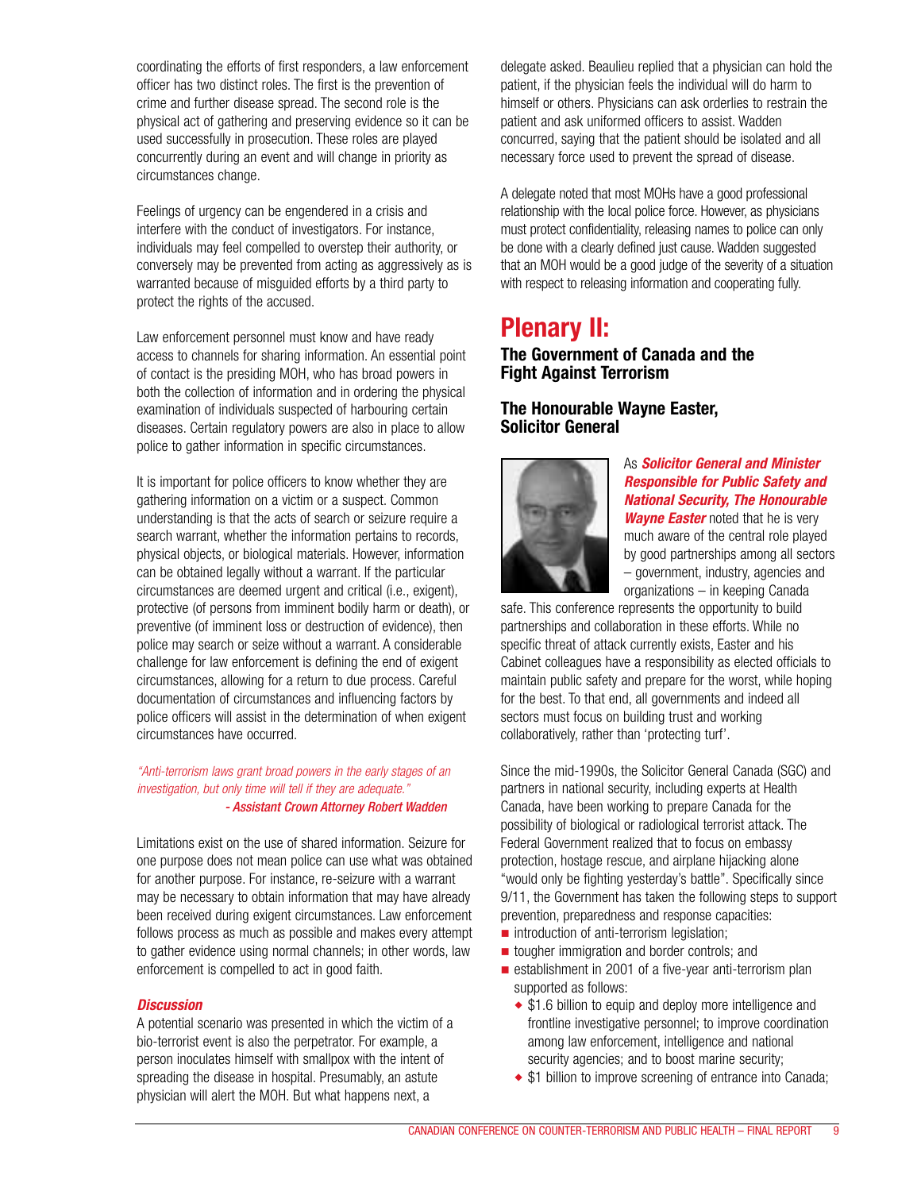coordinating the efforts of first responders, a law enforcement officer has two distinct roles. The first is the prevention of crime and further disease spread. The second role is the physical act of gathering and preserving evidence so it can be used successfully in prosecution. These roles are played concurrently during an event and will change in priority as circumstances change.

Feelings of urgency can be engendered in a crisis and interfere with the conduct of investigators. For instance, individuals may feel compelled to overstep their authority, or conversely may be prevented from acting as aggressively as is warranted because of misguided efforts by a third party to protect the rights of the accused.

Law enforcement personnel must know and have ready access to channels for sharing information. An essential point of contact is the presiding MOH, who has broad powers in both the collection of information and in ordering the physical examination of individuals suspected of harbouring certain diseases. Certain regulatory powers are also in place to allow police to gather information in specific circumstances.

It is important for police officers to know whether they are gathering information on a victim or a suspect. Common understanding is that the acts of search or seizure require a search warrant, whether the information pertains to records, physical objects, or biological materials. However, information can be obtained legally without a warrant. If the particular circumstances are deemed urgent and critical (i.e., exigent), protective (of persons from imminent bodily harm or death), or preventive (of imminent loss or destruction of evidence), then police may search or seize without a warrant. A considerable challenge for law enforcement is defining the end of exigent circumstances, allowing for a return to due process. Careful documentation of circumstances and influencing factors by police officers will assist in the determination of when exigent circumstances have occurred.

*"Anti-terrorism laws grant broad powers in the early stages of an investigation, but only time will tell if they are adequate."*
***- Assistant Crown Attorney Robert Wadden***

Limitations exist on the use of shared information. Seizure for one purpose does not mean police can use what was obtained for another purpose. For instance, re-seizure with a warrant may be necessary to obtain information that may have already been received during exigent circumstances. Law enforcement follows process as much as possible and makes every attempt to gather evidence using normal channels; in other words, law enforcement is compelled to act in good faith.

***Discussion***

A potential scenario was presented in which the victim of a bio-terrorist event is also the perpetrator. For example, a person inoculates himself with smallpox with the intent of spreading the disease in hospital. Presumably, an astute physician will alert the MOH. But what happens next, a delegate asked. Beaulieu replied that a physician can hold the patient, if the physician feels the individual will do harm to himself or others. Physicians can ask orderlies to restrain the patient and ask uniformed officers to assist. Wadden concurred, saying that the patient should be isolated and all necessary force used to prevent the spread of disease.

A delegate noted that most MOHs have a good professional relationship with the local police force. However, as physicians must protect confidentiality, releasing names to police can only be done with a clearly defined just cause. Wadden suggested that an MOH would be a good judge of the severity of a situation with respect to releasing information and cooperating fully.

# Plenary II:

## The Government of Canada and the Fight Against Terrorism

### The Honourable Wayne Easter, Solicitor General

As ***Solicitor General and Minister Responsible for Public Safety and National Security, The Honourable Wayne Easter*** noted that he is very much aware of the central role played by good partnerships among all sectors – government, industry, agencies and organizations – in keeping Canada safe. This conference represents the opportunity to build partnerships and collaboration in these efforts. While no specific threat of attack currently exists, Easter and his Cabinet colleagues have a responsibility as elected officials to maintain public safety and prepare for the worst, while hoping for the best. To that end, all governments and indeed all sectors must focus on building trust and working collaboratively, rather than 'protecting turf'.

Since the mid-1990s, the Solicitor General Canada (SGC) and partners in national security, including experts at Health Canada, have been working to prepare Canada for the possibility of biological or radiological terrorist attack. The Federal Government realized that to focus on embassy protection, hostage rescue, and airplane hijacking alone "would only be fighting yesterday's battle". Specifically since 9/11, the Government has taken the following steps to support prevention, preparedness and response capacities:

- introduction of anti-terrorism legislation;
- tougher immigration and border controls; and
- establishment in 2001 of a five-year anti-terrorism plan supported as follows:
  - $1.6 billion to equip and deploy more intelligence and frontline investigative personnel; to improve coordination among law enforcement, intelligence and national security agencies; and to boost marine security;
  - $1 billion to improve screening of entrance into Canada;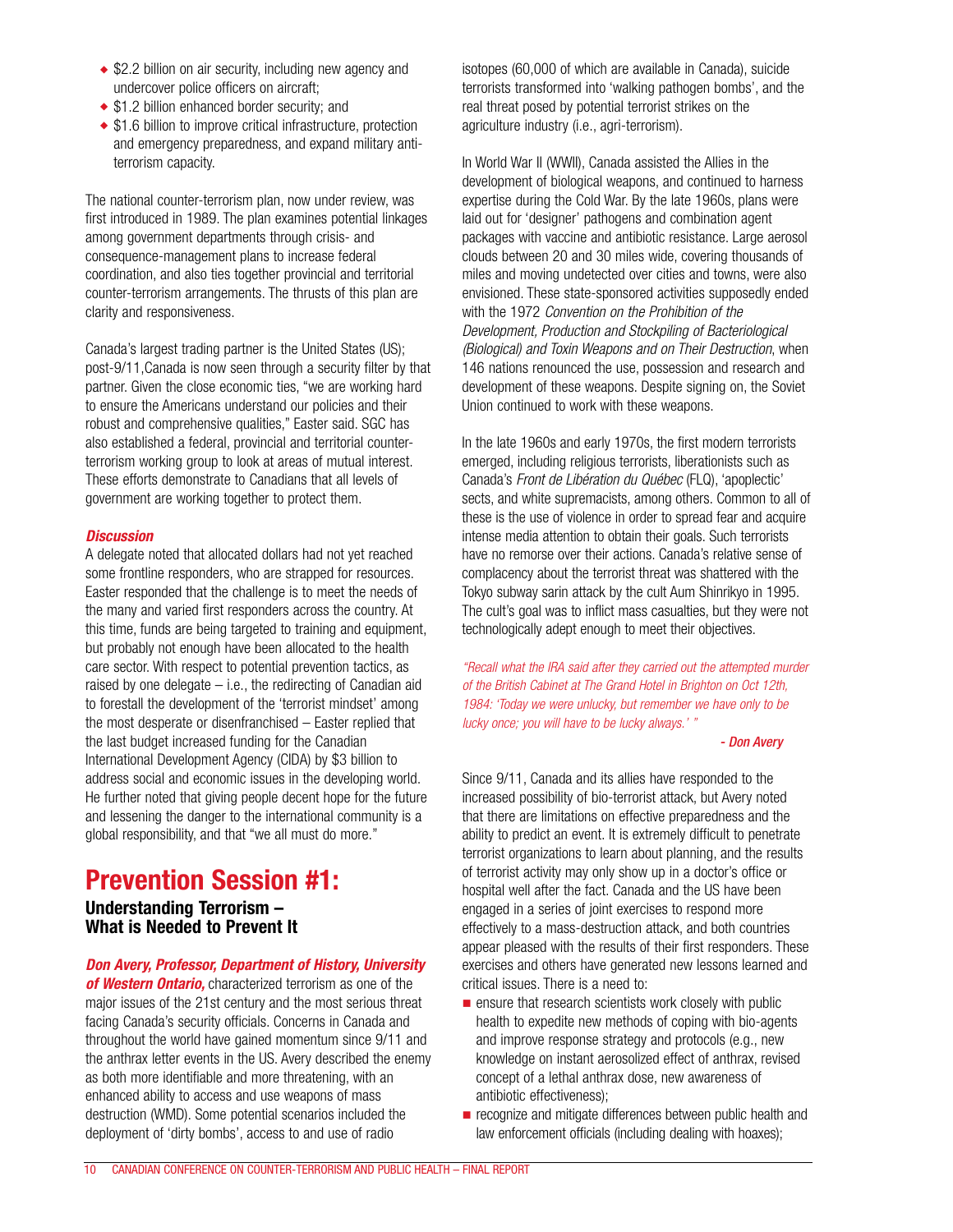- $2.2 billion on air security, including new agency and undercover police officers on aircraft;
- $1.2 billion enhanced border security; and
- $1.6 billion to improve critical infrastructure, protection and emergency preparedness, and expand military anti-terrorism capacity.

The national counter-terrorism plan, now under review, was first introduced in 1989. The plan examines potential linkages among government departments through crisis- and consequence-management plans to increase federal coordination, and also ties together provincial and territorial counter-terrorism arrangements. The thrusts of this plan are clarity and responsiveness.

Canada's largest trading partner is the United States (US); post-9/11,Canada is now seen through a security filter by that partner. Given the close economic ties, "we are working hard to ensure the Americans understand our policies and their robust and comprehensive qualities," Easter said. SGC has also established a federal, provincial and territorial counter-terrorism working group to look at areas of mutual interest. These efforts demonstrate to Canadians that all levels of government are working together to protect them.

***Discussion***

A delegate noted that allocated dollars had not yet reached some frontline responders, who are strapped for resources. Easter responded that the challenge is to meet the needs of the many and varied first responders across the country. At this time, funds are being targeted to training and equipment, but probably not enough have been allocated to the health care sector. With respect to potential prevention tactics, as raised by one delegate – i.e., the redirecting of Canadian aid to forestall the development of the 'terrorist mindset' among the most desperate or disenfranchised – Easter replied that the last budget increased funding for the Canadian International Development Agency (CIDA) by $3 billion to address social and economic issues in the developing world. He further noted that giving people decent hope for the future and lessening the danger to the international community is a global responsibility, and that "we all must do more."

# Prevention Session #1:

## Understanding Terrorism – What is Needed to Prevent It

***Don Avery, Professor, Department of History, University of Western Ontario,*** characterized terrorism as one of the major issues of the 21st century and the most serious threat facing Canada's security officials. Concerns in Canada and throughout the world have gained momentum since 9/11 and the anthrax letter events in the US. Avery described the enemy as both more identifiable and more threatening, with an enhanced ability to access and use weapons of mass destruction (WMD). Some potential scenarios included the deployment of 'dirty bombs', access to and use of radio isotopes (60,000 of which are available in Canada), suicide terrorists transformed into 'walking pathogen bombs', and the real threat posed by potential terrorist strikes on the agriculture industry (i.e., agri-terrorism).

In World War II (WWII), Canada assisted the Allies in the development of biological weapons, and continued to harness expertise during the Cold War. By the late 1960s, plans were laid out for 'designer' pathogens and combination agent packages with vaccine and antibiotic resistance. Large aerosol clouds between 20 and 30 miles wide, covering thousands of miles and moving undetected over cities and towns, were also envisioned. These state-sponsored activities supposedly ended with the 1972 *Convention on the Prohibition of the Development, Production and Stockpiling of Bacteriological (Biological) and Toxin Weapons and on Their Destruction*, when 146 nations renounced the use, possession and research and development of these weapons. Despite signing on, the Soviet Union continued to work with these weapons.

In the late 1960s and early 1970s, the first modern terrorists emerged, including religious terrorists, liberationists such as Canada's *Front de Libération du Québec* (FLQ), 'apoplectic' sects, and white supremacists, among others. Common to all of these is the use of violence in order to spread fear and acquire intense media attention to obtain their goals. Such terrorists have no remorse over their actions. Canada's relative sense of complacency about the terrorist threat was shattered with the Tokyo subway sarin attack by the cult Aum Shinrikyo in 1995. The cult's goal was to inflict mass casualties, but they were not technologically adept enough to meet their objectives.

> *"Recall what the IRA said after they carried out the attempted murder of the British Cabinet at The Grand Hotel in Brighton on Oct 12th, 1984: 'Today we were unlucky, but remember we have only to be lucky once; you will have to be lucky always.' "*
>
> ***- Don Avery***

Since 9/11, Canada and its allies have responded to the increased possibility of bio-terrorist attack, but Avery noted that there are limitations on effective preparedness and the ability to predict an event. It is extremely difficult to penetrate terrorist organizations to learn about planning, and the results of terrorist activity may only show up in a doctor's office or hospital well after the fact. Canada and the US have been engaged in a series of joint exercises to respond more effectively to a mass-destruction attack, and both countries appear pleased with the results of their first responders. These exercises and others have generated new lessons learned and critical issues. There is a need to:

- ensure that research scientists work closely with public health to expedite new methods of coping with bio-agents and improve response strategy and protocols (e.g., new knowledge on instant aerosolized effect of anthrax, revised concept of a lethal anthrax dose, new awareness of antibiotic effectiveness);
- recognize and mitigate differences between public health and law enforcement officials (including dealing with hoaxes);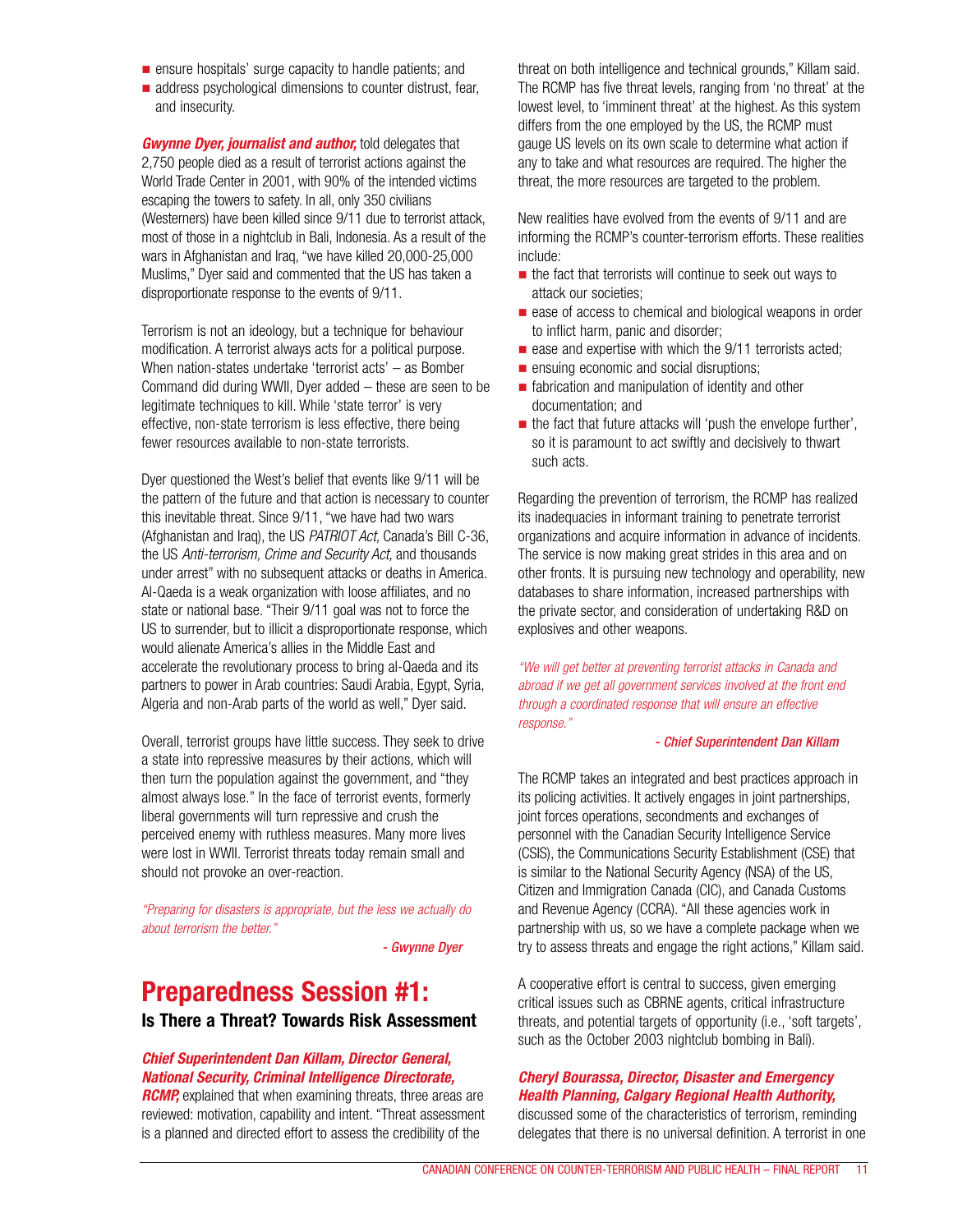- ensure hospitals' surge capacity to handle patients; and
- address psychological dimensions to counter distrust, fear, and insecurity.

***Gwynne Dyer, journalist and author,*** told delegates that 2,750 people died as a result of terrorist actions against the World Trade Center in 2001, with 90% of the intended victims escaping the towers to safety. In all, only 350 civilians (Westerners) have been killed since 9/11 due to terrorist attack, most of those in a nightclub in Bali, Indonesia. As a result of the wars in Afghanistan and Iraq, "we have killed 20,000-25,000 Muslims," Dyer said and commented that the US has taken a disproportionate response to the events of 9/11.

Terrorism is not an ideology, but a technique for behaviour modification. A terrorist always acts for a political purpose. When nation-states undertake 'terrorist acts' – as Bomber Command did during WWII, Dyer added – these are seen to be legitimate techniques to kill. While 'state terror' is very effective, non-state terrorism is less effective, there being fewer resources available to non-state terrorists.

Dyer questioned the West's belief that events like 9/11 will be the pattern of the future and that action is necessary to counter this inevitable threat. Since 9/11, "we have had two wars (Afghanistan and Iraq), the US *PATRIOT Act*, Canada's Bill C-36, the US *Anti-terrorism, Crime and Security Act,* and thousands under arrest" with no subsequent attacks or deaths in America. Al-Qaeda is a weak organization with loose affiliates, and no state or national base. "Their 9/11 goal was not to force the US to surrender, but to illicit a disproportionate response, which would alienate America's allies in the Middle East and accelerate the revolutionary process to bring al-Qaeda and its partners to power in Arab countries: Saudi Arabia, Egypt, Syria, Algeria and non-Arab parts of the world as well," Dyer said.

Overall, terrorist groups have little success. They seek to drive a state into repressive measures by their actions, which will then turn the population against the government, and "they almost always lose." In the face of terrorist events, formerly liberal governments will turn repressive and crush the perceived enemy with ruthless measures. Many more lives were lost in WWII. Terrorist threats today remain small and should not provoke an over-reaction.

*"Preparing for disasters is appropriate, but the less we actually do about terrorism the better."*

***- Gwynne Dyer***

# Preparedness Session #1:

## Is There a Threat? Towards Risk Assessment

***Chief Superintendent Dan Killam, Director General, National Security, Criminal Intelligence Directorate, RCMP,*** explained that when examining threats, three areas are reviewed: motivation, capability and intent. "Threat assessment is a planned and directed effort to assess the credibility of the threat on both intelligence and technical grounds," Killam said. The RCMP has five threat levels, ranging from 'no threat' at the lowest level, to 'imminent threat' at the highest. As this system differs from the one employed by the US, the RCMP must gauge US levels on its own scale to determine what action if any to take and what resources are required. The higher the threat, the more resources are targeted to the problem.

New realities have evolved from the events of 9/11 and are informing the RCMP's counter-terrorism efforts. These realities include:

- the fact that terrorists will continue to seek out ways to attack our societies;
- ease of access to chemical and biological weapons in order to inflict harm, panic and disorder;
- ease and expertise with which the 9/11 terrorists acted;
- ensuing economic and social disruptions;
- fabrication and manipulation of identity and other documentation; and
- the fact that future attacks will 'push the envelope further', so it is paramount to act swiftly and decisively to thwart such acts.

Regarding the prevention of terrorism, the RCMP has realized its inadequacies in informant training to penetrate terrorist organizations and acquire information in advance of incidents. The service is now making great strides in this area and on other fronts. It is pursuing new technology and operability, new databases to share information, increased partnerships with the private sector, and consideration of undertaking R&D on explosives and other weapons.

*"We will get better at preventing terrorist attacks in Canada and abroad if we get all government services involved at the front end through a coordinated response that will ensure an effective response."*

***- Chief Superintendent Dan Killam***

The RCMP takes an integrated and best practices approach in its policing activities. It actively engages in joint partnerships, joint forces operations, secondments and exchanges of personnel with the Canadian Security Intelligence Service (CSIS), the Communications Security Establishment (CSE) that is similar to the National Security Agency (NSA) of the US, Citizen and Immigration Canada (CIC), and Canada Customs and Revenue Agency (CCRA). "All these agencies work in partnership with us, so we have a complete package when we try to assess threats and engage the right actions," Killam said.

A cooperative effort is central to success, given emerging critical issues such as CBRNE agents, critical infrastructure threats, and potential targets of opportunity (i.e., 'soft targets', such as the October 2003 nightclub bombing in Bali).

***Cheryl Bourassa, Director, Disaster and Emergency Health Planning, Calgary Regional Health Authority,*** discussed some of the characteristics of terrorism, reminding delegates that there is no universal definition. A terrorist in one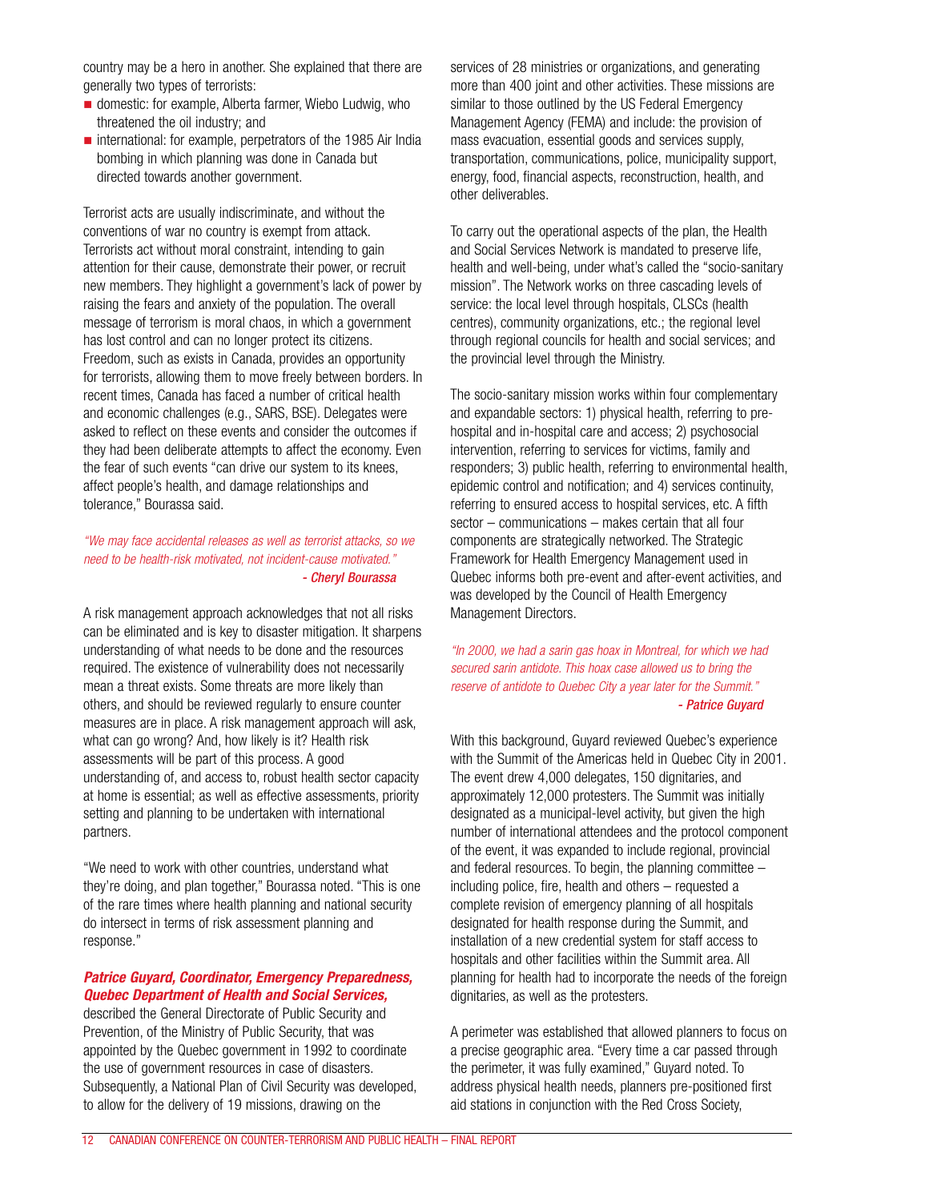country may be a hero in another. She explained that there are generally two types of terrorists:

- domestic: for example, Alberta farmer, Wiebo Ludwig, who threatened the oil industry; and
- international: for example, perpetrators of the 1985 Air India bombing in which planning was done in Canada but directed towards another government.

Terrorist acts are usually indiscriminate, and without the conventions of war no country is exempt from attack. Terrorists act without moral constraint, intending to gain attention for their cause, demonstrate their power, or recruit new members. They highlight a government's lack of power by raising the fears and anxiety of the population. The overall message of terrorism is moral chaos, in which a government has lost control and can no longer protect its citizens. Freedom, such as exists in Canada, provides an opportunity for terrorists, allowing them to move freely between borders. In recent times, Canada has faced a number of critical health and economic challenges (e.g., SARS, BSE). Delegates were asked to reflect on these events and consider the outcomes if they had been deliberate attempts to affect the economy. Even the fear of such events "can drive our system to its knees, affect people's health, and damage relationships and tolerance," Bourassa said.

*"We may face accidental releases as well as terrorist attacks, so we need to be health-risk motivated, not incident-cause motivated."*
***- Cheryl Bourassa***

A risk management approach acknowledges that not all risks can be eliminated and is key to disaster mitigation. It sharpens understanding of what needs to be done and the resources required. The existence of vulnerability does not necessarily mean a threat exists. Some threats are more likely than others, and should be reviewed regularly to ensure counter measures are in place. A risk management approach will ask, what can go wrong? And, how likely is it? Health risk assessments will be part of this process. A good understanding of, and access to, robust health sector capacity at home is essential; as well as effective assessments, priority setting and planning to be undertaken with international partners.

"We need to work with other countries, understand what they're doing, and plan together," Bourassa noted. "This is one of the rare times where health planning and national security do intersect in terms of risk assessment planning and response."

***Patrice Guyard, Coordinator, Emergency Preparedness, Quebec Department of Health and Social Services,*** described the General Directorate of Public Security and Prevention, of the Ministry of Public Security, that was appointed by the Quebec government in 1992 to coordinate the use of government resources in case of disasters. Subsequently, a National Plan of Civil Security was developed, to allow for the delivery of 19 missions, drawing on the services of 28 ministries or organizations, and generating more than 400 joint and other activities. These missions are similar to those outlined by the US Federal Emergency Management Agency (FEMA) and include: the provision of mass evacuation, essential goods and services supply, transportation, communications, police, municipality support, energy, food, financial aspects, reconstruction, health, and other deliverables.

To carry out the operational aspects of the plan, the Health and Social Services Network is mandated to preserve life, health and well-being, under what's called the "socio-sanitary mission". The Network works on three cascading levels of service: the local level through hospitals, CLSCs (health centres), community organizations, etc.; the regional level through regional councils for health and social services; and the provincial level through the Ministry.

The socio-sanitary mission works within four complementary and expandable sectors: 1) physical health, referring to pre-hospital and in-hospital care and access; 2) psychosocial intervention, referring to services for victims, family and responders; 3) public health, referring to environmental health, epidemic control and notification; and 4) services continuity, referring to ensured access to hospital services, etc. A fifth sector – communications – makes certain that all four components are strategically networked. The Strategic Framework for Health Emergency Management used in Quebec informs both pre-event and after-event activities, and was developed by the Council of Health Emergency Management Directors.

*"In 2000, we had a sarin gas hoax in Montreal, for which we had secured sarin antidote. This hoax case allowed us to bring the reserve of antidote to Quebec City a year later for the Summit."*
***- Patrice Guyard***

With this background, Guyard reviewed Quebec's experience with the Summit of the Americas held in Quebec City in 2001. The event drew 4,000 delegates, 150 dignitaries, and approximately 12,000 protesters. The Summit was initially designated as a municipal-level activity, but given the high number of international attendees and the protocol component of the event, it was expanded to include regional, provincial and federal resources. To begin, the planning committee – including police, fire, health and others – requested a complete revision of emergency planning of all hospitals designated for health response during the Summit, and installation of a new credential system for staff access to hospitals and other facilities within the Summit area. All planning for health had to incorporate the needs of the foreign dignitaries, as well as the protesters.

A perimeter was established that allowed planners to focus on a precise geographic area. "Every time a car passed through the perimeter, it was fully examined," Guyard noted. To address physical health needs, planners pre-positioned first aid stations in conjunction with the Red Cross Society,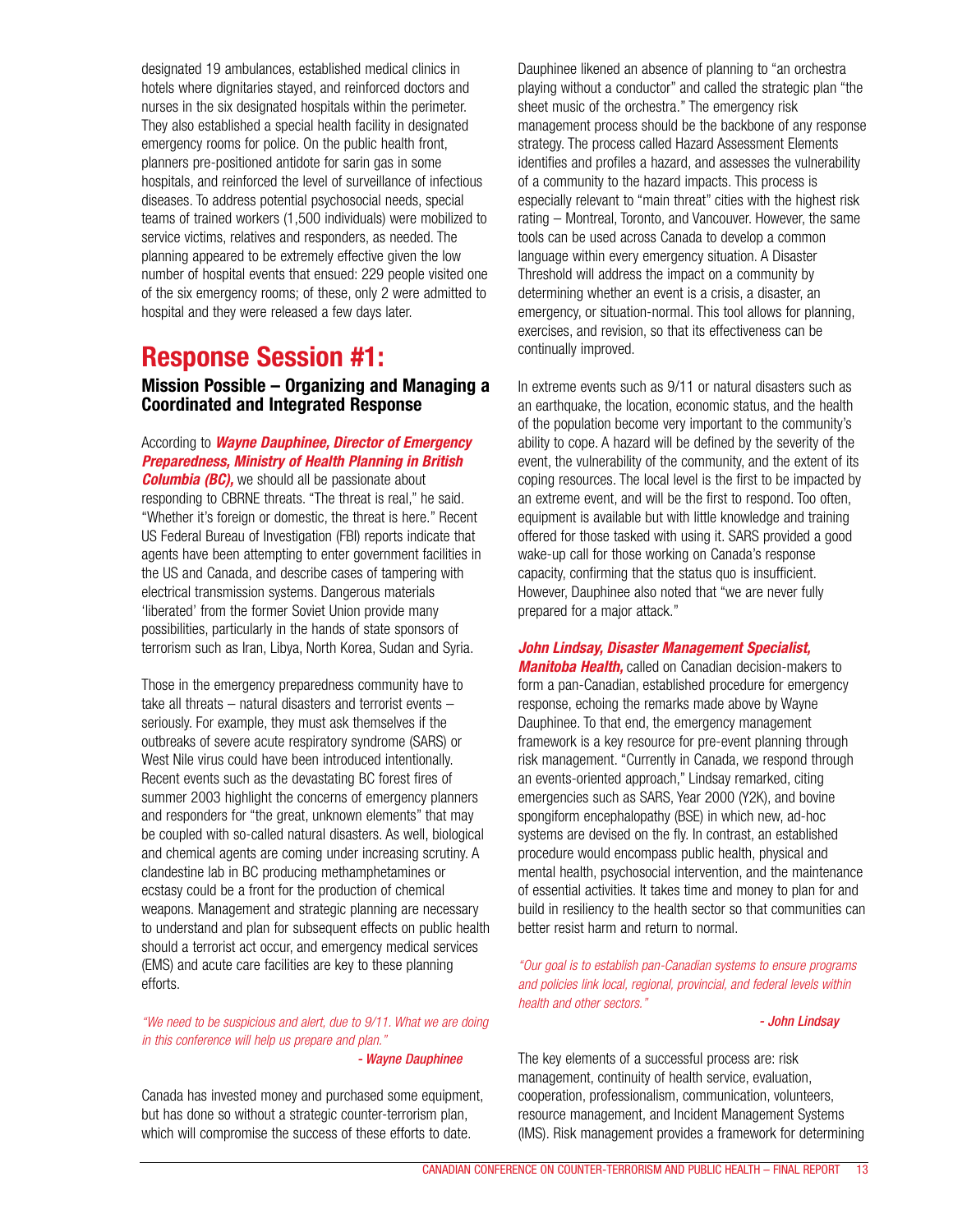designated 19 ambulances, established medical clinics in hotels where dignitaries stayed, and reinforced doctors and nurses in the six designated hospitals within the perimeter. They also established a special health facility in designated emergency rooms for police. On the public health front, planners pre-positioned antidote for sarin gas in some hospitals, and reinforced the level of surveillance of infectious diseases. To address potential psychosocial needs, special teams of trained workers (1,500 individuals) were mobilized to service victims, relatives and responders, as needed. The planning appeared to be extremely effective given the low number of hospital events that ensued: 229 people visited one of the six emergency rooms; of these, only 2 were admitted to hospital and they were released a few days later.

# Response Session #1:

### Mission Possible – Organizing and Managing a Coordinated and Integrated Response

According to ***Wayne Dauphinee, Director of Emergency Preparedness, Ministry of Health Planning in British Columbia (BC),*** we should all be passionate about responding to CBRNE threats. "The threat is real," he said. "Whether it's foreign or domestic, the threat is here." Recent US Federal Bureau of Investigation (FBI) reports indicate that agents have been attempting to enter government facilities in the US and Canada, and describe cases of tampering with electrical transmission systems. Dangerous materials 'liberated' from the former Soviet Union provide many possibilities, particularly in the hands of state sponsors of terrorism such as Iran, Libya, North Korea, Sudan and Syria.

Those in the emergency preparedness community have to take all threats – natural disasters and terrorist events – seriously. For example, they must ask themselves if the outbreaks of severe acute respiratory syndrome (SARS) or West Nile virus could have been introduced intentionally. Recent events such as the devastating BC forest fires of summer 2003 highlight the concerns of emergency planners and responders for "the great, unknown elements" that may be coupled with so-called natural disasters. As well, biological and chemical agents are coming under increasing scrutiny. A clandestine lab in BC producing methamphetamines or ecstasy could be a front for the production of chemical weapons. Management and strategic planning are necessary to understand and plan for subsequent effects on public health should a terrorist act occur, and emergency medical services (EMS) and acute care facilities are key to these planning efforts.

*"We need to be suspicious and alert, due to 9/11. What we are doing in this conference will help us prepare and plan."*

***- Wayne Dauphinee***

Canada has invested money and purchased some equipment, but has done so without a strategic counter-terrorism plan, which will compromise the success of these efforts to date. Dauphinee likened an absence of planning to "an orchestra playing without a conductor" and called the strategic plan "the sheet music of the orchestra." The emergency risk management process should be the backbone of any response strategy. The process called Hazard Assessment Elements identifies and profiles a hazard, and assesses the vulnerability of a community to the hazard impacts. This process is especially relevant to "main threat" cities with the highest risk rating – Montreal, Toronto, and Vancouver. However, the same tools can be used across Canada to develop a common language within every emergency situation. A Disaster Threshold will address the impact on a community by determining whether an event is a crisis, a disaster, an emergency, or situation-normal. This tool allows for planning, exercises, and revision, so that its effectiveness can be continually improved.

In extreme events such as 9/11 or natural disasters such as an earthquake, the location, economic status, and the health of the population become very important to the community's ability to cope. A hazard will be defined by the severity of the event, the vulnerability of the community, and the extent of its coping resources. The local level is the first to be impacted by an extreme event, and will be the first to respond. Too often, equipment is available but with little knowledge and training offered for those tasked with using it. SARS provided a good wake-up call for those working on Canada's response capacity, confirming that the status quo is insufficient. However, Dauphinee also noted that "we are never fully prepared for a major attack."

***John Lindsay, Disaster Management Specialist, Manitoba Health,*** called on Canadian decision-makers to form a pan-Canadian, established procedure for emergency response, echoing the remarks made above by Wayne Dauphinee. To that end, the emergency management framework is a key resource for pre-event planning through risk management. "Currently in Canada, we respond through an events-oriented approach," Lindsay remarked, citing emergencies such as SARS, Year 2000 (Y2K), and bovine spongiform encephalopathy (BSE) in which new, ad-hoc systems are devised on the fly. In contrast, an established procedure would encompass public health, physical and mental health, psychosocial intervention, and the maintenance of essential activities. It takes time and money to plan for and build in resiliency to the health sector so that communities can better resist harm and return to normal.

*"Our goal is to establish pan-Canadian systems to ensure programs and policies link local, regional, provincial, and federal levels within health and other sectors."*

***- John Lindsay***

The key elements of a successful process are: risk management, continuity of health service, evaluation, cooperation, professionalism, communication, volunteers, resource management, and Incident Management Systems (IMS). Risk management provides a framework for determining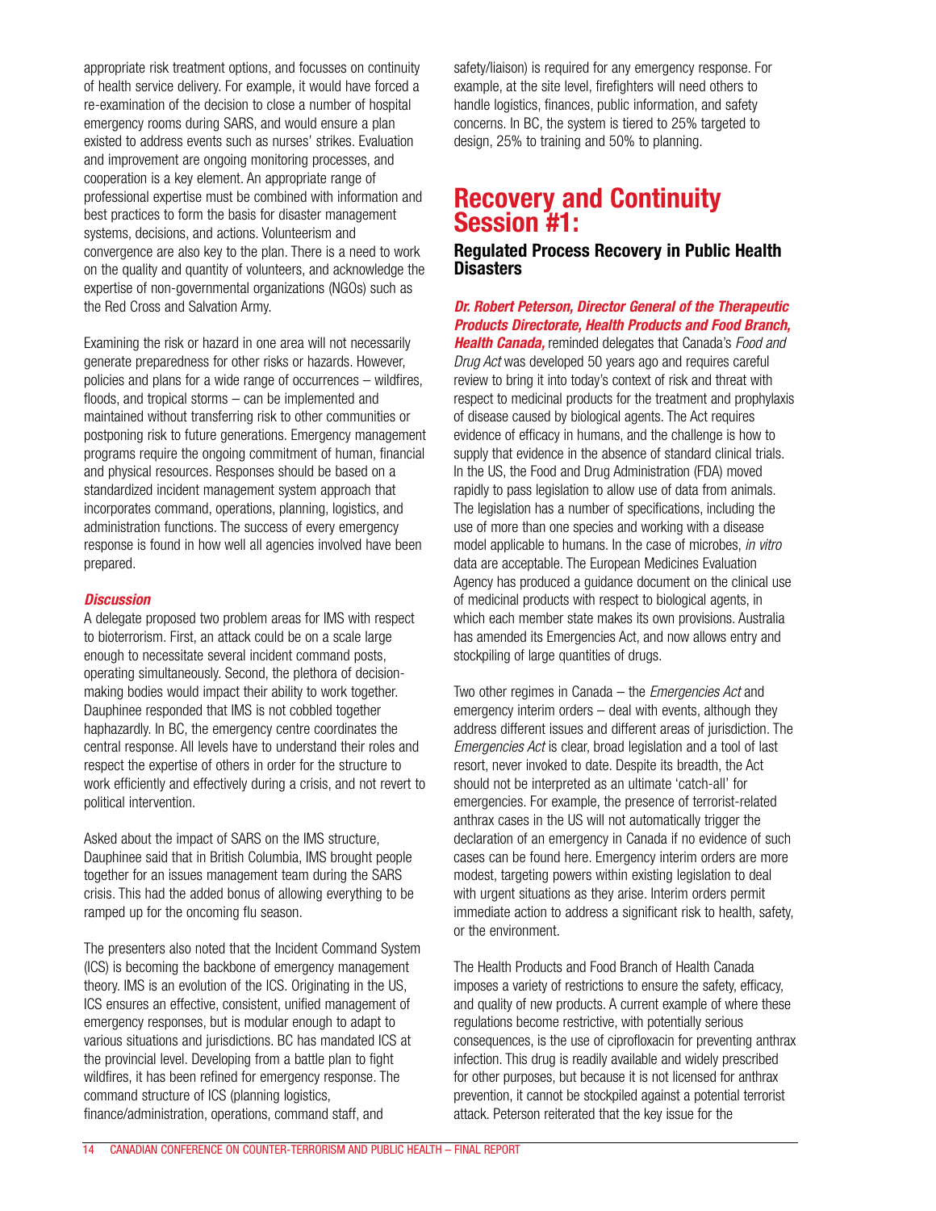appropriate risk treatment options, and focusses on continuity of health service delivery. For example, it would have forced a re-examination of the decision to close a number of hospital emergency rooms during SARS, and would ensure a plan existed to address events such as nurses' strikes. Evaluation and improvement are ongoing monitoring processes, and cooperation is a key element. An appropriate range of professional expertise must be combined with information and best practices to form the basis for disaster management systems, decisions, and actions. Volunteerism and convergence are also key to the plan. There is a need to work on the quality and quantity of volunteers, and acknowledge the expertise of non-governmental organizations (NGOs) such as the Red Cross and Salvation Army.

Examining the risk or hazard in one area will not necessarily generate preparedness for other risks or hazards. However, policies and plans for a wide range of occurrences – wildfires, floods, and tropical storms – can be implemented and maintained without transferring risk to other communities or postponing risk to future generations. Emergency management programs require the ongoing commitment of human, financial and physical resources. Responses should be based on a standardized incident management system approach that incorporates command, operations, planning, logistics, and administration functions. The success of every emergency response is found in how well all agencies involved have been prepared.

***Discussion***

A delegate proposed two problem areas for IMS with respect to bioterrorism. First, an attack could be on a scale large enough to necessitate several incident command posts, operating simultaneously. Second, the plethora of decision-making bodies would impact their ability to work together. Dauphinee responded that IMS is not cobbled together haphazardly. In BC, the emergency centre coordinates the central response. All levels have to understand their roles and respect the expertise of others in order for the structure to work efficiently and effectively during a crisis, and not revert to political intervention.

Asked about the impact of SARS on the IMS structure, Dauphinee said that in British Columbia, IMS brought people together for an issues management team during the SARS crisis. This had the added bonus of allowing everything to be ramped up for the oncoming flu season.

The presenters also noted that the Incident Command System (ICS) is becoming the backbone of emergency management theory. IMS is an evolution of the ICS. Originating in the US, ICS ensures an effective, consistent, unified management of emergency responses, but is modular enough to adapt to various situations and jurisdictions. BC has mandated ICS at the provincial level. Developing from a battle plan to fight wildfires, it has been refined for emergency response. The command structure of ICS (planning logistics, finance/administration, operations, command staff, and safety/liaison) is required for any emergency response. For example, at the site level, firefighters will need others to handle logistics, finances, public information, and safety concerns. In BC, the system is tiered to 25% targeted to design, 25% to training and 50% to planning.

# Recovery and Continuity Session #1:

## Regulated Process Recovery in Public Health Disasters

***Dr. Robert Peterson, Director General of the Therapeutic Products Directorate, Health Products and Food Branch, Health Canada,*** reminded delegates that Canada's *Food and Drug Act* was developed 50 years ago and requires careful review to bring it into today's context of risk and threat with respect to medicinal products for the treatment and prophylaxis of disease caused by biological agents. The Act requires evidence of efficacy in humans, and the challenge is how to supply that evidence in the absence of standard clinical trials. In the US, the Food and Drug Administration (FDA) moved rapidly to pass legislation to allow use of data from animals. The legislation has a number of specifications, including the use of more than one species and working with a disease model applicable to humans. In the case of microbes, *in vitro* data are acceptable. The European Medicines Evaluation Agency has produced a guidance document on the clinical use of medicinal products with respect to biological agents, in which each member state makes its own provisions. Australia has amended its Emergencies Act, and now allows entry and stockpiling of large quantities of drugs.

Two other regimes in Canada – the *Emergencies Act* and emergency interim orders – deal with events, although they address different issues and different areas of jurisdiction. The *Emergencies Act* is clear, broad legislation and a tool of last resort, never invoked to date. Despite its breadth, the Act should not be interpreted as an ultimate 'catch-all' for emergencies. For example, the presence of terrorist-related anthrax cases in the US will not automatically trigger the declaration of an emergency in Canada if no evidence of such cases can be found here. Emergency interim orders are more modest, targeting powers within existing legislation to deal with urgent situations as they arise. Interim orders permit immediate action to address a significant risk to health, safety, or the environment.

The Health Products and Food Branch of Health Canada imposes a variety of restrictions to ensure the safety, efficacy, and quality of new products. A current example of where these regulations become restrictive, with potentially serious consequences, is the use of ciprofloxacin for preventing anthrax infection. This drug is readily available and widely prescribed for other purposes, but because it is not licensed for anthrax prevention, it cannot be stockpiled against a potential terrorist attack. Peterson reiterated that the key issue for the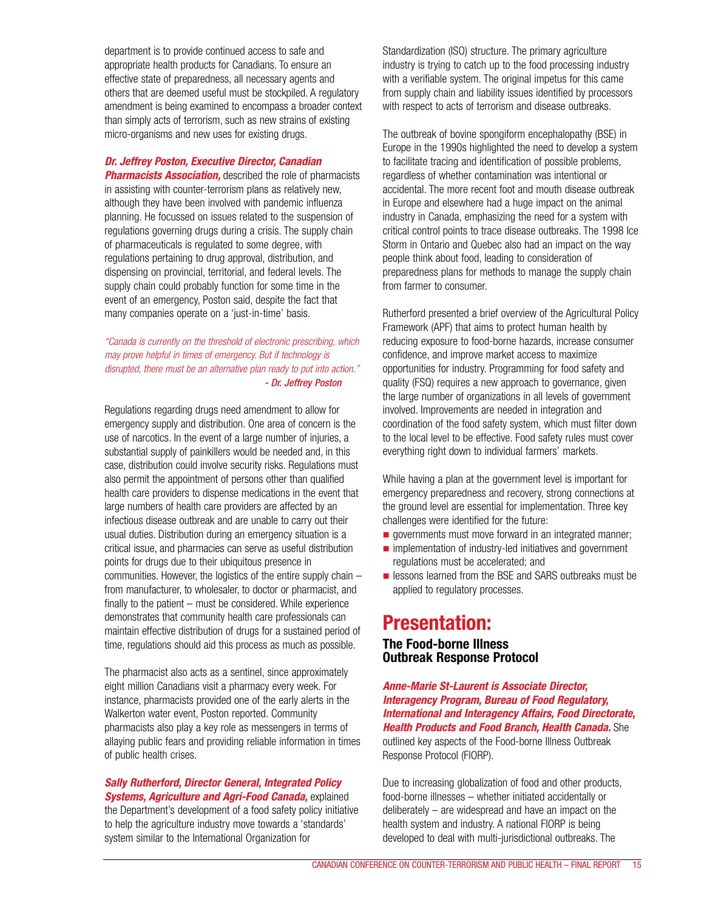department is to provide continued access to safe and appropriate health products for Canadians. To ensure an effective state of preparedness, all necessary agents and others that are deemed useful must be stockpiled. A regulatory amendment is being examined to encompass a broader context than simply acts of terrorism, such as new strains of existing micro-organisms and new uses for existing drugs.

***Dr. Jeffrey Poston, Executive Director, Canadian Pharmacists Association,*** described the role of pharmacists in assisting with counter-terrorism plans as relatively new, although they have been involved with pandemic influenza planning. He focussed on issues related to the suspension of regulations governing drugs during a crisis. The supply chain of pharmaceuticals is regulated to some degree, with regulations pertaining to drug approval, distribution, and dispensing on provincial, territorial, and federal levels. The supply chain could probably function for some time in the event of an emergency, Poston said, despite the fact that many companies operate on a 'just-in-time' basis.

> *"Canada is currently on the threshold of electronic prescribing, which may prove helpful in times of emergency. But if technology is disrupted, there must be an alternative plan ready to put into action."*
> ***- Dr. Jeffrey Poston***

Regulations regarding drugs need amendment to allow for emergency supply and distribution. One area of concern is the use of narcotics. In the event of a large number of injuries, a substantial supply of painkillers would be needed and, in this case, distribution could involve security risks. Regulations must also permit the appointment of persons other than qualified health care providers to dispense medications in the event that large numbers of health care providers are affected by an infectious disease outbreak and are unable to carry out their usual duties. Distribution during an emergency situation is a critical issue, and pharmacies can serve as useful distribution points for drugs due to their ubiquitous presence in communities. However, the logistics of the entire supply chain – from manufacturer, to wholesaler, to doctor or pharmacist, and finally to the patient – must be considered. While experience demonstrates that community health care professionals can maintain effective distribution of drugs for a sustained period of time, regulations should aid this process as much as possible.

The pharmacist also acts as a sentinel, since approximately eight million Canadians visit a pharmacy every week. For instance, pharmacists provided one of the early alerts in the Walkerton water event, Poston reported. Community pharmacists also play a key role as messengers in terms of allaying public fears and providing reliable information in times of public health crises.

***Sally Rutherford, Director General, Integrated Policy Systems, Agriculture and Agri-Food Canada,*** explained the Department's development of a food safety policy initiative to help the agriculture industry move towards a 'standards' system similar to the International Organization for Standardization (ISO) structure. The primary agriculture industry is trying to catch up to the food processing industry with a verifiable system. The original impetus for this came from supply chain and liability issues identified by processors with respect to acts of terrorism and disease outbreaks.

The outbreak of bovine spongiform encephalopathy (BSE) in Europe in the 1990s highlighted the need to develop a system to facilitate tracing and identification of possible problems, regardless of whether contamination was intentional or accidental. The more recent foot and mouth disease outbreak in Europe and elsewhere had a huge impact on the animal industry in Canada, emphasizing the need for a system with critical control points to trace disease outbreaks. The 1998 Ice Storm in Ontario and Quebec also had an impact on the way people think about food, leading to consideration of preparedness plans for methods to manage the supply chain from farmer to consumer.

Rutherford presented a brief overview of the Agricultural Policy Framework (APF) that aims to protect human health by reducing exposure to food-borne hazards, increase consumer confidence, and improve market access to maximize opportunities for industry. Programming for food safety and quality (FSQ) requires a new approach to governance, given the large number of organizations in all levels of government involved. Improvements are needed in integration and coordination of the food safety system, which must filter down to the local level to be effective. Food safety rules must cover everything right down to individual farmers' markets.

While having a plan at the government level is important for emergency preparedness and recovery, strong connections at the ground level are essential for implementation. Three key challenges were identified for the future:

- governments must move forward in an integrated manner;
- implementation of industry-led initiatives and government regulations must be accelerated; and
- lessons learned from the BSE and SARS outbreaks must be applied to regulatory processes.

# Presentation:

## The Food-borne Illness Outbreak Response Protocol

***Anne-Marie St-Laurent is Associate Director, Interagency Program, Bureau of Food Regulatory, International and Interagency Affairs, Food Directorate, Health Products and Food Branch, Health Canada.*** She outlined key aspects of the Food-borne Illness Outbreak Response Protocol (FIORP).

Due to increasing globalization of food and other products, food-borne illnesses – whether initiated accidentally or deliberately – are widespread and have an impact on the health system and industry. A national FIORP is being developed to deal with multi-jurisdictional outbreaks. The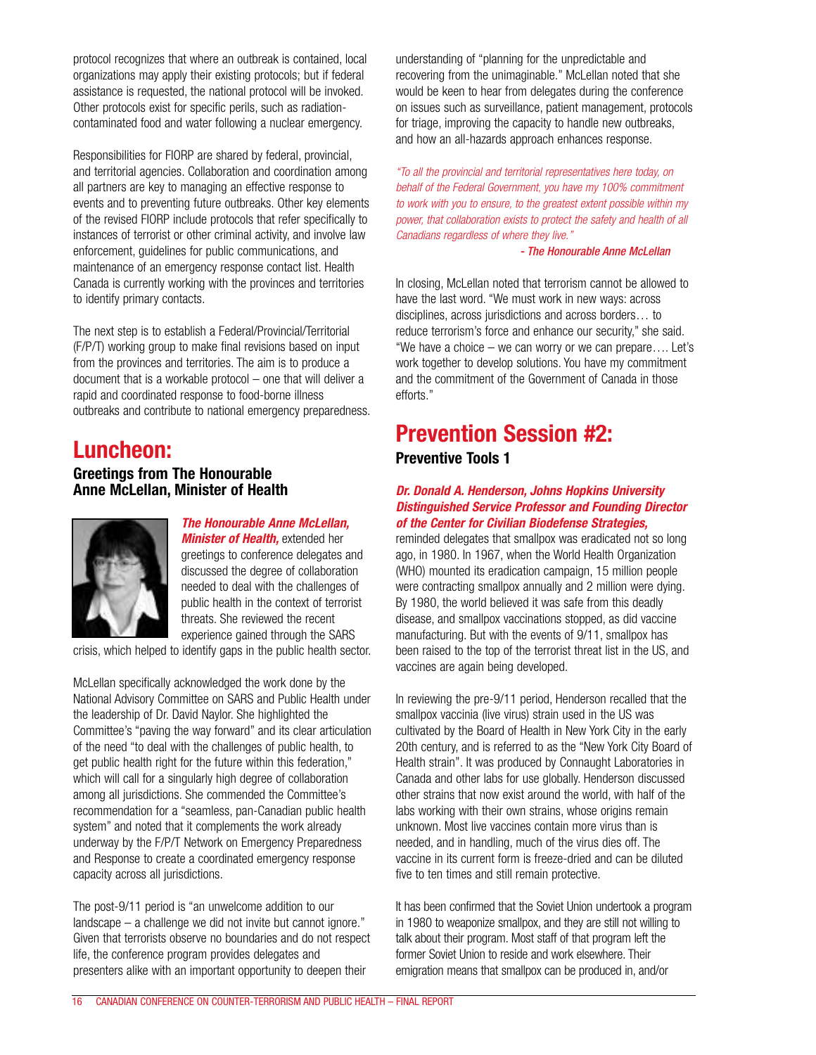protocol recognizes that where an outbreak is contained, local organizations may apply their existing protocols; but if federal assistance is requested, the national protocol will be invoked. Other protocols exist for specific perils, such as radiation-contaminated food and water following a nuclear emergency.

Responsibilities for FIORP are shared by federal, provincial, and territorial agencies. Collaboration and coordination among all partners are key to managing an effective response to events and to preventing future outbreaks. Other key elements of the revised FIORP include protocols that refer specifically to instances of terrorist or other criminal activity, and involve law enforcement, guidelines for public communications, and maintenance of an emergency response contact list. Health Canada is currently working with the provinces and territories to identify primary contacts.

The next step is to establish a Federal/Provincial/Territorial (F/P/T) working group to make final revisions based on input from the provinces and territories. The aim is to produce a document that is a workable protocol – one that will deliver a rapid and coordinated response to food-borne illness outbreaks and contribute to national emergency preparedness.

# Luncheon:

## Greetings from The Honourable Anne McLellan, Minister of Health

***The Honourable Anne McLellan, Minister of Health,*** extended her greetings to conference delegates and discussed the degree of collaboration needed to deal with the challenges of public health in the context of terrorist threats. She reviewed the recent experience gained through the SARS crisis, which helped to identify gaps in the public health sector.

McLellan specifically acknowledged the work done by the National Advisory Committee on SARS and Public Health under the leadership of Dr. David Naylor. She highlighted the Committee's "paving the way forward" and its clear articulation of the need "to deal with the challenges of public health, to get public health right for the future within this federation," which will call for a singularly high degree of collaboration among all jurisdictions. She commended the Committee's recommendation for a "seamless, pan-Canadian public health system" and noted that it complements the work already underway by the F/P/T Network on Emergency Preparedness and Response to create a coordinated emergency response capacity across all jurisdictions.

The post-9/11 period is "an unwelcome addition to our landscape – a challenge we did not invite but cannot ignore." Given that terrorists observe no boundaries and do not respect life, the conference program provides delegates and presenters alike with an important opportunity to deepen their understanding of "planning for the unpredictable and recovering from the unimaginable." McLellan noted that she would be keen to hear from delegates during the conference on issues such as surveillance, patient management, protocols for triage, improving the capacity to handle new outbreaks, and how an all-hazards approach enhances response.

*"To all the provincial and territorial representatives here today, on behalf of the Federal Government, you have my 100% commitment to work with you to ensure, to the greatest extent possible within my power, that collaboration exists to protect the safety and health of all Canadians regardless of where they live."*

***- The Honourable Anne McLellan***

In closing, McLellan noted that terrorism cannot be allowed to have the last word. "We must work in new ways: across disciplines, across jurisdictions and across borders… to reduce terrorism's force and enhance our security," she said. "We have a choice – we can worry or we can prepare…. Let's work together to develop solutions. You have my commitment and the commitment of the Government of Canada in those efforts."

# Prevention Session #2:

## Preventive Tools 1

***Dr. Donald A. Henderson, Johns Hopkins University Distinguished Service Professor and Founding Director of the Center for Civilian Biodefense Strategies,*** reminded delegates that smallpox was eradicated not so long ago, in 1980. In 1967, when the World Health Organization (WHO) mounted its eradication campaign, 15 million people were contracting smallpox annually and 2 million were dying. By 1980, the world believed it was safe from this deadly disease, and smallpox vaccinations stopped, as did vaccine manufacturing. But with the events of 9/11, smallpox has been raised to the top of the terrorist threat list in the US, and vaccines are again being developed.

In reviewing the pre-9/11 period, Henderson recalled that the smallpox vaccinia (live virus) strain used in the US was cultivated by the Board of Health in New York City in the early 20th century, and is referred to as the "New York City Board of Health strain". It was produced by Connaught Laboratories in Canada and other labs for use globally. Henderson discussed other strains that now exist around the world, with half of the labs working with their own strains, whose origins remain unknown. Most live vaccines contain more virus than is needed, and in handling, much of the virus dies off. The vaccine in its current form is freeze-dried and can be diluted five to ten times and still remain protective.

It has been confirmed that the Soviet Union undertook a program in 1980 to weaponize smallpox, and they are still not willing to talk about their program. Most staff of that program left the former Soviet Union to reside and work elsewhere. Their emigration means that smallpox can be produced in, and/or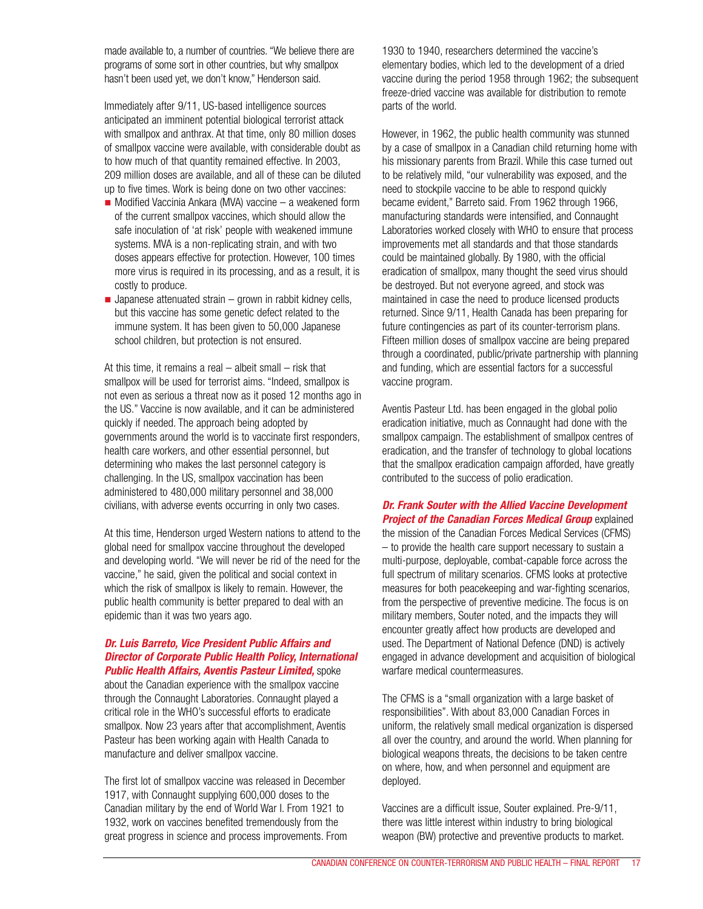made available to, a number of countries. "We believe there are programs of some sort in other countries, but why smallpox hasn't been used yet, we don't know," Henderson said.

Immediately after 9/11, US-based intelligence sources anticipated an imminent potential biological terrorist attack with smallpox and anthrax. At that time, only 80 million doses of smallpox vaccine were available, with considerable doubt as to how much of that quantity remained effective. In 2003, 209 million doses are available, and all of these can be diluted up to five times. Work is being done on two other vaccines:

- Modified Vaccinia Ankara (MVA) vaccine – a weakened form of the current smallpox vaccines, which should allow the safe inoculation of 'at risk' people with weakened immune systems. MVA is a non-replicating strain, and with two doses appears effective for protection. However, 100 times more virus is required in its processing, and as a result, it is costly to produce.
- Japanese attenuated strain – grown in rabbit kidney cells, but this vaccine has some genetic defect related to the immune system. It has been given to 50,000 Japanese school children, but protection is not ensured.

At this time, it remains a real – albeit small – risk that smallpox will be used for terrorist aims. "Indeed, smallpox is not even as serious a threat now as it posed 12 months ago in the US." Vaccine is now available, and it can be administered quickly if needed. The approach being adopted by governments around the world is to vaccinate first responders, health care workers, and other essential personnel, but determining who makes the last personnel category is challenging. In the US, smallpox vaccination has been administered to 480,000 military personnel and 38,000 civilians, with adverse events occurring in only two cases.

At this time, Henderson urged Western nations to attend to the global need for smallpox vaccine throughout the developed and developing world. "We will never be rid of the need for the vaccine," he said, given the political and social context in which the risk of smallpox is likely to remain. However, the public health community is better prepared to deal with an epidemic than it was two years ago.

***Dr. Luis Barreto, Vice President Public Affairs and Director of Corporate Public Health Policy, International Public Health Affairs, Aventis Pasteur Limited,*** spoke about the Canadian experience with the smallpox vaccine through the Connaught Laboratories. Connaught played a critical role in the WHO's successful efforts to eradicate smallpox. Now 23 years after that accomplishment, Aventis Pasteur has been working again with Health Canada to manufacture and deliver smallpox vaccine.

The first lot of smallpox vaccine was released in December 1917, with Connaught supplying 600,000 doses to the Canadian military by the end of World War I. From 1921 to 1932, work on vaccines benefited tremendously from the great progress in science and process improvements. From 1930 to 1940, researchers determined the vaccine's elementary bodies, which led to the development of a dried vaccine during the period 1958 through 1962; the subsequent freeze-dried vaccine was available for distribution to remote parts of the world.

However, in 1962, the public health community was stunned by a case of smallpox in a Canadian child returning home with his missionary parents from Brazil. While this case turned out to be relatively mild, "our vulnerability was exposed, and the need to stockpile vaccine to be able to respond quickly became evident," Barreto said. From 1962 through 1966, manufacturing standards were intensified, and Connaught Laboratories worked closely with WHO to ensure that process improvements met all standards and that those standards could be maintained globally. By 1980, with the official eradication of smallpox, many thought the seed virus should be destroyed. But not everyone agreed, and stock was maintained in case the need to produce licensed products returned. Since 9/11, Health Canada has been preparing for future contingencies as part of its counter-terrorism plans. Fifteen million doses of smallpox vaccine are being prepared through a coordinated, public/private partnership with planning and funding, which are essential factors for a successful vaccine program.

Aventis Pasteur Ltd. has been engaged in the global polio eradication initiative, much as Connaught had done with the smallpox campaign. The establishment of smallpox centres of eradication, and the transfer of technology to global locations that the smallpox eradication campaign afforded, have greatly contributed to the success of polio eradication.

***Dr. Frank Souter with the Allied Vaccine Development Project of the Canadian Forces Medical Group*** explained the mission of the Canadian Forces Medical Services (CFMS) – to provide the health care support necessary to sustain a multi-purpose, deployable, combat-capable force across the full spectrum of military scenarios. CFMS looks at protective measures for both peacekeeping and war-fighting scenarios, from the perspective of preventive medicine. The focus is on military members, Souter noted, and the impacts they will encounter greatly affect how products are developed and used. The Department of National Defence (DND) is actively engaged in advance development and acquisition of biological warfare medical countermeasures.

The CFMS is a "small organization with a large basket of responsibilities". With about 83,000 Canadian Forces in uniform, the relatively small medical organization is dispersed all over the country, and around the world. When planning for biological weapons threats, the decisions to be taken centre on where, how, and when personnel and equipment are deployed.

Vaccines are a difficult issue, Souter explained. Pre-9/11, there was little interest within industry to bring biological weapon (BW) protective and preventive products to market.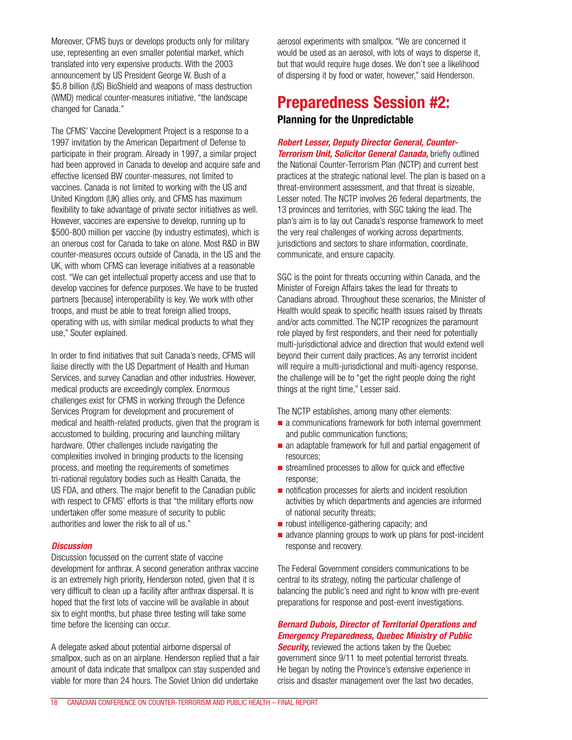Moreover, CFMS buys or develops products only for military use, representing an even smaller potential market, which translated into very expensive products. With the 2003 announcement by US President George W. Bush of a $5.8 billion (US) BioShield and weapons of mass destruction (WMD) medical counter-measures initiative, "the landscape changed for Canada."

The CFMS' Vaccine Development Project is a response to a 1997 invitation by the American Department of Defense to participate in their program. Already in 1997, a similar project had been approved in Canada to develop and acquire safe and effective licensed BW counter-measures, not limited to vaccines. Canada is not limited to working with the US and United Kingdom (UK) allies only, and CFMS has maximum flexibility to take advantage of private sector initiatives as well. However, vaccines are expensive to develop, running up to $500-800 million per vaccine (by industry estimates), which is an onerous cost for Canada to take on alone. Most R&D in BW counter-measures occurs outside of Canada, in the US and the UK, with whom CFMS can leverage initiatives at a reasonable cost. "We can get intellectual property access and use that to develop vaccines for defence purposes. We have to be trusted partners [because] interoperability is key. We work with other troops, and must be able to treat foreign allied troops, operating with us, with similar medical products to what they use," Souter explained.

In order to find initiatives that suit Canada's needs, CFMS will liaise directly with the US Department of Health and Human Services, and survey Canadian and other industries. However, medical products are exceedingly complex. Enormous challenges exist for CFMS in working through the Defence Services Program for development and procurement of medical and health-related products, given that the program is accustomed to building, procuring and launching military hardware. Other challenges include navigating the complexities involved in bringing products to the licensing process, and meeting the requirements of sometimes tri-national regulatory bodies such as Health Canada, the US FDA, and others. The major benefit to the Canadian public with respect to CFMS' efforts is that "the military efforts now undertaken offer some measure of security to public authorities and lower the risk to all of us."

***Discussion***

Discussion focussed on the current state of vaccine development for anthrax. A second generation anthrax vaccine is an extremely high priority, Henderson noted, given that it is very difficult to clean up a facility after anthrax dispersal. It is hoped that the first lots of vaccine will be available in about six to eight months, but phase three testing will take some time before the licensing can occur.

A delegate asked about potential airborne dispersal of smallpox, such as on an airplane. Henderson replied that a fair amount of data indicate that smallpox can stay suspended and viable for more than 24 hours. The Soviet Union did undertake aerosol experiments with smallpox. "We are concerned it would be used as an aerosol, with lots of ways to disperse it, but that would require huge doses. We don't see a likelihood of dispersing it by food or water, however," said Henderson.

## Preparedness Session #2:
### Planning for the Unpredictable

***Robert Lesser, Deputy Director General, Counter-Terrorism Unit, Solicitor General Canada,*** briefly outlined the National Counter-Terrorism Plan (NCTP) and current best practices at the strategic national level. The plan is based on a threat-environment assessment, and that threat is sizeable, Lesser noted. The NCTP involves 26 federal departments, the 13 provinces and territories, with SGC taking the lead. The plan's aim is to lay out Canada's response framework to meet the very real challenges of working across departments, jurisdictions and sectors to share information, coordinate, communicate, and ensure capacity.

SGC is the point for threats occurring within Canada, and the Minister of Foreign Affairs takes the lead for threats to Canadians abroad. Throughout these scenarios, the Minister of Health would speak to specific health issues raised by threats and/or acts committed. The NCTP recognizes the paramount role played by first responders, and their need for potentially multi-jurisdictional advice and direction that would extend well beyond their current daily practices. As any terrorist incident will require a multi-jurisdictional and multi-agency response, the challenge will be to "get the right people doing the right things at the right time," Lesser said.

The NCTP establishes, among many other elements:

- a communications framework for both internal government and public communication functions;
- an adaptable framework for full and partial engagement of resources;
- streamlined processes to allow for quick and effective response;
- notification processes for alerts and incident resolution activities by which departments and agencies are informed of national security threats;
- robust intelligence-gathering capacity; and
- advance planning groups to work up plans for post-incident response and recovery.

The Federal Government considers communications to be central to its strategy, noting the particular challenge of balancing the public's need and right to know with pre-event preparations for response and post-event investigations.

***Bernard Dubois, Director of Territorial Operations and Emergency Preparedness, Quebec Ministry of Public Security,*** reviewed the actions taken by the Quebec government since 9/11 to meet potential terrorist threats. He began by noting the Province's extensive experience in crisis and disaster management over the last two decades,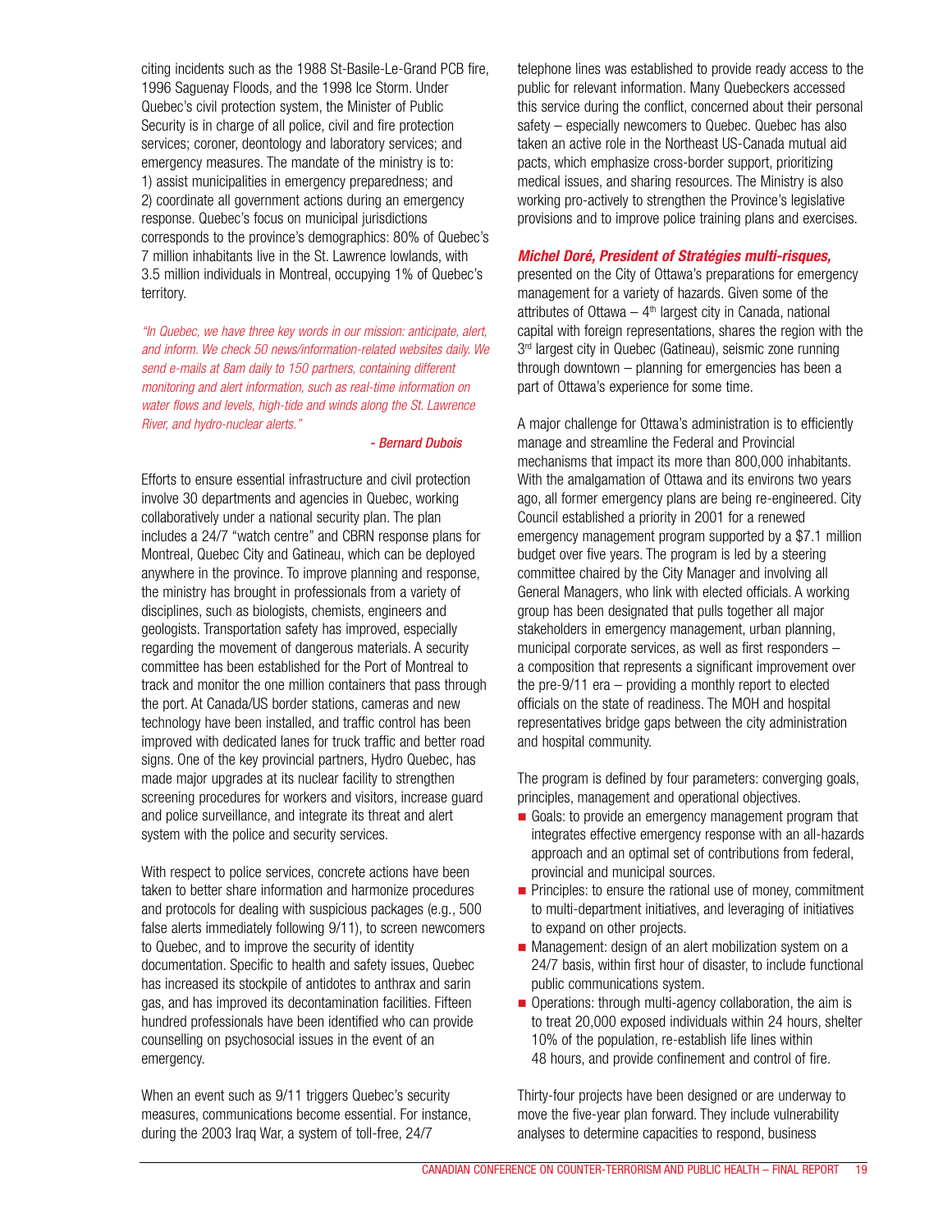citing incidents such as the 1988 St-Basile-Le-Grand PCB fire, 1996 Saguenay Floods, and the 1998 Ice Storm. Under Quebec's civil protection system, the Minister of Public Security is in charge of all police, civil and fire protection services; coroner, deontology and laboratory services; and emergency measures. The mandate of the ministry is to: 1) assist municipalities in emergency preparedness; and 2) coordinate all government actions during an emergency response. Quebec's focus on municipal jurisdictions corresponds to the province's demographics: 80% of Quebec's 7 million inhabitants live in the St. Lawrence lowlands, with 3.5 million individuals in Montreal, occupying 1% of Quebec's territory.

*"In Quebec, we have three key words in our mission: anticipate, alert, and inform. We check 50 news/information-related websites daily. We send e-mails at 8am daily to 150 partners, containing different monitoring and alert information, such as real-time information on water flows and levels, high-tide and winds along the St. Lawrence River, and hydro-nuclear alerts."*

*- Bernard Dubois*

Efforts to ensure essential infrastructure and civil protection involve 30 departments and agencies in Quebec, working collaboratively under a national security plan. The plan includes a 24/7 "watch centre" and CBRN response plans for Montreal, Quebec City and Gatineau, which can be deployed anywhere in the province. To improve planning and response, the ministry has brought in professionals from a variety of disciplines, such as biologists, chemists, engineers and geologists. Transportation safety has improved, especially regarding the movement of dangerous materials. A security committee has been established for the Port of Montreal to track and monitor the one million containers that pass through the port. At Canada/US border stations, cameras and new technology have been installed, and traffic control has been improved with dedicated lanes for truck traffic and better road signs. One of the key provincial partners, Hydro Quebec, has made major upgrades at its nuclear facility to strengthen screening procedures for workers and visitors, increase guard and police surveillance, and integrate its threat and alert system with the police and security services.

With respect to police services, concrete actions have been taken to better share information and harmonize procedures and protocols for dealing with suspicious packages (e.g., 500 false alerts immediately following 9/11), to screen newcomers to Quebec, and to improve the security of identity documentation. Specific to health and safety issues, Quebec has increased its stockpile of antidotes to anthrax and sarin gas, and has improved its decontamination facilities. Fifteen hundred professionals have been identified who can provide counselling on psychosocial issues in the event of an emergency.

When an event such as 9/11 triggers Quebec's security measures, communications become essential. For instance, during the 2003 Iraq War, a system of toll-free, 24/7 telephone lines was established to provide ready access to the public for relevant information. Many Quebeckers accessed this service during the conflict, concerned about their personal safety – especially newcomers to Quebec. Quebec has also taken an active role in the Northeast US-Canada mutual aid pacts, which emphasize cross-border support, prioritizing medical issues, and sharing resources. The Ministry is also working pro-actively to strengthen the Province's legislative provisions and to improve police training plans and exercises.

***Michel Doré, President of Stratégies multi-risques,*** presented on the City of Ottawa's preparations for emergency management for a variety of hazards. Given some of the attributes of Ottawa – 4th largest city in Canada, national capital with foreign representations, shares the region with the 3rd largest city in Quebec (Gatineau), seismic zone running through downtown – planning for emergencies has been a part of Ottawa's experience for some time.

A major challenge for Ottawa's administration is to efficiently manage and streamline the Federal and Provincial mechanisms that impact its more than 800,000 inhabitants. With the amalgamation of Ottawa and its environs two years ago, all former emergency plans are being re-engineered. City Council established a priority in 2001 for a renewed emergency management program supported by a $7.1 million budget over five years. The program is led by a steering committee chaired by the City Manager and involving all General Managers, who link with elected officials. A working group has been designated that pulls together all major stakeholders in emergency management, urban planning, municipal corporate services, as well as first responders – a composition that represents a significant improvement over the pre-9/11 era – providing a monthly report to elected officials on the state of readiness. The MOH and hospital representatives bridge gaps between the city administration and hospital community.

The program is defined by four parameters: converging goals, principles, management and operational objectives.

- Goals: to provide an emergency management program that integrates effective emergency response with an all-hazards approach and an optimal set of contributions from federal, provincial and municipal sources.
- Principles: to ensure the rational use of money, commitment to multi-department initiatives, and leveraging of initiatives to expand on other projects.
- Management: design of an alert mobilization system on a 24/7 basis, within first hour of disaster, to include functional public communications system.
- Operations: through multi-agency collaboration, the aim is to treat 20,000 exposed individuals within 24 hours, shelter 10% of the population, re-establish life lines within 48 hours, and provide confinement and control of fire.

Thirty-four projects have been designed or are underway to move the five-year plan forward. They include vulnerability analyses to determine capacities to respond, business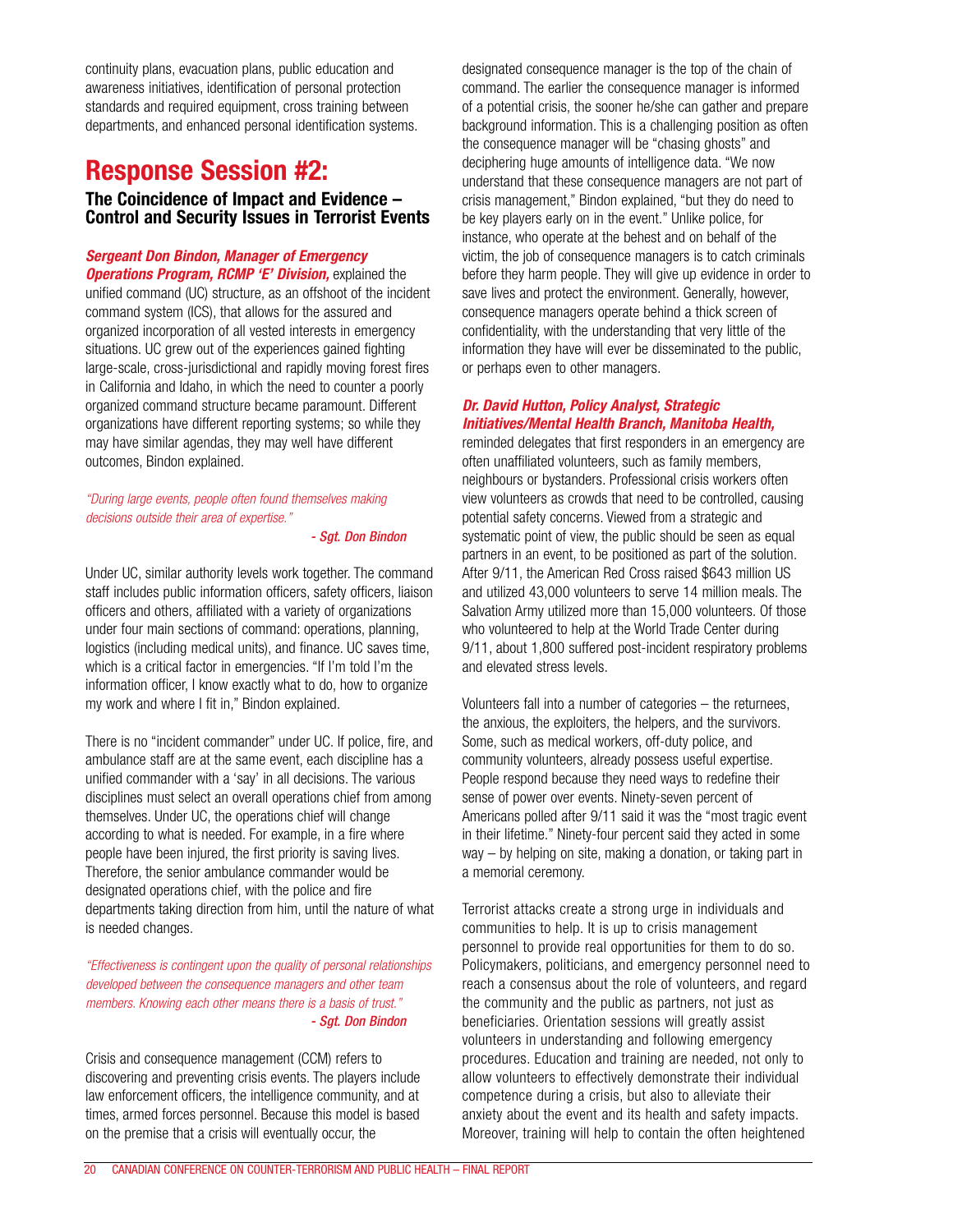continuity plans, evacuation plans, public education and awareness initiatives, identification of personal protection standards and required equipment, cross training between departments, and enhanced personal identification systems.

## Response Session #2:

### The Coincidence of Impact and Evidence – Control and Security Issues in Terrorist Events

***Sergeant Don Bindon, Manager of Emergency Operations Program, RCMP 'E' Division,*** explained the unified command (UC) structure, as an offshoot of the incident command system (ICS), that allows for the assured and organized incorporation of all vested interests in emergency situations. UC grew out of the experiences gained fighting large-scale, cross-jurisdictional and rapidly moving forest fires in California and Idaho, in which the need to counter a poorly organized command structure became paramount. Different organizations have different reporting systems; so while they may have similar agendas, they may well have different outcomes, Bindon explained.

*"During large events, people often found themselves making decisions outside their area of expertise."*

***- Sgt. Don Bindon***

Under UC, similar authority levels work together. The command staff includes public information officers, safety officers, liaison officers and others, affiliated with a variety of organizations under four main sections of command: operations, planning, logistics (including medical units), and finance. UC saves time, which is a critical factor in emergencies. "If I'm told I'm the information officer, I know exactly what to do, how to organize my work and where I fit in," Bindon explained.

There is no "incident commander" under UC. If police, fire, and ambulance staff are at the same event, each discipline has a unified commander with a 'say' in all decisions. The various disciplines must select an overall operations chief from among themselves. Under UC, the operations chief will change according to what is needed. For example, in a fire where people have been injured, the first priority is saving lives. Therefore, the senior ambulance commander would be designated operations chief, with the police and fire departments taking direction from him, until the nature of what is needed changes.

*"Effectiveness is contingent upon the quality of personal relationships developed between the consequence managers and other team members. Knowing each other means there is a basis of trust."*

***- Sgt. Don Bindon***

Crisis and consequence management (CCM) refers to discovering and preventing crisis events. The players include law enforcement officers, the intelligence community, and at times, armed forces personnel. Because this model is based on the premise that a crisis will eventually occur, the designated consequence manager is the top of the chain of command. The earlier the consequence manager is informed of a potential crisis, the sooner he/she can gather and prepare background information. This is a challenging position as often the consequence manager will be "chasing ghosts" and deciphering huge amounts of intelligence data. "We now understand that these consequence managers are not part of crisis management," Bindon explained, "but they do need to be key players early on in the event." Unlike police, for instance, who operate at the behest and on behalf of the victim, the job of consequence managers is to catch criminals before they harm people. They will give up evidence in order to save lives and protect the environment. Generally, however, consequence managers operate behind a thick screen of confidentiality, with the understanding that very little of the information they have will ever be disseminated to the public, or perhaps even to other managers.

***Dr. David Hutton, Policy Analyst, Strategic Initiatives/Mental Health Branch, Manitoba Health,*** reminded delegates that first responders in an emergency are often unaffiliated volunteers, such as family members, neighbours or bystanders. Professional crisis workers often view volunteers as crowds that need to be controlled, causing potential safety concerns. Viewed from a strategic and systematic point of view, the public should be seen as equal partners in an event, to be positioned as part of the solution. After 9/11, the American Red Cross raised $643 million US and utilized 43,000 volunteers to serve 14 million meals. The Salvation Army utilized more than 15,000 volunteers. Of those who volunteered to help at the World Trade Center during 9/11, about 1,800 suffered post-incident respiratory problems and elevated stress levels.

Volunteers fall into a number of categories – the returnees, the anxious, the exploiters, the helpers, and the survivors. Some, such as medical workers, off-duty police, and community volunteers, already possess useful expertise. People respond because they need ways to redefine their sense of power over events. Ninety-seven percent of Americans polled after 9/11 said it was the "most tragic event in their lifetime." Ninety-four percent said they acted in some way – by helping on site, making a donation, or taking part in a memorial ceremony.

Terrorist attacks create a strong urge in individuals and communities to help. It is up to crisis management personnel to provide real opportunities for them to do so. Policymakers, politicians, and emergency personnel need to reach a consensus about the role of volunteers, and regard the community and the public as partners, not just as beneficiaries. Orientation sessions will greatly assist volunteers in understanding and following emergency procedures. Education and training are needed, not only to allow volunteers to effectively demonstrate their individual competence during a crisis, but also to alleviate their anxiety about the event and its health and safety impacts. Moreover, training will help to contain the often heightened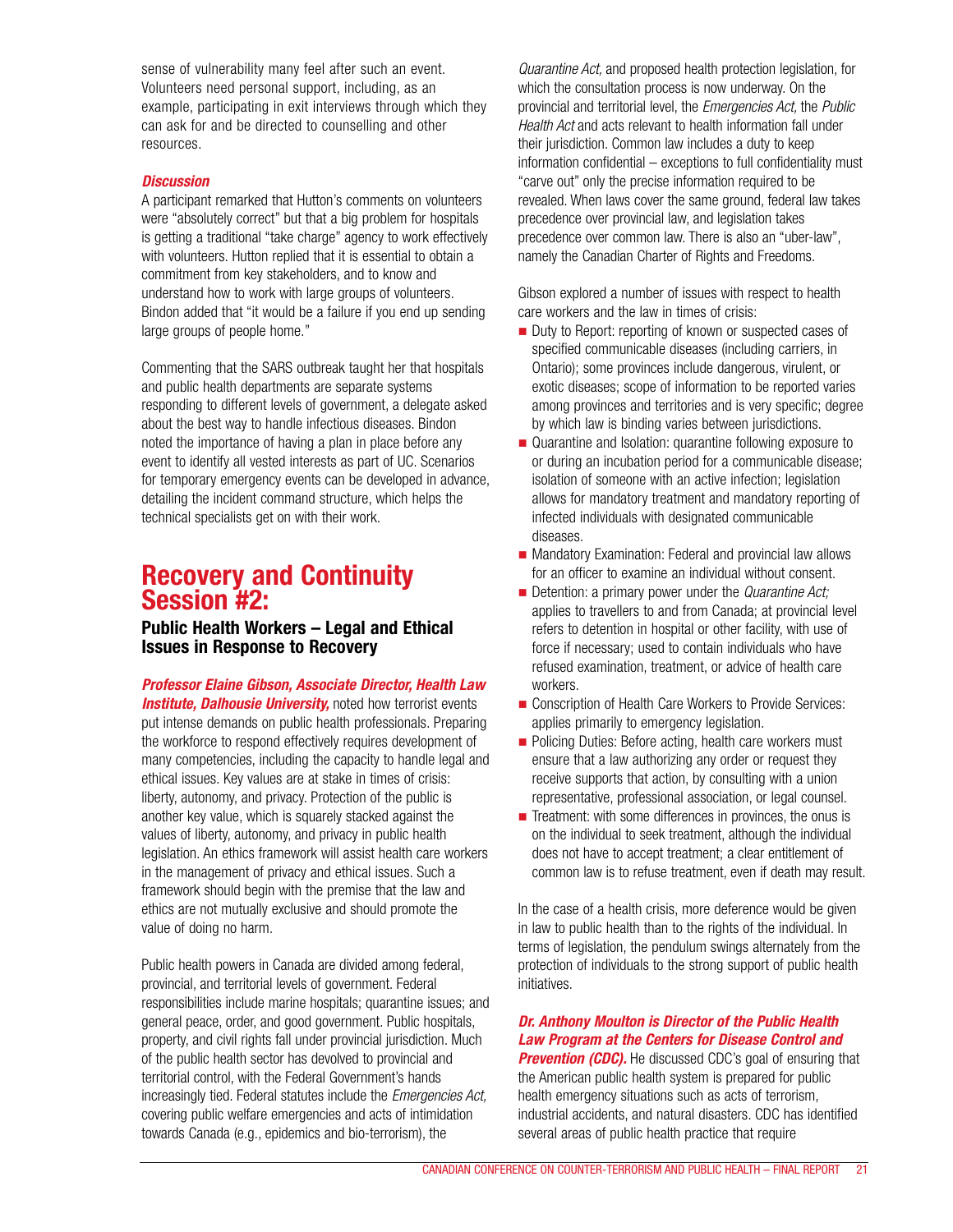sense of vulnerability many feel after such an event. Volunteers need personal support, including, as an example, participating in exit interviews through which they can ask for and be directed to counselling and other resources.

***Discussion***

A participant remarked that Hutton's comments on volunteers were "absolutely correct" but that a big problem for hospitals is getting a traditional "take charge" agency to work effectively with volunteers. Hutton replied that it is essential to obtain a commitment from key stakeholders, and to know and understand how to work with large groups of volunteers. Bindon added that "it would be a failure if you end up sending large groups of people home."

Commenting that the SARS outbreak taught her that hospitals and public health departments are separate systems responding to different levels of government, a delegate asked about the best way to handle infectious diseases. Bindon noted the importance of having a plan in place before any event to identify all vested interests as part of UC. Scenarios for temporary emergency events can be developed in advance, detailing the incident command structure, which helps the technical specialists get on with their work.

# Recovery and Continuity Session #2:

## Public Health Workers – Legal and Ethical Issues in Response to Recovery

***Professor Elaine Gibson, Associate Director, Health Law Institute, Dalhousie University,*** noted how terrorist events put intense demands on public health professionals. Preparing the workforce to respond effectively requires development of many competencies, including the capacity to handle legal and ethical issues. Key values are at stake in times of crisis: liberty, autonomy, and privacy. Protection of the public is another key value, which is squarely stacked against the values of liberty, autonomy, and privacy in public health legislation. An ethics framework will assist health care workers in the management of privacy and ethical issues. Such a framework should begin with the premise that the law and ethics are not mutually exclusive and should promote the value of doing no harm.

Public health powers in Canada are divided among federal, provincial, and territorial levels of government. Federal responsibilities include marine hospitals; quarantine issues; and general peace, order, and good government. Public hospitals, property, and civil rights fall under provincial jurisdiction. Much of the public health sector has devolved to provincial and territorial control, with the Federal Government's hands increasingly tied. Federal statutes include the *Emergencies Act,* covering public welfare emergencies and acts of intimidation towards Canada (e.g., epidemics and bio-terrorism), the *Quarantine Act,* and proposed health protection legislation, for which the consultation process is now underway. On the provincial and territorial level, the *Emergencies Act,* the *Public Health Act* and acts relevant to health information fall under their jurisdiction. Common law includes a duty to keep information confidential – exceptions to full confidentiality must "carve out" only the precise information required to be revealed. When laws cover the same ground, federal law takes precedence over provincial law, and legislation takes precedence over common law. There is also an "uber-law", namely the Canadian Charter of Rights and Freedoms.

Gibson explored a number of issues with respect to health care workers and the law in times of crisis:

- Duty to Report: reporting of known or suspected cases of specified communicable diseases (including carriers, in Ontario); some provinces include dangerous, virulent, or exotic diseases; scope of information to be reported varies among provinces and territories and is very specific; degree by which law is binding varies between jurisdictions.
- Quarantine and Isolation: quarantine following exposure to or during an incubation period for a communicable disease; isolation of someone with an active infection; legislation allows for mandatory treatment and mandatory reporting of infected individuals with designated communicable diseases.
- Mandatory Examination: Federal and provincial law allows for an officer to examine an individual without consent.
- Detention: a primary power under the *Quarantine Act;* applies to travellers to and from Canada; at provincial level refers to detention in hospital or other facility, with use of force if necessary; used to contain individuals who have refused examination, treatment, or advice of health care workers.
- Conscription of Health Care Workers to Provide Services: applies primarily to emergency legislation.
- Policing Duties: Before acting, health care workers must ensure that a law authorizing any order or request they receive supports that action, by consulting with a union representative, professional association, or legal counsel.
- Treatment: with some differences in provinces, the onus is on the individual to seek treatment, although the individual does not have to accept treatment; a clear entitlement of common law is to refuse treatment, even if death may result.

In the case of a health crisis, more deference would be given in law to public health than to the rights of the individual. In terms of legislation, the pendulum swings alternately from the protection of individuals to the strong support of public health initiatives.

***Dr. Anthony Moulton is Director of the Public Health Law Program at the Centers for Disease Control and Prevention (CDC).*** He discussed CDC's goal of ensuring that the American public health system is prepared for public health emergency situations such as acts of terrorism, industrial accidents, and natural disasters. CDC has identified several areas of public health practice that require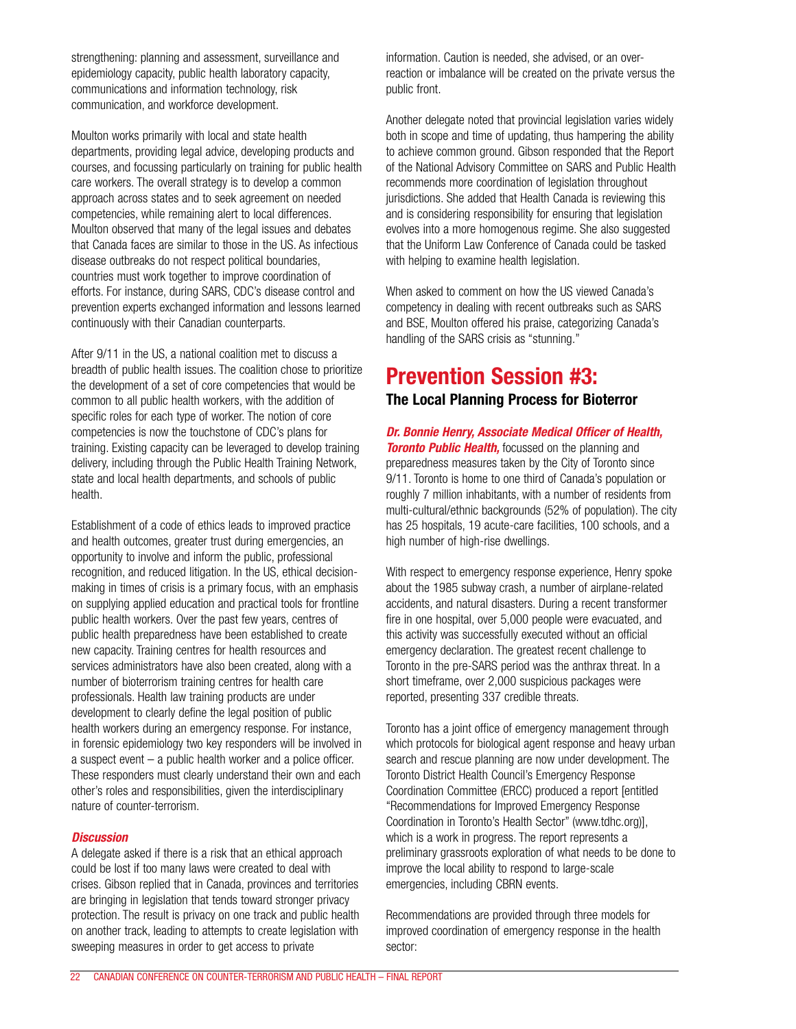strengthening: planning and assessment, surveillance and epidemiology capacity, public health laboratory capacity, communications and information technology, risk communication, and workforce development.

Moulton works primarily with local and state health departments, providing legal advice, developing products and courses, and focussing particularly on training for public health care workers. The overall strategy is to develop a common approach across states and to seek agreement on needed competencies, while remaining alert to local differences. Moulton observed that many of the legal issues and debates that Canada faces are similar to those in the US. As infectious disease outbreaks do not respect political boundaries, countries must work together to improve coordination of efforts. For instance, during SARS, CDC's disease control and prevention experts exchanged information and lessons learned continuously with their Canadian counterparts.

After 9/11 in the US, a national coalition met to discuss a breadth of public health issues. The coalition chose to prioritize the development of a set of core competencies that would be common to all public health workers, with the addition of specific roles for each type of worker. The notion of core competencies is now the touchstone of CDC's plans for training. Existing capacity can be leveraged to develop training delivery, including through the Public Health Training Network, state and local health departments, and schools of public health.

Establishment of a code of ethics leads to improved practice and health outcomes, greater trust during emergencies, an opportunity to involve and inform the public, professional recognition, and reduced litigation. In the US, ethical decision-making in times of crisis is a primary focus, with an emphasis on supplying applied education and practical tools for frontline public health workers. Over the past few years, centres of public health preparedness have been established to create new capacity. Training centres for health resources and services administrators have also been created, along with a number of bioterrorism training centres for health care professionals. Health law training products are under development to clearly define the legal position of public health workers during an emergency response. For instance, in forensic epidemiology two key responders will be involved in a suspect event – a public health worker and a police officer. These responders must clearly understand their own and each other's roles and responsibilities, given the interdisciplinary nature of counter-terrorism.

***Discussion***

A delegate asked if there is a risk that an ethical approach could be lost if too many laws were created to deal with crises. Gibson replied that in Canada, provinces and territories are bringing in legislation that tends toward stronger privacy protection. The result is privacy on one track and public health on another track, leading to attempts to create legislation with sweeping measures in order to get access to private information. Caution is needed, she advised, or an over-reaction or imbalance will be created on the private versus the public front.

Another delegate noted that provincial legislation varies widely both in scope and time of updating, thus hampering the ability to achieve common ground. Gibson responded that the Report of the National Advisory Committee on SARS and Public Health recommends more coordination of legislation throughout jurisdictions. She added that Health Canada is reviewing this and is considering responsibility for ensuring that legislation evolves into a more homogenous regime. She also suggested that the Uniform Law Conference of Canada could be tasked with helping to examine health legislation.

When asked to comment on how the US viewed Canada's competency in dealing with recent outbreaks such as SARS and BSE, Moulton offered his praise, categorizing Canada's handling of the SARS crisis as "stunning."

# Prevention Session #3:

## The Local Planning Process for Bioterror

***Dr. Bonnie Henry, Associate Medical Officer of Health, Toronto Public Health,*** focussed on the planning and preparedness measures taken by the City of Toronto since 9/11. Toronto is home to one third of Canada's population or roughly 7 million inhabitants, with a number of residents from multi-cultural/ethnic backgrounds (52% of population). The city has 25 hospitals, 19 acute-care facilities, 100 schools, and a high number of high-rise dwellings.

With respect to emergency response experience, Henry spoke about the 1985 subway crash, a number of airplane-related accidents, and natural disasters. During a recent transformer fire in one hospital, over 5,000 people were evacuated, and this activity was successfully executed without an official emergency declaration. The greatest recent challenge to Toronto in the pre-SARS period was the anthrax threat. In a short timeframe, over 2,000 suspicious packages were reported, presenting 337 credible threats.

Toronto has a joint office of emergency management through which protocols for biological agent response and heavy urban search and rescue planning are now under development. The Toronto District Health Council's Emergency Response Coordination Committee (ERCC) produced a report [entitled "Recommendations for Improved Emergency Response Coordination in Toronto's Health Sector" (www.tdhc.org)], which is a work in progress. The report represents a preliminary grassroots exploration of what needs to be done to improve the local ability to respond to large-scale emergencies, including CBRN events.

Recommendations are provided through three models for improved coordination of emergency response in the health sector: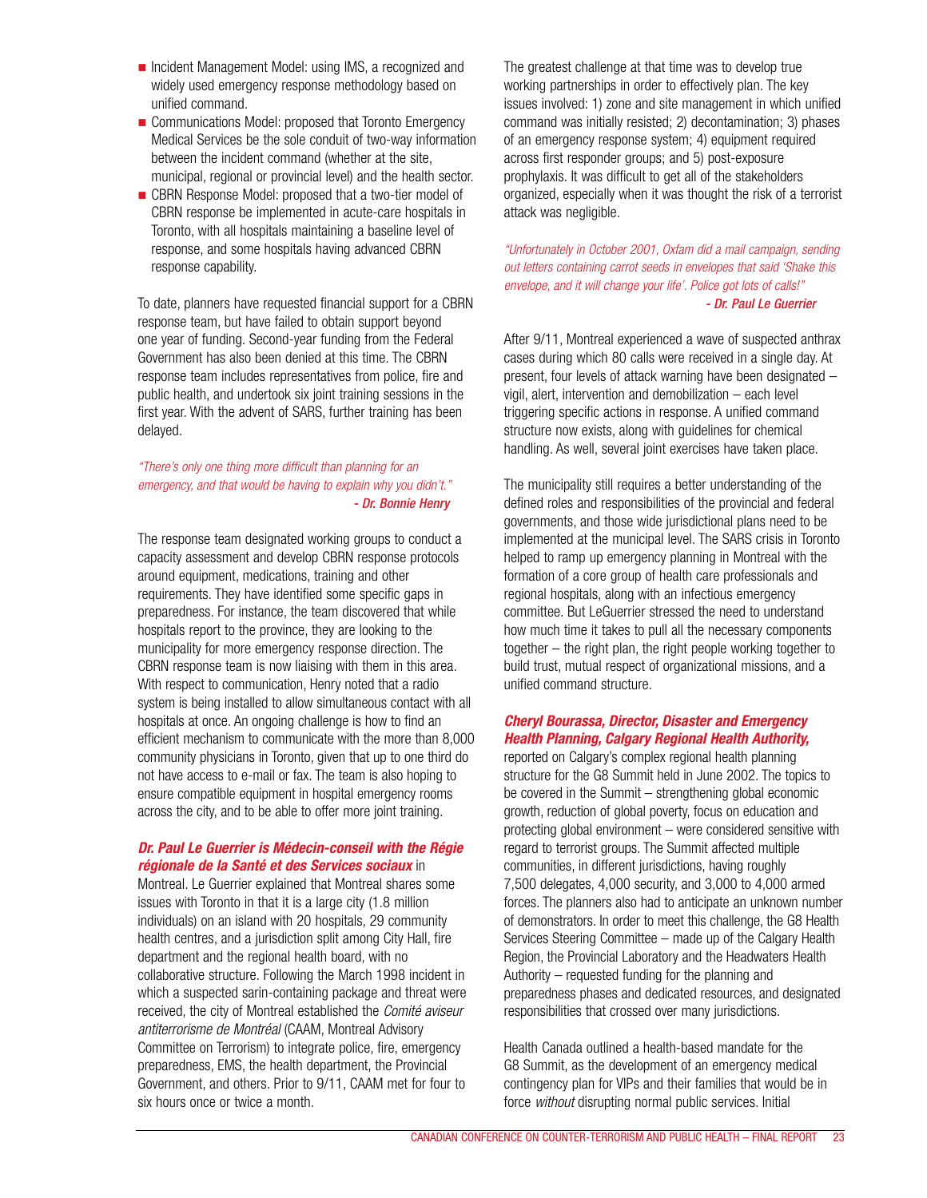- Incident Management Model: using IMS, a recognized and widely used emergency response methodology based on unified command.
- Communications Model: proposed that Toronto Emergency Medical Services be the sole conduit of two-way information between the incident command (whether at the site, municipal, regional or provincial level) and the health sector.
- CBRN Response Model: proposed that a two-tier model of CBRN response be implemented in acute-care hospitals in Toronto, with all hospitals maintaining a baseline level of response, and some hospitals having advanced CBRN response capability.

To date, planners have requested financial support for a CBRN response team, but have failed to obtain support beyond one year of funding. Second-year funding from the Federal Government has also been denied at this time. The CBRN response team includes representatives from police, fire and public health, and undertook six joint training sessions in the first year. With the advent of SARS, further training has been delayed.

*"There's only one thing more difficult than planning for an emergency, and that would be having to explain why you didn't."*
***- Dr. Bonnie Henry***

The response team designated working groups to conduct a capacity assessment and develop CBRN response protocols around equipment, medications, training and other requirements. They have identified some specific gaps in preparedness. For instance, the team discovered that while hospitals report to the province, they are looking to the municipality for more emergency response direction. The CBRN response team is now liaising with them in this area. With respect to communication, Henry noted that a radio system is being installed to allow simultaneous contact with all hospitals at once. An ongoing challenge is how to find an efficient mechanism to communicate with the more than 8,000 community physicians in Toronto, given that up to one third do not have access to e-mail or fax. The team is also hoping to ensure compatible equipment in hospital emergency rooms across the city, and to be able to offer more joint training.

***Dr. Paul Le Guerrier is Médecin-conseil with the Régie régionale de la Santé et des Services sociaux*** in Montreal. Le Guerrier explained that Montreal shares some issues with Toronto in that it is a large city (1.8 million individuals) on an island with 20 hospitals, 29 community health centres, and a jurisdiction split among City Hall, fire department and the regional health board, with no collaborative structure. Following the March 1998 incident in which a suspected sarin-containing package and threat were received, the city of Montreal established the *Comité aviseur antiterrorisme de Montréal* (CAAM, Montreal Advisory Committee on Terrorism) to integrate police, fire, emergency preparedness, EMS, the health department, the Provincial Government, and others. Prior to 9/11, CAAM met for four to six hours once or twice a month.

The greatest challenge at that time was to develop true working partnerships in order to effectively plan. The key issues involved: 1) zone and site management in which unified command was initially resisted; 2) decontamination; 3) phases of an emergency response system; 4) equipment required across first responder groups; and 5) post-exposure prophylaxis. It was difficult to get all of the stakeholders organized, especially when it was thought the risk of a terrorist attack was negligible.

*"Unfortunately in October 2001, Oxfam did a mail campaign, sending out letters containing carrot seeds in envelopes that said 'Shake this envelope, and it will change your life'. Police got lots of calls!"*
***- Dr. Paul Le Guerrier***

After 9/11, Montreal experienced a wave of suspected anthrax cases during which 80 calls were received in a single day. At present, four levels of attack warning have been designated – vigil, alert, intervention and demobilization – each level triggering specific actions in response. A unified command structure now exists, along with guidelines for chemical handling. As well, several joint exercises have taken place.

The municipality still requires a better understanding of the defined roles and responsibilities of the provincial and federal governments, and those wide jurisdictional plans need to be implemented at the municipal level. The SARS crisis in Toronto helped to ramp up emergency planning in Montreal with the formation of a core group of health care professionals and regional hospitals, along with an infectious emergency committee. But LeGuerrier stressed the need to understand how much time it takes to pull all the necessary components together – the right plan, the right people working together to build trust, mutual respect of organizational missions, and a unified command structure.

***Cheryl Bourassa, Director, Disaster and Emergency Health Planning, Calgary Regional Health Authority,*** reported on Calgary's complex regional health planning structure for the G8 Summit held in June 2002. The topics to be covered in the Summit – strengthening global economic growth, reduction of global poverty, focus on education and protecting global environment – were considered sensitive with regard to terrorist groups. The Summit affected multiple communities, in different jurisdictions, having roughly 7,500 delegates, 4,000 security, and 3,000 to 4,000 armed forces. The planners also had to anticipate an unknown number of demonstrators. In order to meet this challenge, the G8 Health Services Steering Committee – made up of the Calgary Health Region, the Provincial Laboratory and the Headwaters Health Authority – requested funding for the planning and preparedness phases and dedicated resources, and designated responsibilities that crossed over many jurisdictions.

Health Canada outlined a health-based mandate for the G8 Summit, as the development of an emergency medical contingency plan for VIPs and their families that would be in force *without* disrupting normal public services. Initial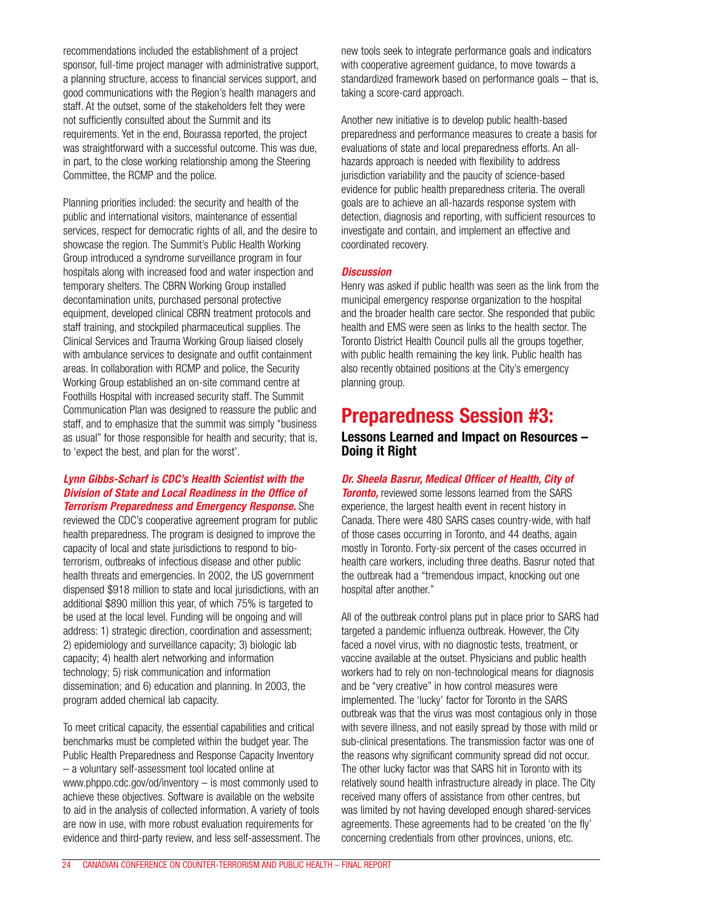recommendations included the establishment of a project sponsor, full-time project manager with administrative support, a planning structure, access to financial services support, and good communications with the Region's health managers and staff. At the outset, some of the stakeholders felt they were not sufficiently consulted about the Summit and its requirements. Yet in the end, Bourassa reported, the project was straightforward with a successful outcome. This was due, in part, to the close working relationship among the Steering Committee, the RCMP and the police.

Planning priorities included: the security and health of the public and international visitors, maintenance of essential services, respect for democratic rights of all, and the desire to showcase the region. The Summit's Public Health Working Group introduced a syndrome surveillance program in four hospitals along with increased food and water inspection and temporary shelters. The CBRN Working Group installed decontamination units, purchased personal protective equipment, developed clinical CBRN treatment protocols and staff training, and stockpiled pharmaceutical supplies. The Clinical Services and Trauma Working Group liaised closely with ambulance services to designate and outfit containment areas. In collaboration with RCMP and police, the Security Working Group established an on-site command centre at Foothills Hospital with increased security staff. The Summit Communication Plan was designed to reassure the public and staff, and to emphasize that the summit was simply "business as usual" for those responsible for health and security; that is, to 'expect the best, and plan for the worst'.

***Lynn Gibbs-Scharf is CDC's Health Scientist with the Division of State and Local Readiness in the Office of Terrorism Preparedness and Emergency Response.*** She reviewed the CDC's cooperative agreement program for public health preparedness. The program is designed to improve the capacity of local and state jurisdictions to respond to bio-terrorism, outbreaks of infectious disease and other public health threats and emergencies. In 2002, the US government dispensed $918 million to state and local jurisdictions, with an additional $890 million this year, of which 75% is targeted to be used at the local level. Funding will be ongoing and will address: 1) strategic direction, coordination and assessment; 2) epidemiology and surveillance capacity; 3) biologic lab capacity; 4) health alert networking and information technology; 5) risk communication and information dissemination; and 6) education and planning. In 2003, the program added chemical lab capacity.

To meet critical capacity, the essential capabilities and critical benchmarks must be completed within the budget year. The Public Health Preparedness and Response Capacity Inventory – a voluntary self-assessment tool located online at www.phppo.cdc.gov/od/inventory – is most commonly used to achieve these objectives. Software is available on the website to aid in the analysis of collected information. A variety of tools are now in use, with more robust evaluation requirements for evidence and third-party review, and less self-assessment. The new tools seek to integrate performance goals and indicators with cooperative agreement guidance, to move towards a standardized framework based on performance goals – that is, taking a score-card approach.

Another new initiative is to develop public health-based preparedness and performance measures to create a basis for evaluations of state and local preparedness efforts. An all-hazards approach is needed with flexibility to address jurisdiction variability and the paucity of science-based evidence for public health preparedness criteria. The overall goals are to achieve an all-hazards response system with detection, diagnosis and reporting, with sufficient resources to investigate and contain, and implement an effective and coordinated recovery.

***Discussion***

Henry was asked if public health was seen as the link from the municipal emergency response organization to the hospital and the broader health care sector. She responded that public health and EMS were seen as links to the health sector. The Toronto District Health Council pulls all the groups together, with public health remaining the key link. Public health has also recently obtained positions at the City's emergency planning group.

# Preparedness Session #3:

## Lessons Learned and Impact on Resources – Doing it Right

***Dr. Sheela Basrur, Medical Officer of Health, City of Toronto,*** reviewed some lessons learned from the SARS experience, the largest health event in recent history in Canada. There were 480 SARS cases country-wide, with half of those cases occurring in Toronto, and 44 deaths, again mostly in Toronto. Forty-six percent of the cases occurred in health care workers, including three deaths. Basrur noted that the outbreak had a "tremendous impact, knocking out one hospital after another."

All of the outbreak control plans put in place prior to SARS had targeted a pandemic influenza outbreak. However, the City faced a novel virus, with no diagnostic tests, treatment, or vaccine available at the outset. Physicians and public health workers had to rely on non-technological means for diagnosis and be "very creative" in how control measures were implemented. The 'lucky' factor for Toronto in the SARS outbreak was that the virus was most contagious only in those with severe illness, and not easily spread by those with mild or sub-clinical presentations. The transmission factor was one of the reasons why significant community spread did not occur. The other lucky factor was that SARS hit in Toronto with its relatively sound health infrastructure already in place. The City received many offers of assistance from other centres, but was limited by not having developed enough shared-services agreements. These agreements had to be created 'on the fly' concerning credentials from other provinces, unions, etc.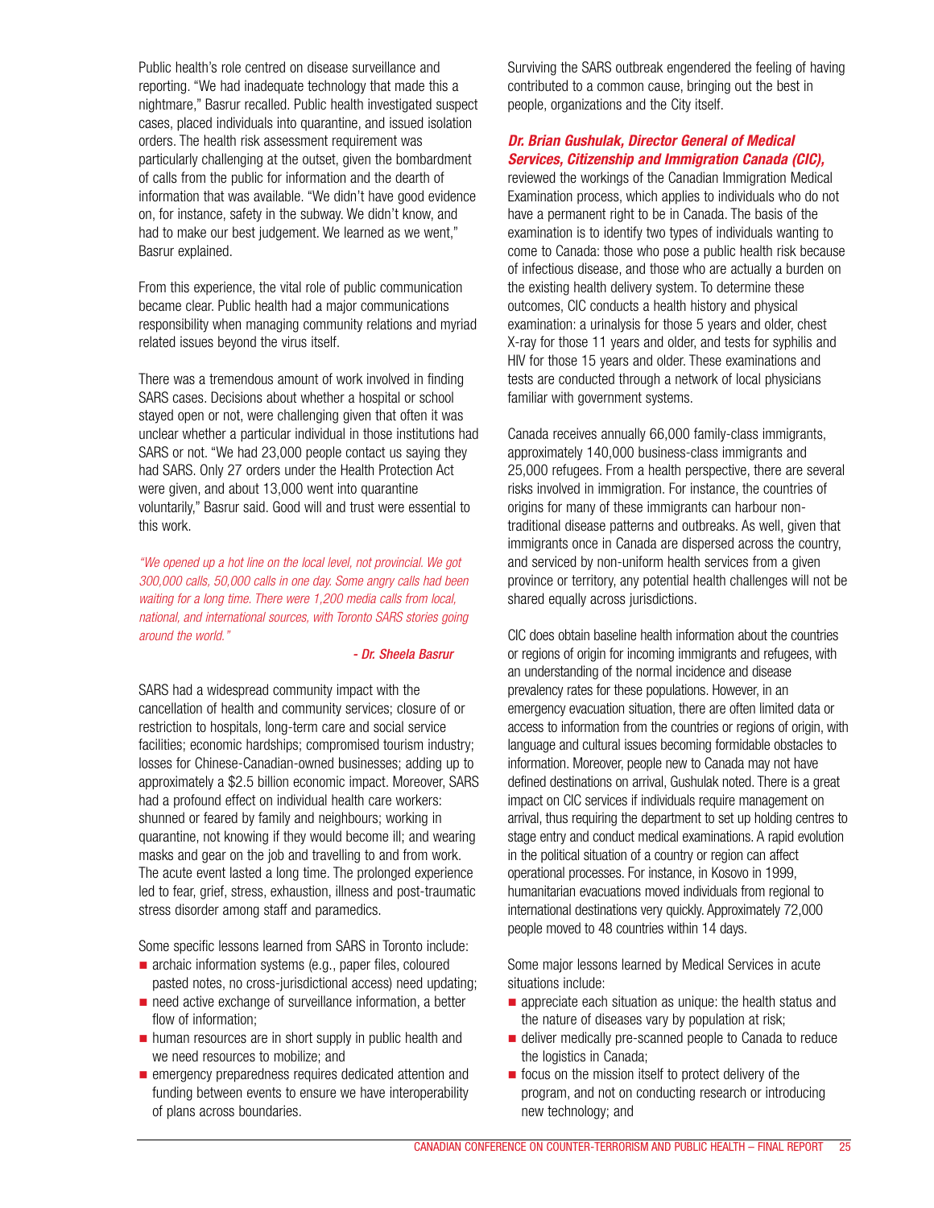Public health's role centred on disease surveillance and reporting. "We had inadequate technology that made this a nightmare," Basrur recalled. Public health investigated suspect cases, placed individuals into quarantine, and issued isolation orders. The health risk assessment requirement was particularly challenging at the outset, given the bombardment of calls from the public for information and the dearth of information that was available. "We didn't have good evidence on, for instance, safety in the subway. We didn't know, and had to make our best judgement. We learned as we went," Basrur explained.

From this experience, the vital role of public communication became clear. Public health had a major communications responsibility when managing community relations and myriad related issues beyond the virus itself.

There was a tremendous amount of work involved in finding SARS cases. Decisions about whether a hospital or school stayed open or not, were challenging given that often it was unclear whether a particular individual in those institutions had SARS or not. "We had 23,000 people contact us saying they had SARS. Only 27 orders under the Health Protection Act were given, and about 13,000 went into quarantine voluntarily," Basrur said. Good will and trust were essential to this work.

*"We opened up a hot line on the local level, not provincial. We got 300,000 calls, 50,000 calls in one day. Some angry calls had been waiting for a long time. There were 1,200 media calls from local, national, and international sources, with Toronto SARS stories going around the world."*

*- Dr. Sheela Basrur*

SARS had a widespread community impact with the cancellation of health and community services; closure of or restriction to hospitals, long-term care and social service facilities; economic hardships; compromised tourism industry; losses for Chinese-Canadian-owned businesses; adding up to approximately a $2.5 billion economic impact. Moreover, SARS had a profound effect on individual health care workers: shunned or feared by family and neighbours; working in quarantine, not knowing if they would become ill; and wearing masks and gear on the job and travelling to and from work. The acute event lasted a long time. The prolonged experience led to fear, grief, stress, exhaustion, illness and post-traumatic stress disorder among staff and paramedics.

Some specific lessons learned from SARS in Toronto include:

- archaic information systems (e.g., paper files, coloured pasted notes, no cross-jurisdictional access) need updating;
- need active exchange of surveillance information, a better flow of information;
- human resources are in short supply in public health and we need resources to mobilize; and
- emergency preparedness requires dedicated attention and funding between events to ensure we have interoperability of plans across boundaries.

Surviving the SARS outbreak engendered the feeling of having contributed to a common cause, bringing out the best in people, organizations and the City itself.

***Dr. Brian Gushulak, Director General of Medical Services, Citizenship and Immigration Canada (CIC),*** reviewed the workings of the Canadian Immigration Medical Examination process, which applies to individuals who do not have a permanent right to be in Canada. The basis of the examination is to identify two types of individuals wanting to come to Canada: those who pose a public health risk because of infectious disease, and those who are actually a burden on the existing health delivery system. To determine these outcomes, CIC conducts a health history and physical examination: a urinalysis for those 5 years and older, chest X-ray for those 11 years and older, and tests for syphilis and HIV for those 15 years and older. These examinations and tests are conducted through a network of local physicians familiar with government systems.

Canada receives annually 66,000 family-class immigrants, approximately 140,000 business-class immigrants and 25,000 refugees. From a health perspective, there are several risks involved in immigration. For instance, the countries of origins for many of these immigrants can harbour non-traditional disease patterns and outbreaks. As well, given that immigrants once in Canada are dispersed across the country, and serviced by non-uniform health services from a given province or territory, any potential health challenges will not be shared equally across jurisdictions.

CIC does obtain baseline health information about the countries or regions of origin for incoming immigrants and refugees, with an understanding of the normal incidence and disease prevalency rates for these populations. However, in an emergency evacuation situation, there are often limited data or access to information from the countries or regions of origin, with language and cultural issues becoming formidable obstacles to information. Moreover, people new to Canada may not have defined destinations on arrival, Gushulak noted. There is a great impact on CIC services if individuals require management on arrival, thus requiring the department to set up holding centres to stage entry and conduct medical examinations. A rapid evolution in the political situation of a country or region can affect operational processes. For instance, in Kosovo in 1999, humanitarian evacuations moved individuals from regional to international destinations very quickly. Approximately 72,000 people moved to 48 countries within 14 days.

Some major lessons learned by Medical Services in acute situations include:

- appreciate each situation as unique: the health status and the nature of diseases vary by population at risk;
- deliver medically pre-scanned people to Canada to reduce the logistics in Canada;
- focus on the mission itself to protect delivery of the program, and not on conducting research or introducing new technology; and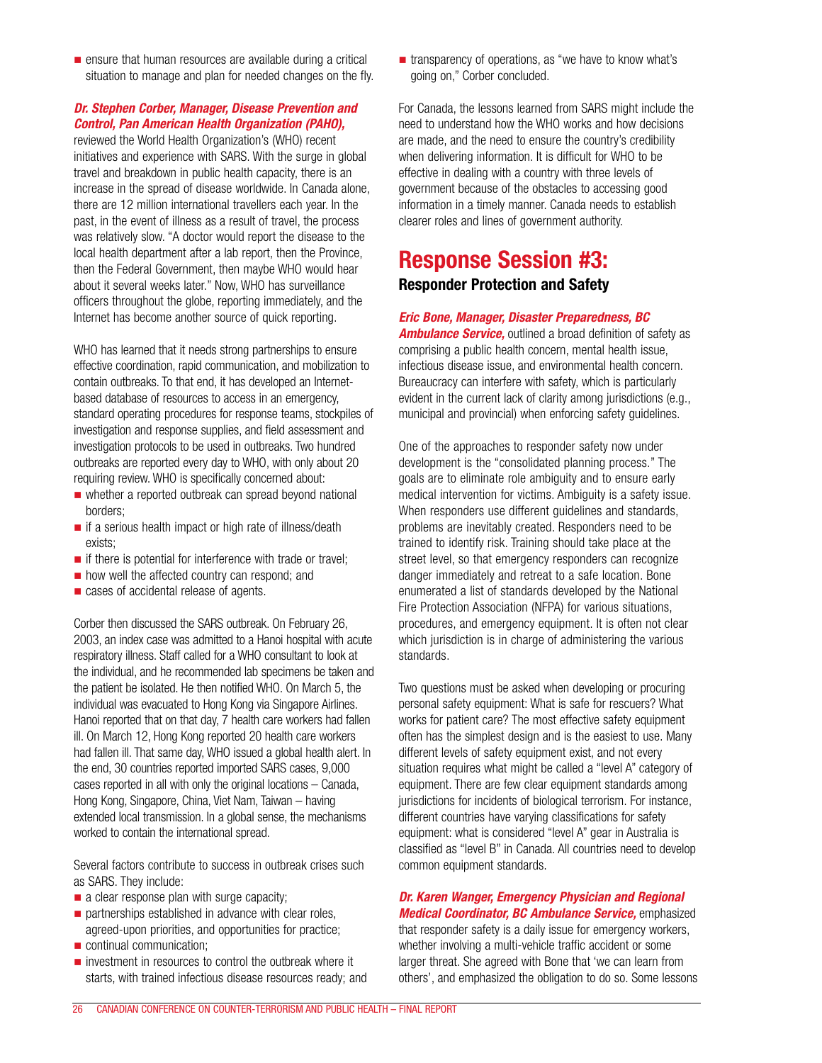- ensure that human resources are available during a critical situation to manage and plan for needed changes on the fly.

***Dr. Stephen Corber, Manager, Disease Prevention and Control, Pan American Health Organization (PAHO),*** reviewed the World Health Organization's (WHO) recent initiatives and experience with SARS. With the surge in global travel and breakdown in public health capacity, there is an increase in the spread of disease worldwide. In Canada alone, there are 12 million international travellers each year. In the past, in the event of illness as a result of travel, the process was relatively slow. "A doctor would report the disease to the local health department after a lab report, then the Province, then the Federal Government, then maybe WHO would hear about it several weeks later." Now, WHO has surveillance officers throughout the globe, reporting immediately, and the Internet has become another source of quick reporting.

WHO has learned that it needs strong partnerships to ensure effective coordination, rapid communication, and mobilization to contain outbreaks. To that end, it has developed an Internet-based database of resources to access in an emergency, standard operating procedures for response teams, stockpiles of investigation and response supplies, and field assessment and investigation protocols to be used in outbreaks. Two hundred outbreaks are reported every day to WHO, with only about 20 requiring review. WHO is specifically concerned about:

- whether a reported outbreak can spread beyond national borders;
- if a serious health impact or high rate of illness/death exists;
- if there is potential for interference with trade or travel;
- how well the affected country can respond; and
- cases of accidental release of agents.

Corber then discussed the SARS outbreak. On February 26, 2003, an index case was admitted to a Hanoi hospital with acute respiratory illness. Staff called for a WHO consultant to look at the individual, and he recommended lab specimens be taken and the patient be isolated. He then notified WHO. On March 5, the individual was evacuated to Hong Kong via Singapore Airlines. Hanoi reported that on that day, 7 health care workers had fallen ill. On March 12, Hong Kong reported 20 health care workers had fallen ill. That same day, WHO issued a global health alert. In the end, 30 countries reported imported SARS cases, 9,000 cases reported in all with only the original locations – Canada, Hong Kong, Singapore, China, Viet Nam, Taiwan – having extended local transmission. In a global sense, the mechanisms worked to contain the international spread.

Several factors contribute to success in outbreak crises such as SARS. They include:

- a clear response plan with surge capacity;
- partnerships established in advance with clear roles, agreed-upon priorities, and opportunities for practice;
- continual communication;
- investment in resources to control the outbreak where it starts, with trained infectious disease resources ready; and
- transparency of operations, as "we have to know what's going on," Corber concluded.

For Canada, the lessons learned from SARS might include the need to understand how the WHO works and how decisions are made, and the need to ensure the country's credibility when delivering information. It is difficult for WHO to be effective in dealing with a country with three levels of government because of the obstacles to accessing good information in a timely manner. Canada needs to establish clearer roles and lines of government authority.

## Response Session #3:

### Responder Protection and Safety

***Eric Bone, Manager, Disaster Preparedness, BC Ambulance Service,*** outlined a broad definition of safety as comprising a public health concern, mental health issue, infectious disease issue, and environmental health concern. Bureaucracy can interfere with safety, which is particularly evident in the current lack of clarity among jurisdictions (e.g., municipal and provincial) when enforcing safety guidelines.

One of the approaches to responder safety now under development is the "consolidated planning process." The goals are to eliminate role ambiguity and to ensure early medical intervention for victims. Ambiguity is a safety issue. When responders use different guidelines and standards, problems are inevitably created. Responders need to be trained to identify risk. Training should take place at the street level, so that emergency responders can recognize danger immediately and retreat to a safe location. Bone enumerated a list of standards developed by the National Fire Protection Association (NFPA) for various situations, procedures, and emergency equipment. It is often not clear which jurisdiction is in charge of administering the various standards.

Two questions must be asked when developing or procuring personal safety equipment: What is safe for rescuers? What works for patient care? The most effective safety equipment often has the simplest design and is the easiest to use. Many different levels of safety equipment exist, and not every situation requires what might be called a "level A" category of equipment. There are few clear equipment standards among jurisdictions for incidents of biological terrorism. For instance, different countries have varying classifications for safety equipment: what is considered "level A" gear in Australia is classified as "level B" in Canada. All countries need to develop common equipment standards.

***Dr. Karen Wanger, Emergency Physician and Regional Medical Coordinator, BC Ambulance Service,*** emphasized that responder safety is a daily issue for emergency workers, whether involving a multi-vehicle traffic accident or some larger threat. She agreed with Bone that 'we can learn from others', and emphasized the obligation to do so. Some lessons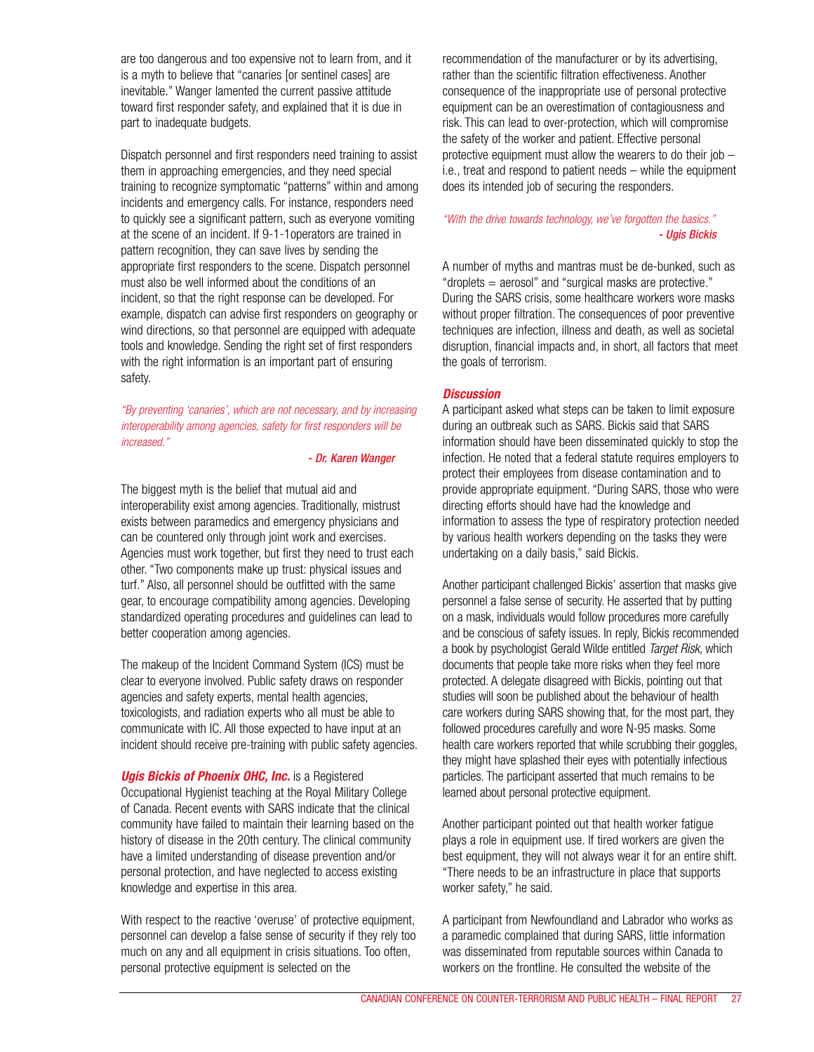are too dangerous and too expensive not to learn from, and it is a myth to believe that "canaries [or sentinel cases] are inevitable." Wanger lamented the current passive attitude toward first responder safety, and explained that it is due in part to inadequate budgets.

Dispatch personnel and first responders need training to assist them in approaching emergencies, and they need special training to recognize symptomatic "patterns" within and among incidents and emergency calls. For instance, responders need to quickly see a significant pattern, such as everyone vomiting at the scene of an incident. If 9-1-1operators are trained in pattern recognition, they can save lives by sending the appropriate first responders to the scene. Dispatch personnel must also be well informed about the conditions of an incident, so that the right response can be developed. For example, dispatch can advise first responders on geography or wind directions, so that personnel are equipped with adequate tools and knowledge. Sending the right set of first responders with the right information is an important part of ensuring safety.

*"By preventing 'canaries', which are not necessary, and by increasing interoperability among agencies, safety for first responders will be increased."*

*- Dr. Karen Wanger*

The biggest myth is the belief that mutual aid and interoperability exist among agencies. Traditionally, mistrust exists between paramedics and emergency physicians and can be countered only through joint work and exercises. Agencies must work together, but first they need to trust each other. "Two components make up trust: physical issues and turf." Also, all personnel should be outfitted with the same gear, to encourage compatibility among agencies. Developing standardized operating procedures and guidelines can lead to better cooperation among agencies.

The makeup of the Incident Command System (ICS) must be clear to everyone involved. Public safety draws on responder agencies and safety experts, mental health agencies, toxicologists, and radiation experts who all must be able to communicate with IC. All those expected to have input at an incident should receive pre-training with public safety agencies.

***Ugis Bickis of Phoenix OHC, Inc.*** is a Registered Occupational Hygienist teaching at the Royal Military College of Canada. Recent events with SARS indicate that the clinical community have failed to maintain their learning based on the history of disease in the 20th century. The clinical community have a limited understanding of disease prevention and/or personal protection, and have neglected to access existing knowledge and expertise in this area.

With respect to the reactive 'overuse' of protective equipment, personnel can develop a false sense of security if they rely too much on any and all equipment in crisis situations. Too often, personal protective equipment is selected on the recommendation of the manufacturer or by its advertising, rather than the scientific filtration effectiveness. Another consequence of the inappropriate use of personal protective equipment can be an overestimation of contagiousness and risk. This can lead to over-protection, which will compromise the safety of the worker and patient. Effective personal protective equipment must allow the wearers to do their job – i.e., treat and respond to patient needs – while the equipment does its intended job of securing the responders.

*"With the drive towards technology, we've forgotten the basics."*

*- Ugis Bickis*

A number of myths and mantras must be de-bunked, such as "droplets = aerosol" and "surgical masks are protective." During the SARS crisis, some healthcare workers wore masks without proper filtration. The consequences of poor preventive techniques are infection, illness and death, as well as societal disruption, financial impacts and, in short, all factors that meet the goals of terrorism.

### *Discussion*

A participant asked what steps can be taken to limit exposure during an outbreak such as SARS. Bickis said that SARS information should have been disseminated quickly to stop the infection. He noted that a federal statute requires employers to protect their employees from disease contamination and to provide appropriate equipment. "During SARS, those who were directing efforts should have had the knowledge and information to assess the type of respiratory protection needed by various health workers depending on the tasks they were undertaking on a daily basis," said Bickis.

Another participant challenged Bickis' assertion that masks give personnel a false sense of security. He asserted that by putting on a mask, individuals would follow procedures more carefully and be conscious of safety issues. In reply, Bickis recommended a book by psychologist Gerald Wilde entitled *Target Risk,* which documents that people take more risks when they feel more protected. A delegate disagreed with Bickis, pointing out that studies will soon be published about the behaviour of health care workers during SARS showing that, for the most part, they followed procedures carefully and wore N-95 masks. Some health care workers reported that while scrubbing their goggles, they might have splashed their eyes with potentially infectious particles. The participant asserted that much remains to be learned about personal protective equipment.

Another participant pointed out that health worker fatigue plays a role in equipment use. If tired workers are given the best equipment, they will not always wear it for an entire shift. "There needs to be an infrastructure in place that supports worker safety," he said.

A participant from Newfoundland and Labrador who works as a paramedic complained that during SARS, little information was disseminated from reputable sources within Canada to workers on the frontline. He consulted the website of the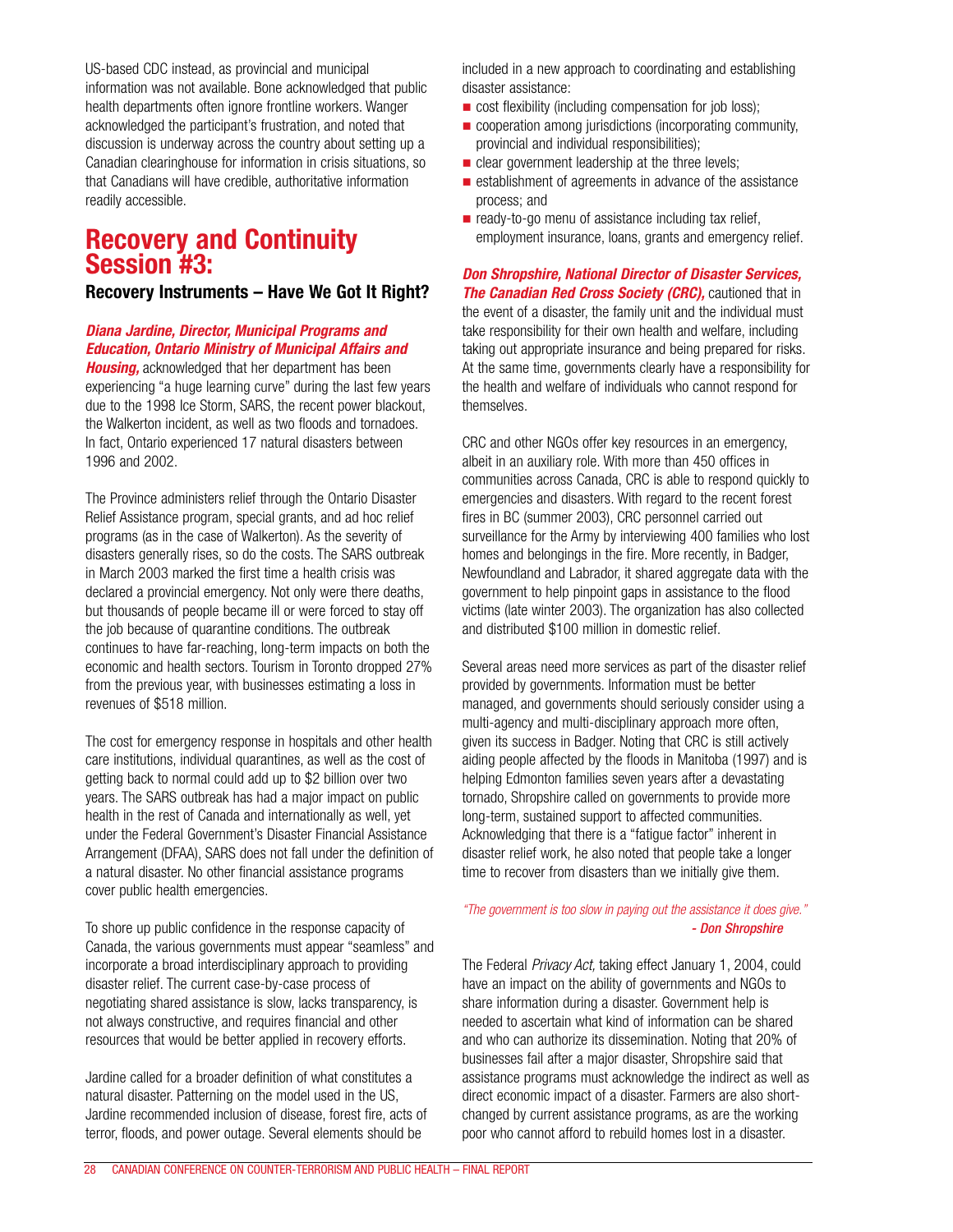US-based CDC instead, as provincial and municipal information was not available. Bone acknowledged that public health departments often ignore frontline workers. Wanger acknowledged the participant's frustration, and noted that discussion is underway across the country about setting up a Canadian clearinghouse for information in crisis situations, so that Canadians will have credible, authoritative information readily accessible.

## Recovery and Continuity Session #3:

### Recovery Instruments – Have We Got It Right?

***Diana Jardine, Director, Municipal Programs and Education, Ontario Ministry of Municipal Affairs and Housing,*** acknowledged that her department has been experiencing "a huge learning curve" during the last few years due to the 1998 Ice Storm, SARS, the recent power blackout, the Walkerton incident, as well as two floods and tornadoes. In fact, Ontario experienced 17 natural disasters between 1996 and 2002.

The Province administers relief through the Ontario Disaster Relief Assistance program, special grants, and ad hoc relief programs (as in the case of Walkerton). As the severity of disasters generally rises, so do the costs. The SARS outbreak in March 2003 marked the first time a health crisis was declared a provincial emergency. Not only were there deaths, but thousands of people became ill or were forced to stay off the job because of quarantine conditions. The outbreak continues to have far-reaching, long-term impacts on both the economic and health sectors. Tourism in Toronto dropped 27% from the previous year, with businesses estimating a loss in revenues of $518 million.

The cost for emergency response in hospitals and other health care institutions, individual quarantines, as well as the cost of getting back to normal could add up to $2 billion over two years. The SARS outbreak has had a major impact on public health in the rest of Canada and internationally as well, yet under the Federal Government's Disaster Financial Assistance Arrangement (DFAA), SARS does not fall under the definition of a natural disaster. No other financial assistance programs cover public health emergencies.

To shore up public confidence in the response capacity of Canada, the various governments must appear "seamless" and incorporate a broad interdisciplinary approach to providing disaster relief. The current case-by-case process of negotiating shared assistance is slow, lacks transparency, is not always constructive, and requires financial and other resources that would be better applied in recovery efforts.

Jardine called for a broader definition of what constitutes a natural disaster. Patterning on the model used in the US, Jardine recommended inclusion of disease, forest fire, acts of terror, floods, and power outage. Several elements should be included in a new approach to coordinating and establishing disaster assistance:

- cost flexibility (including compensation for job loss);
- cooperation among jurisdictions (incorporating community, provincial and individual responsibilities);
- clear government leadership at the three levels;
- establishment of agreements in advance of the assistance process; and
- ready-to-go menu of assistance including tax relief, employment insurance, loans, grants and emergency relief.

***Don Shropshire, National Director of Disaster Services, The Canadian Red Cross Society (CRC),*** cautioned that in the event of a disaster, the family unit and the individual must take responsibility for their own health and welfare, including taking out appropriate insurance and being prepared for risks. At the same time, governments clearly have a responsibility for the health and welfare of individuals who cannot respond for themselves.

CRC and other NGOs offer key resources in an emergency, albeit in an auxiliary role. With more than 450 offices in communities across Canada, CRC is able to respond quickly to emergencies and disasters. With regard to the recent forest fires in BC (summer 2003), CRC personnel carried out surveillance for the Army by interviewing 400 families who lost homes and belongings in the fire. More recently, in Badger, Newfoundland and Labrador, it shared aggregate data with the government to help pinpoint gaps in assistance to the flood victims (late winter 2003). The organization has also collected and distributed $100 million in domestic relief.

Several areas need more services as part of the disaster relief provided by governments. Information must be better managed, and governments should seriously consider using a multi-agency and multi-disciplinary approach more often, given its success in Badger. Noting that CRC is still actively aiding people affected by the floods in Manitoba (1997) and is helping Edmonton families seven years after a devastating tornado, Shropshire called on governments to provide more long-term, sustained support to affected communities. Acknowledging that there is a "fatigue factor" inherent in disaster relief work, he also noted that people take a longer time to recover from disasters than we initially give them.

*"The government is too slow in paying out the assistance it does give."*
***- Don Shropshire***

The Federal *Privacy Act,* taking effect January 1, 2004, could have an impact on the ability of governments and NGOs to share information during a disaster. Government help is needed to ascertain what kind of information can be shared and who can authorize its dissemination. Noting that 20% of businesses fail after a major disaster, Shropshire said that assistance programs must acknowledge the indirect as well as direct economic impact of a disaster. Farmers are also short-changed by current assistance programs, as are the working poor who cannot afford to rebuild homes lost in a disaster.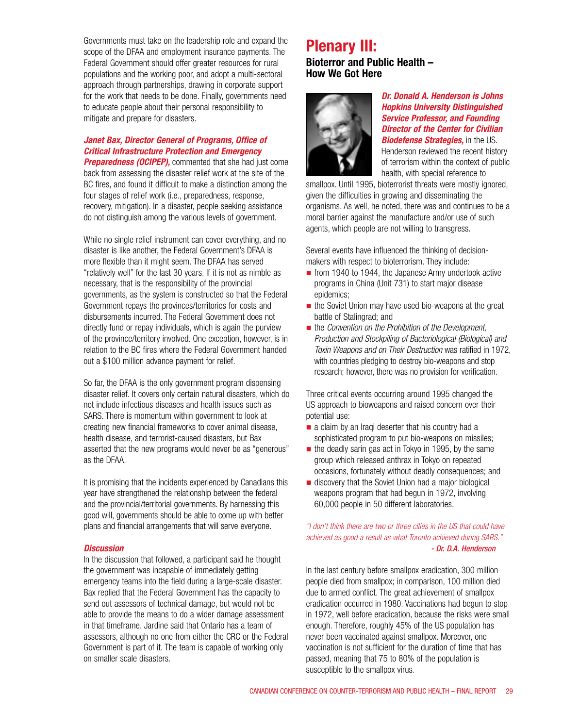Governments must take on the leadership role and expand the scope of the DFAA and employment insurance payments. The Federal Government should offer greater resources for rural populations and the working poor, and adopt a multi-sectoral approach through partnerships, drawing in corporate support for the work that needs to be done. Finally, governments need to educate people about their personal responsibility to mitigate and prepare for disasters.

***Janet Bax, Director General of Programs, Office of Critical Infrastructure Protection and Emergency Preparedness (OCIPEP),*** commented that she had just come back from assessing the disaster relief work at the site of the BC fires, and found it difficult to make a distinction among the four stages of relief work (i.e., preparedness, response, recovery, mitigation). In a disaster, people seeking assistance do not distinguish among the various levels of government.

While no single relief instrument can cover everything, and no disaster is like another, the Federal Government's DFAA is more flexible than it might seem. The DFAA has served "relatively well" for the last 30 years. If it is not as nimble as necessary, that is the responsibility of the provincial governments, as the system is constructed so that the Federal Government repays the provinces/territories for costs and disbursements incurred. The Federal Government does not directly fund or repay individuals, which is again the purview of the province/territory involved. One exception, however, is in relation to the BC fires where the Federal Government handed out a $100 million advance payment for relief.

So far, the DFAA is the only government program dispensing disaster relief. It covers only certain natural disasters, which do not include infectious diseases and health issues such as SARS. There is momentum within government to look at creating new financial frameworks to cover animal disease, health disease, and terrorist-caused disasters, but Bax asserted that the new programs would never be as "generous" as the DFAA.

It is promising that the incidents experienced by Canadians this year have strengthened the relationship between the federal and the provincial/territorial governments. By harnessing this good will, governments should be able to come up with better plans and financial arrangements that will serve everyone.

***Discussion***

In the discussion that followed, a participant said he thought the government was incapable of immediately getting emergency teams into the field during a large-scale disaster. Bax replied that the Federal Government has the capacity to send out assessors of technical damage, but would not be able to provide the means to do a wider damage assessment in that timeframe. Jardine said that Ontario has a team of assessors, although no one from either the CRC or the Federal Government is part of it. The team is capable of working only on smaller scale disasters.

# Plenary III:

## Bioterror and Public Health – How We Got Here

***Dr. Donald A. Henderson is Johns Hopkins University Distinguished Service Professor, and Founding Director of the Center for Civilian Biodefense Strategies,*** in the US. Henderson reviewed the recent history of terrorism within the context of public health, with special reference to smallpox. Until 1995, bioterrorist threats were mostly ignored, given the difficulties in growing and disseminating the organisms. As well, he noted, there was and continues to be a moral barrier against the manufacture and/or use of such agents, which people are not willing to transgress.

Several events have influenced the thinking of decision-makers with respect to bioterrorism. They include:

- from 1940 to 1944, the Japanese Army undertook active programs in China (Unit 731) to start major disease epidemics;
- the Soviet Union may have used bio-weapons at the great battle of Stalingrad; and
- the *Convention on the Prohibition of the Development, Production and Stockpiling of Bacteriological (Biological) and Toxin Weapons and on Their Destruction* was ratified in 1972, with countries pledging to destroy bio-weapons and stop research; however, there was no provision for verification.

Three critical events occurring around 1995 changed the US approach to bioweapons and raised concern over their potential use:

- a claim by an Iraqi deserter that his country had a sophisticated program to put bio-weapons on missiles;
- the deadly sarin gas act in Tokyo in 1995, by the same group which released anthrax in Tokyo on repeated occasions, fortunately without deadly consequences; and
- discovery that the Soviet Union had a major biological weapons program that had begun in 1972, involving 60,000 people in 50 different laboratories.

*"I don't think there are two or three cities in the US that could have achieved as good a result as what Toronto achieved during SARS."*
***- Dr. D.A. Henderson***

In the last century before smallpox eradication, 300 million people died from smallpox; in comparison, 100 million died due to armed conflict. The great achievement of smallpox eradication occurred in 1980. Vaccinations had begun to stop in 1972, well before eradication, because the risks were small enough. Therefore, roughly 45% of the US population has never been vaccinated against smallpox. Moreover, one vaccination is not sufficient for the duration of time that has passed, meaning that 75 to 80% of the population is susceptible to the smallpox virus.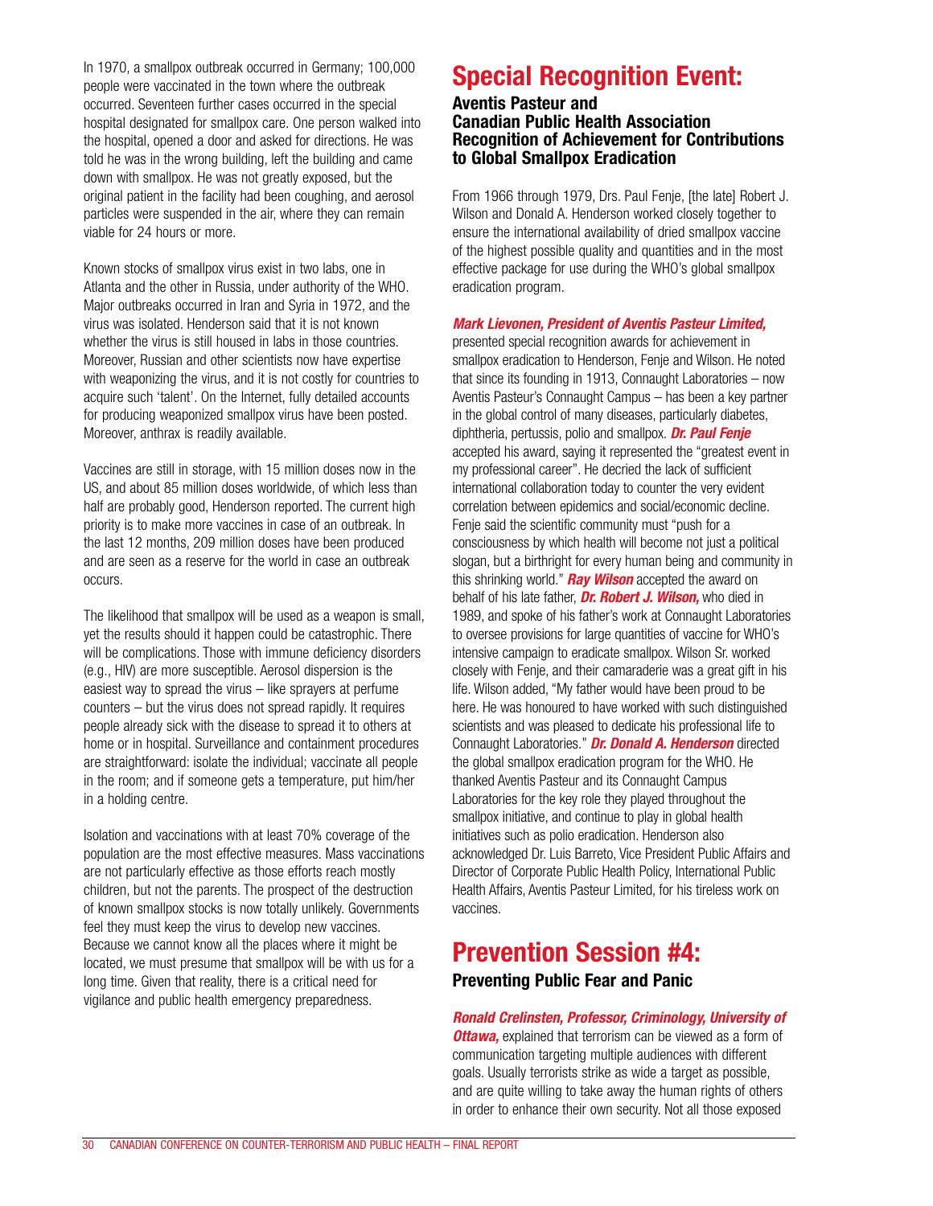In 1970, a smallpox outbreak occurred in Germany; 100,000 people were vaccinated in the town where the outbreak occurred. Seventeen further cases occurred in the special hospital designated for smallpox care. One person walked into the hospital, opened a door and asked for directions. He was told he was in the wrong building, left the building and came down with smallpox. He was not greatly exposed, but the original patient in the facility had been coughing, and aerosol particles were suspended in the air, where they can remain viable for 24 hours or more.

Known stocks of smallpox virus exist in two labs, one in Atlanta and the other in Russia, under authority of the WHO. Major outbreaks occurred in Iran and Syria in 1972, and the virus was isolated. Henderson said that it is not known whether the virus is still housed in labs in those countries. Moreover, Russian and other scientists now have expertise with weaponizing the virus, and it is not costly for countries to acquire such 'talent'. On the Internet, fully detailed accounts for producing weaponized smallpox virus have been posted. Moreover, anthrax is readily available.

Vaccines are still in storage, with 15 million doses now in the US, and about 85 million doses worldwide, of which less than half are probably good, Henderson reported. The current high priority is to make more vaccines in case of an outbreak. In the last 12 months, 209 million doses have been produced and are seen as a reserve for the world in case an outbreak occurs.

The likelihood that smallpox will be used as a weapon is small, yet the results should it happen could be catastrophic. There will be complications. Those with immune deficiency disorders (e.g., HIV) are more susceptible. Aerosol dispersion is the easiest way to spread the virus – like sprayers at perfume counters – but the virus does not spread rapidly. It requires people already sick with the disease to spread it to others at home or in hospital. Surveillance and containment procedures are straightforward: isolate the individual; vaccinate all people in the room; and if someone gets a temperature, put him/her in a holding centre.

Isolation and vaccinations with at least 70% coverage of the population are the most effective measures. Mass vaccinations are not particularly effective as those efforts reach mostly children, but not the parents. The prospect of the destruction of known smallpox stocks is now totally unlikely. Governments feel they must keep the virus to develop new vaccines. Because we cannot know all the places where it might be located, we must presume that smallpox will be with us for a long time. Given that reality, there is a critical need for vigilance and public health emergency preparedness.

# Special Recognition Event:

### Aventis Pasteur and Canadian Public Health Association Recognition of Achievement for Contributions to Global Smallpox Eradication

From 1966 through 1979, Drs. Paul Fenje, [the late] Robert J. Wilson and Donald A. Henderson worked closely together to ensure the international availability of dried smallpox vaccine of the highest possible quality and quantities and in the most effective package for use during the WHO's global smallpox eradication program.

***Mark Lievonen, President of Aventis Pasteur Limited,*** presented special recognition awards for achievement in smallpox eradication to Henderson, Fenje and Wilson. He noted that since its founding in 1913, Connaught Laboratories – now Aventis Pasteur's Connaught Campus – has been a key partner in the global control of many diseases, particularly diabetes, diphtheria, pertussis, polio and smallpox. ***Dr. Paul Fenje*** accepted his award, saying it represented the "greatest event in my professional career". He decried the lack of sufficient international collaboration today to counter the very evident correlation between epidemics and social/economic decline. Fenje said the scientific community must "push for a consciousness by which health will become not just a political slogan, but a birthright for every human being and community in this shrinking world." ***Ray Wilson*** accepted the award on behalf of his late father, ***Dr. Robert J. Wilson,*** who died in 1989, and spoke of his father's work at Connaught Laboratories to oversee provisions for large quantities of vaccine for WHO's intensive campaign to eradicate smallpox. Wilson Sr. worked closely with Fenje, and their camaraderie was a great gift in his life. Wilson added, "My father would have been proud to be here. He was honoured to have worked with such distinguished scientists and was pleased to dedicate his professional life to Connaught Laboratories." ***Dr. Donald A. Henderson*** directed the global smallpox eradication program for the WHO. He thanked Aventis Pasteur and its Connaught Campus Laboratories for the key role they played throughout the smallpox initiative, and continue to play in global health initiatives such as polio eradication. Henderson also acknowledged Dr. Luis Barreto, Vice President Public Affairs and Director of Corporate Public Health Policy, International Public Health Affairs, Aventis Pasteur Limited, for his tireless work on vaccines.

# Prevention Session #4:

### Preventing Public Fear and Panic

***Ronald Crelinsten, Professor, Criminology, University of Ottawa,*** explained that terrorism can be viewed as a form of communication targeting multiple audiences with different goals. Usually terrorists strike as wide a target as possible, and are quite willing to take away the human rights of others in order to enhance their own security. Not all those exposed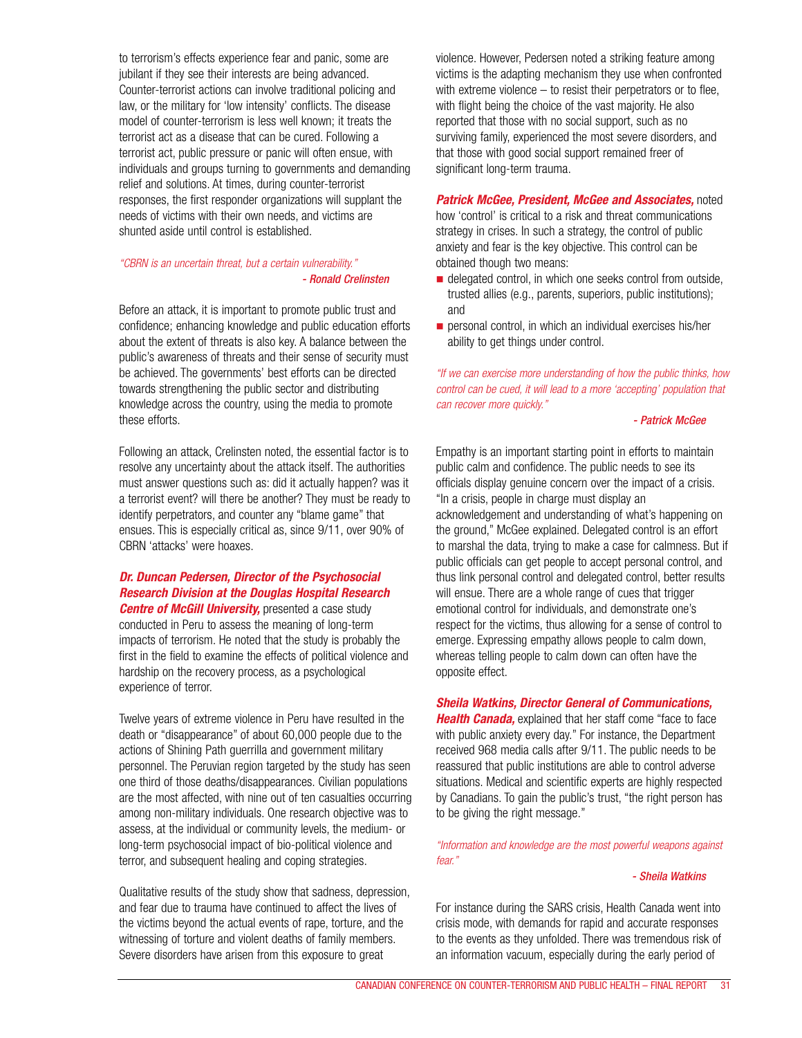to terrorism's effects experience fear and panic, some are jubilant if they see their interests are being advanced. Counter-terrorist actions can involve traditional policing and law, or the military for 'low intensity' conflicts. The disease model of counter-terrorism is less well known; it treats the terrorist act as a disease that can be cured. Following a terrorist act, public pressure or panic will often ensue, with individuals and groups turning to governments and demanding relief and solutions. At times, during counter-terrorist responses, the first responder organizations will supplant the needs of victims with their own needs, and victims are shunted aside until control is established.

*"CBRN is an uncertain threat, but a certain vulnerability."*
*- Ronald Crelinsten*

Before an attack, it is important to promote public trust and confidence; enhancing knowledge and public education efforts about the extent of threats is also key. A balance between the public's awareness of threats and their sense of security must be achieved. The governments' best efforts can be directed towards strengthening the public sector and distributing knowledge across the country, using the media to promote these efforts.

Following an attack, Crelinsten noted, the essential factor is to resolve any uncertainty about the attack itself. The authorities must answer questions such as: did it actually happen? was it a terrorist event? will there be another? They must be ready to identify perpetrators, and counter any "blame game" that ensues. This is especially critical as, since 9/11, over 90% of CBRN 'attacks' were hoaxes.

***Dr. Duncan Pedersen, Director of the Psychosocial Research Division at the Douglas Hospital Research Centre of McGill University,*** presented a case study conducted in Peru to assess the meaning of long-term impacts of terrorism. He noted that the study is probably the first in the field to examine the effects of political violence and hardship on the recovery process, as a psychological experience of terror.

Twelve years of extreme violence in Peru have resulted in the death or "disappearance" of about 60,000 people due to the actions of Shining Path guerrilla and government military personnel. The Peruvian region targeted by the study has seen one third of those deaths/disappearances. Civilian populations are the most affected, with nine out of ten casualties occurring among non-military individuals. One research objective was to assess, at the individual or community levels, the medium- or long-term psychosocial impact of bio-political violence and terror, and subsequent healing and coping strategies.

Qualitative results of the study show that sadness, depression, and fear due to trauma have continued to affect the lives of the victims beyond the actual events of rape, torture, and the witnessing of torture and violent deaths of family members. Severe disorders have arisen from this exposure to great violence. However, Pedersen noted a striking feature among victims is the adapting mechanism they use when confronted with extreme violence – to resist their perpetrators or to flee, with flight being the choice of the vast majority. He also reported that those with no social support, such as no surviving family, experienced the most severe disorders, and that those with good social support remained freer of significant long-term trauma.

***Patrick McGee, President, McGee and Associates,*** noted how 'control' is critical to a risk and threat communications strategy in crises. In such a strategy, the control of public anxiety and fear is the key objective. This control can be obtained though two means:

- delegated control, in which one seeks control from outside, trusted allies (e.g., parents, superiors, public institutions); and
- personal control, in which an individual exercises his/her ability to get things under control.

*"If we can exercise more understanding of how the public thinks, how control can be cued, it will lead to a more 'accepting' population that can recover more quickly."*
*- Patrick McGee*

Empathy is an important starting point in efforts to maintain public calm and confidence. The public needs to see its officials display genuine concern over the impact of a crisis. "In a crisis, people in charge must display an acknowledgement and understanding of what's happening on the ground," McGee explained. Delegated control is an effort to marshal the data, trying to make a case for calmness. But if public officials can get people to accept personal control, and thus link personal control and delegated control, better results will ensue. There are a whole range of cues that trigger emotional control for individuals, and demonstrate one's respect for the victims, thus allowing for a sense of control to emerge. Expressing empathy allows people to calm down, whereas telling people to calm down can often have the opposite effect.

***Sheila Watkins, Director General of Communications, Health Canada,*** explained that her staff come "face to face with public anxiety every day." For instance, the Department received 968 media calls after 9/11. The public needs to be reassured that public institutions are able to control adverse situations. Medical and scientific experts are highly respected by Canadians. To gain the public's trust, "the right person has to be giving the right message."

*"Information and knowledge are the most powerful weapons against fear."*
*- Sheila Watkins*

For instance during the SARS crisis, Health Canada went into crisis mode, with demands for rapid and accurate responses to the events as they unfolded. There was tremendous risk of an information vacuum, especially during the early period of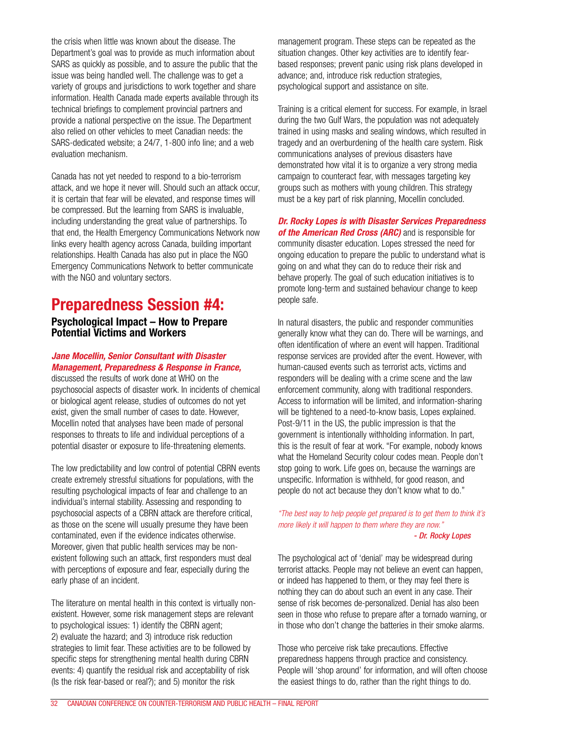the crisis when little was known about the disease. The Department's goal was to provide as much information about SARS as quickly as possible, and to assure the public that the issue was being handled well. The challenge was to get a variety of groups and jurisdictions to work together and share information. Health Canada made experts available through its technical briefings to complement provincial partners and provide a national perspective on the issue. The Department also relied on other vehicles to meet Canadian needs: the SARS-dedicated website; a 24/7, 1-800 info line; and a web evaluation mechanism.

Canada has not yet needed to respond to a bio-terrorism attack, and we hope it never will. Should such an attack occur, it is certain that fear will be elevated, and response times will be compressed. But the learning from SARS is invaluable, including understanding the great value of partnerships. To that end, the Health Emergency Communications Network now links every health agency across Canada, building important relationships. Health Canada has also put in place the NGO Emergency Communications Network to better communicate with the NGO and voluntary sectors.

# Preparedness Session #4:

## Psychological Impact – How to Prepare Potential Victims and Workers

***Jane Mocellin, Senior Consultant with Disaster Management, Preparedness & Response in France,*** discussed the results of work done at WHO on the psychosocial aspects of disaster work. In incidents of chemical or biological agent release, studies of outcomes do not yet exist, given the small number of cases to date. However, Mocellin noted that analyses have been made of personal responses to threats to life and individual perceptions of a potential disaster or exposure to life-threatening elements.

The low predictability and low control of potential CBRN events create extremely stressful situations for populations, with the resulting psychological impacts of fear and challenge to an individual's internal stability. Assessing and responding to psychosocial aspects of a CBRN attack are therefore critical, as those on the scene will usually presume they have been contaminated, even if the evidence indicates otherwise. Moreover, given that public health services may be non-existent following such an attack, first responders must deal with perceptions of exposure and fear, especially during the early phase of an incident.

The literature on mental health in this context is virtually non-existent. However, some risk management steps are relevant to psychological issues: 1) identify the CBRN agent; 2) evaluate the hazard; and 3) introduce risk reduction strategies to limit fear. These activities are to be followed by specific steps for strengthening mental health during CBRN events: 4) quantify the residual risk and acceptability of risk (Is the risk fear-based or real?); and 5) monitor the risk management program. These steps can be repeated as the situation changes. Other key activities are to identify fear-based responses; prevent panic using risk plans developed in advance; and, introduce risk reduction strategies, psychological support and assistance on site.

Training is a critical element for success. For example, in Israel during the two Gulf Wars, the population was not adequately trained in using masks and sealing windows, which resulted in tragedy and an overburdening of the health care system. Risk communications analyses of previous disasters have demonstrated how vital it is to organize a very strong media campaign to counteract fear, with messages targeting key groups such as mothers with young children. This strategy must be a key part of risk planning, Mocellin concluded.

***Dr. Rocky Lopes is with Disaster Services Preparedness of the American Red Cross (ARC)*** and is responsible for community disaster education. Lopes stressed the need for ongoing education to prepare the public to understand what is going on and what they can do to reduce their risk and behave properly. The goal of such education initiatives is to promote long-term and sustained behaviour change to keep people safe.

In natural disasters, the public and responder communities generally know what they can do. There will be warnings, and often identification of where an event will happen. Traditional response services are provided after the event. However, with human-caused events such as terrorist acts, victims and responders will be dealing with a crime scene and the law enforcement community, along with traditional responders. Access to information will be limited, and information-sharing will be tightened to a need-to-know basis, Lopes explained. Post-9/11 in the US, the public impression is that the government is intentionally withholding information. In part, this is the result of fear at work. "For example, nobody knows what the Homeland Security colour codes mean. People don't stop going to work. Life goes on, because the warnings are unspecific. Information is withheld, for good reason, and people do not act because they don't know what to do."

*"The best way to help people get prepared is to get them to think it's more likely it will happen to them where they are now."*
***- Dr. Rocky Lopes***

The psychological act of 'denial' may be widespread during terrorist attacks. People may not believe an event can happen, or indeed has happened to them, or they may feel there is nothing they can do about such an event in any case. Their sense of risk becomes de-personalized. Denial has also been seen in those who refuse to prepare after a tornado warning, or in those who don't change the batteries in their smoke alarms.

Those who perceive risk take precautions. Effective preparedness happens through practice and consistency. People will 'shop around' for information, and will often choose the easiest things to do, rather than the right things to do.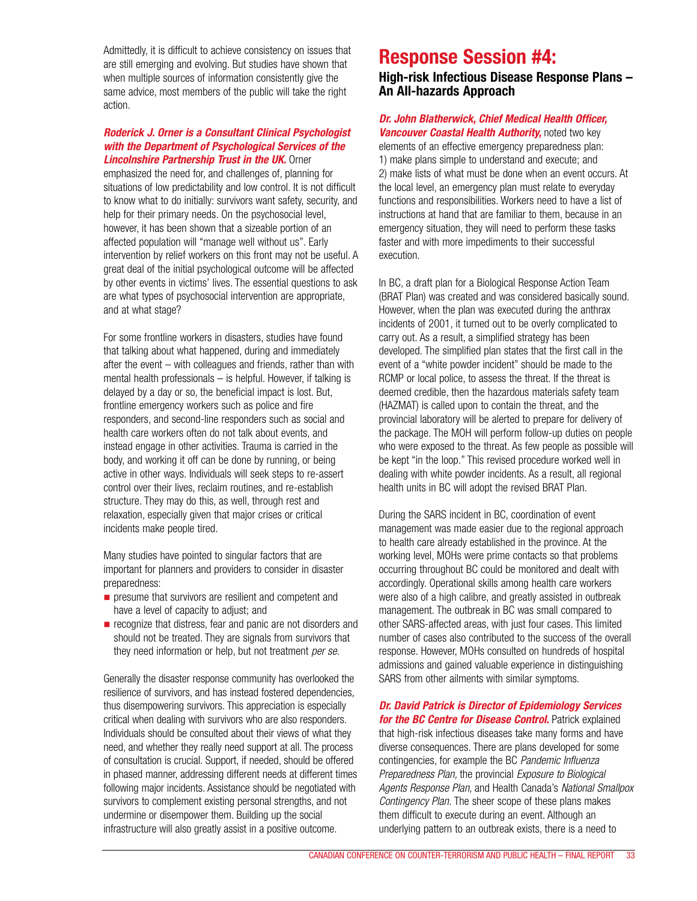Admittedly, it is difficult to achieve consistency on issues that are still emerging and evolving. But studies have shown that when multiple sources of information consistently give the same advice, most members of the public will take the right action.

***Roderick J. Orner is a Consultant Clinical Psychologist with the Department of Psychological Services of the Lincolnshire Partnership Trust in the UK.*** Orner emphasized the need for, and challenges of, planning for situations of low predictability and low control. It is not difficult to know what to do initially: survivors want safety, security, and help for their primary needs. On the psychosocial level, however, it has been shown that a sizeable portion of an affected population will "manage well without us". Early intervention by relief workers on this front may not be useful. A great deal of the initial psychological outcome will be affected by other events in victims' lives. The essential questions to ask are what types of psychosocial intervention are appropriate, and at what stage?

For some frontline workers in disasters, studies have found that talking about what happened, during and immediately after the event – with colleagues and friends, rather than with mental health professionals – is helpful. However, if talking is delayed by a day or so, the beneficial impact is lost. But, frontline emergency workers such as police and fire responders, and second-line responders such as social and health care workers often do not talk about events, and instead engage in other activities. Trauma is carried in the body, and working it off can be done by running, or being active in other ways. Individuals will seek steps to re-assert control over their lives, reclaim routines, and re-establish structure. They may do this, as well, through rest and relaxation, especially given that major crises or critical incidents make people tired.

Many studies have pointed to singular factors that are important for planners and providers to consider in disaster preparedness:

- presume that survivors are resilient and competent and have a level of capacity to adjust; and
- recognize that distress, fear and panic are not disorders and should not be treated. They are signals from survivors that they need information or help, but not treatment *per se*.

Generally the disaster response community has overlooked the resilience of survivors, and has instead fostered dependencies, thus disempowering survivors. This appreciation is especially critical when dealing with survivors who are also responders. Individuals should be consulted about their views of what they need, and whether they really need support at all. The process of consultation is crucial. Support, if needed, should be offered in phased manner, addressing different needs at different times following major incidents. Assistance should be negotiated with survivors to complement existing personal strengths, and not undermine or disempower them. Building up the social infrastructure will also greatly assist in a positive outcome.

# Response Session #4:

## High-risk Infectious Disease Response Plans – An All-hazards Approach

***Dr. John Blatherwick, Chief Medical Health Officer, Vancouver Coastal Health Authority,*** noted two key elements of an effective emergency preparedness plan: 1) make plans simple to understand and execute; and 2) make lists of what must be done when an event occurs. At the local level, an emergency plan must relate to everyday functions and responsibilities. Workers need to have a list of instructions at hand that are familiar to them, because in an emergency situation, they will need to perform these tasks faster and with more impediments to their successful execution.

In BC, a draft plan for a Biological Response Action Team (BRAT Plan) was created and was considered basically sound. However, when the plan was executed during the anthrax incidents of 2001, it turned out to be overly complicated to carry out. As a result, a simplified strategy has been developed. The simplified plan states that the first call in the event of a "white powder incident" should be made to the RCMP or local police, to assess the threat. If the threat is deemed credible, then the hazardous materials safety team (HAZMAT) is called upon to contain the threat, and the provincial laboratory will be alerted to prepare for delivery of the package. The MOH will perform follow-up duties on people who were exposed to the threat. As few people as possible will be kept "in the loop." This revised procedure worked well in dealing with white powder incidents. As a result, all regional health units in BC will adopt the revised BRAT Plan.

During the SARS incident in BC, coordination of event management was made easier due to the regional approach to health care already established in the province. At the working level, MOHs were prime contacts so that problems occurring throughout BC could be monitored and dealt with accordingly. Operational skills among health care workers were also of a high calibre, and greatly assisted in outbreak management. The outbreak in BC was small compared to other SARS-affected areas, with just four cases. This limited number of cases also contributed to the success of the overall response. However, MOHs consulted on hundreds of hospital admissions and gained valuable experience in distinguishing SARS from other ailments with similar symptoms.

***Dr. David Patrick is Director of Epidemiology Services for the BC Centre for Disease Control.*** Patrick explained that high-risk infectious diseases take many forms and have diverse consequences. There are plans developed for some contingencies, for example the BC *Pandemic Influenza Preparedness Plan,* the provincial *Exposure to Biological Agents Response Plan,* and Health Canada's *National Smallpox Contingency Plan.* The sheer scope of these plans makes them difficult to execute during an event. Although an underlying pattern to an outbreak exists, there is a need to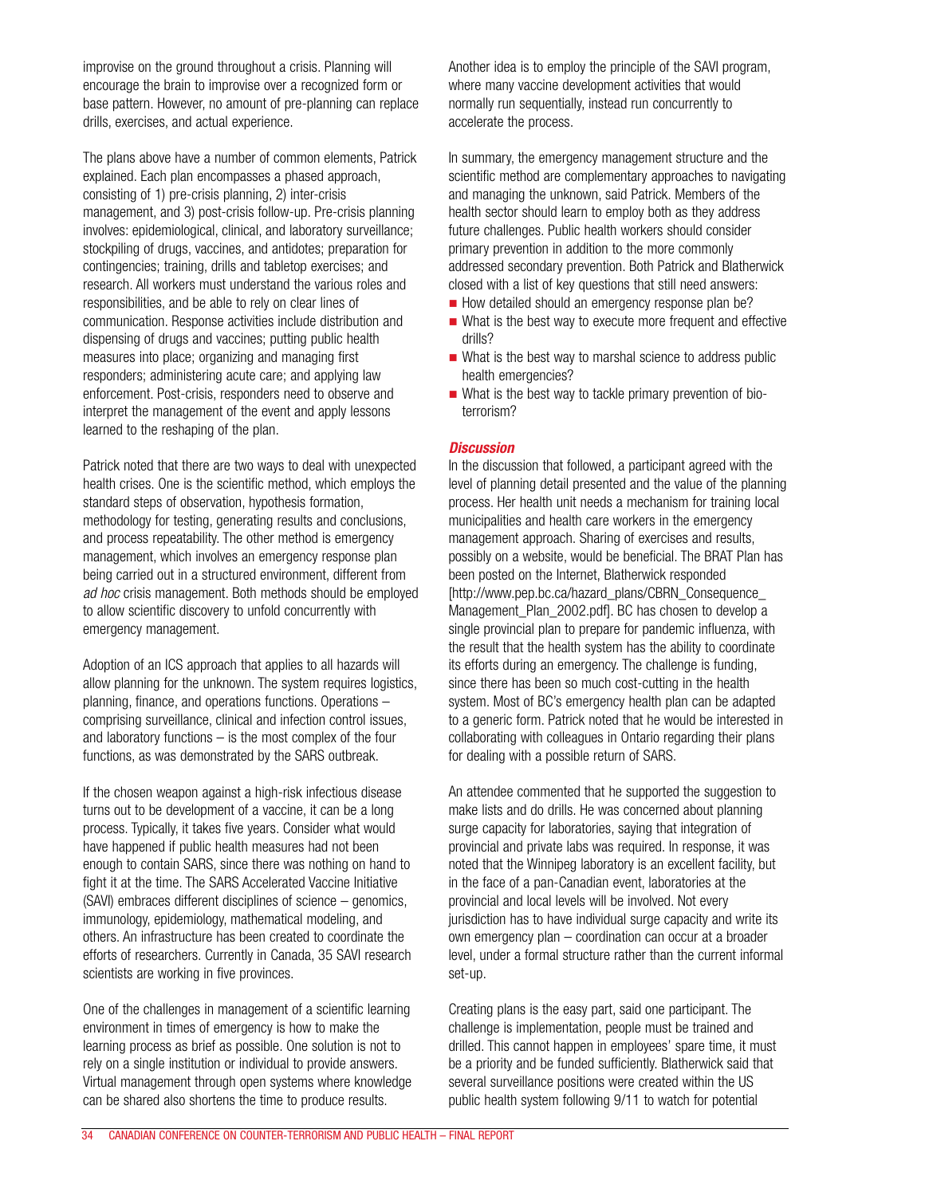improvise on the ground throughout a crisis. Planning will encourage the brain to improvise over a recognized form or base pattern. However, no amount of pre-planning can replace drills, exercises, and actual experience.

The plans above have a number of common elements, Patrick explained. Each plan encompasses a phased approach, consisting of 1) pre-crisis planning, 2) inter-crisis management, and 3) post-crisis follow-up. Pre-crisis planning involves: epidemiological, clinical, and laboratory surveillance; stockpiling of drugs, vaccines, and antidotes; preparation for contingencies; training, drills and tabletop exercises; and research. All workers must understand the various roles and responsibilities, and be able to rely on clear lines of communication. Response activities include distribution and dispensing of drugs and vaccines; putting public health measures into place; organizing and managing first responders; administering acute care; and applying law enforcement. Post-crisis, responders need to observe and interpret the management of the event and apply lessons learned to the reshaping of the plan.

Patrick noted that there are two ways to deal with unexpected health crises. One is the scientific method, which employs the standard steps of observation, hypothesis formation, methodology for testing, generating results and conclusions, and process repeatability. The other method is emergency management, which involves an emergency response plan being carried out in a structured environment, different from *ad hoc* crisis management. Both methods should be employed to allow scientific discovery to unfold concurrently with emergency management.

Adoption of an ICS approach that applies to all hazards will allow planning for the unknown. The system requires logistics, planning, finance, and operations functions. Operations – comprising surveillance, clinical and infection control issues, and laboratory functions – is the most complex of the four functions, as was demonstrated by the SARS outbreak.

If the chosen weapon against a high-risk infectious disease turns out to be development of a vaccine, it can be a long process. Typically, it takes five years. Consider what would have happened if public health measures had not been enough to contain SARS, since there was nothing on hand to fight it at the time. The SARS Accelerated Vaccine Initiative (SAVI) embraces different disciplines of science – genomics, immunology, epidemiology, mathematical modeling, and others. An infrastructure has been created to coordinate the efforts of researchers. Currently in Canada, 35 SAVI research scientists are working in five provinces.

One of the challenges in management of a scientific learning environment in times of emergency is how to make the learning process as brief as possible. One solution is not to rely on a single institution or individual to provide answers. Virtual management through open systems where knowledge can be shared also shortens the time to produce results.

Another idea is to employ the principle of the SAVI program, where many vaccine development activities that would normally run sequentially, instead run concurrently to accelerate the process.

In summary, the emergency management structure and the scientific method are complementary approaches to navigating and managing the unknown, said Patrick. Members of the health sector should learn to employ both as they address future challenges. Public health workers should consider primary prevention in addition to the more commonly addressed secondary prevention. Both Patrick and Blatherwick closed with a list of key questions that still need answers:

- How detailed should an emergency response plan be?
- What is the best way to execute more frequent and effective drills?
- What is the best way to marshal science to address public health emergencies?
- What is the best way to tackle primary prevention of bio-terrorism?

### *Discussion*

In the discussion that followed, a participant agreed with the level of planning detail presented and the value of the planning process. Her health unit needs a mechanism for training local municipalities and health care workers in the emergency management approach. Sharing of exercises and results, possibly on a website, would be beneficial. The BRAT Plan has been posted on the Internet, Blatherwick responded [http://www.pep.bc.ca/hazard_plans/CBRN_Consequence_Management_Plan_2002.pdf]. BC has chosen to develop a single provincial plan to prepare for pandemic influenza, with the result that the health system has the ability to coordinate its efforts during an emergency. The challenge is funding, since there has been so much cost-cutting in the health system. Most of BC's emergency health plan can be adapted to a generic form. Patrick noted that he would be interested in collaborating with colleagues in Ontario regarding their plans for dealing with a possible return of SARS.

An attendee commented that he supported the suggestion to make lists and do drills. He was concerned about planning surge capacity for laboratories, saying that integration of provincial and private labs was required. In response, it was noted that the Winnipeg laboratory is an excellent facility, but in the face of a pan-Canadian event, laboratories at the provincial and local levels will be involved. Not every jurisdiction has to have individual surge capacity and write its own emergency plan – coordination can occur at a broader level, under a formal structure rather than the current informal set-up.

Creating plans is the easy part, said one participant. The challenge is implementation, people must be trained and drilled. This cannot happen in employees' spare time, it must be a priority and be funded sufficiently. Blatherwick said that several surveillance positions were created within the US public health system following 9/11 to watch for potential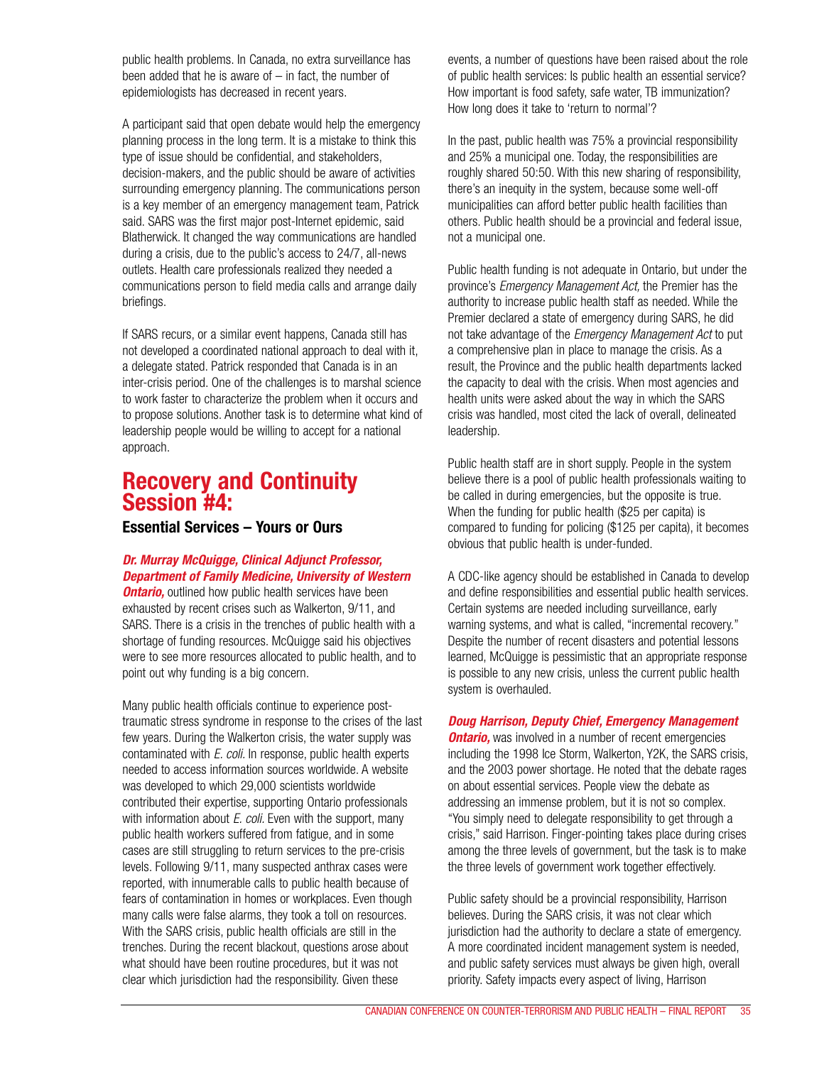public health problems. In Canada, no extra surveillance has been added that he is aware of – in fact, the number of epidemiologists has decreased in recent years.

A participant said that open debate would help the emergency planning process in the long term. It is a mistake to think this type of issue should be confidential, and stakeholders, decision-makers, and the public should be aware of activities surrounding emergency planning. The communications person is a key member of an emergency management team, Patrick said. SARS was the first major post-Internet epidemic, said Blatherwick. It changed the way communications are handled during a crisis, due to the public's access to 24/7, all-news outlets. Health care professionals realized they needed a communications person to field media calls and arrange daily briefings.

If SARS recurs, or a similar event happens, Canada still has not developed a coordinated national approach to deal with it, a delegate stated. Patrick responded that Canada is in an inter-crisis period. One of the challenges is to marshal science to work faster to characterize the problem when it occurs and to propose solutions. Another task is to determine what kind of leadership people would be willing to accept for a national approach.

## Recovery and Continuity Session #4:

### Essential Services – Yours or Ours

***Dr. Murray McQuigge, Clinical Adjunct Professor, Department of Family Medicine, University of Western Ontario,*** outlined how public health services have been exhausted by recent crises such as Walkerton, 9/11, and SARS. There is a crisis in the trenches of public health with a shortage of funding resources. McQuigge said his objectives were to see more resources allocated to public health, and to point out why funding is a big concern.

Many public health officials continue to experience post-traumatic stress syndrome in response to the crises of the last few years. During the Walkerton crisis, the water supply was contaminated with *E. coli.* In response, public health experts needed to access information sources worldwide. A website was developed to which 29,000 scientists worldwide contributed their expertise, supporting Ontario professionals with information about *E. coli.* Even with the support, many public health workers suffered from fatigue, and in some cases are still struggling to return services to the pre-crisis levels. Following 9/11, many suspected anthrax cases were reported, with innumerable calls to public health because of fears of contamination in homes or workplaces. Even though many calls were false alarms, they took a toll on resources. With the SARS crisis, public health officials are still in the trenches. During the recent blackout, questions arose about what should have been routine procedures, but it was not clear which jurisdiction had the responsibility. Given these events, a number of questions have been raised about the role of public health services: Is public health an essential service? How important is food safety, safe water, TB immunization? How long does it take to 'return to normal'?

In the past, public health was 75% a provincial responsibility and 25% a municipal one. Today, the responsibilities are roughly shared 50:50. With this new sharing of responsibility, there's an inequity in the system, because some well-off municipalities can afford better public health facilities than others. Public health should be a provincial and federal issue, not a municipal one.

Public health funding is not adequate in Ontario, but under the province's *Emergency Management Act,* the Premier has the authority to increase public health staff as needed. While the Premier declared a state of emergency during SARS, he did not take advantage of the *Emergency Management Act* to put a comprehensive plan in place to manage the crisis. As a result, the Province and the public health departments lacked the capacity to deal with the crisis. When most agencies and health units were asked about the way in which the SARS crisis was handled, most cited the lack of overall, delineated leadership.

Public health staff are in short supply. People in the system believe there is a pool of public health professionals waiting to be called in during emergencies, but the opposite is true. When the funding for public health ($25 per capita) is compared to funding for policing ($125 per capita), it becomes obvious that public health is under-funded.

A CDC-like agency should be established in Canada to develop and define responsibilities and essential public health services. Certain systems are needed including surveillance, early warning systems, and what is called, "incremental recovery." Despite the number of recent disasters and potential lessons learned, McQuigge is pessimistic that an appropriate response is possible to any new crisis, unless the current public health system is overhauled.

***Doug Harrison, Deputy Chief, Emergency Management Ontario,*** was involved in a number of recent emergencies including the 1998 Ice Storm, Walkerton, Y2K, the SARS crisis, and the 2003 power shortage. He noted that the debate rages on about essential services. People view the debate as addressing an immense problem, but it is not so complex. "You simply need to delegate responsibility to get through a crisis," said Harrison. Finger-pointing takes place during crises among the three levels of government, but the task is to make the three levels of government work together effectively.

Public safety should be a provincial responsibility, Harrison believes. During the SARS crisis, it was not clear which jurisdiction had the authority to declare a state of emergency. A more coordinated incident management system is needed, and public safety services must always be given high, overall priority. Safety impacts every aspect of living, Harrison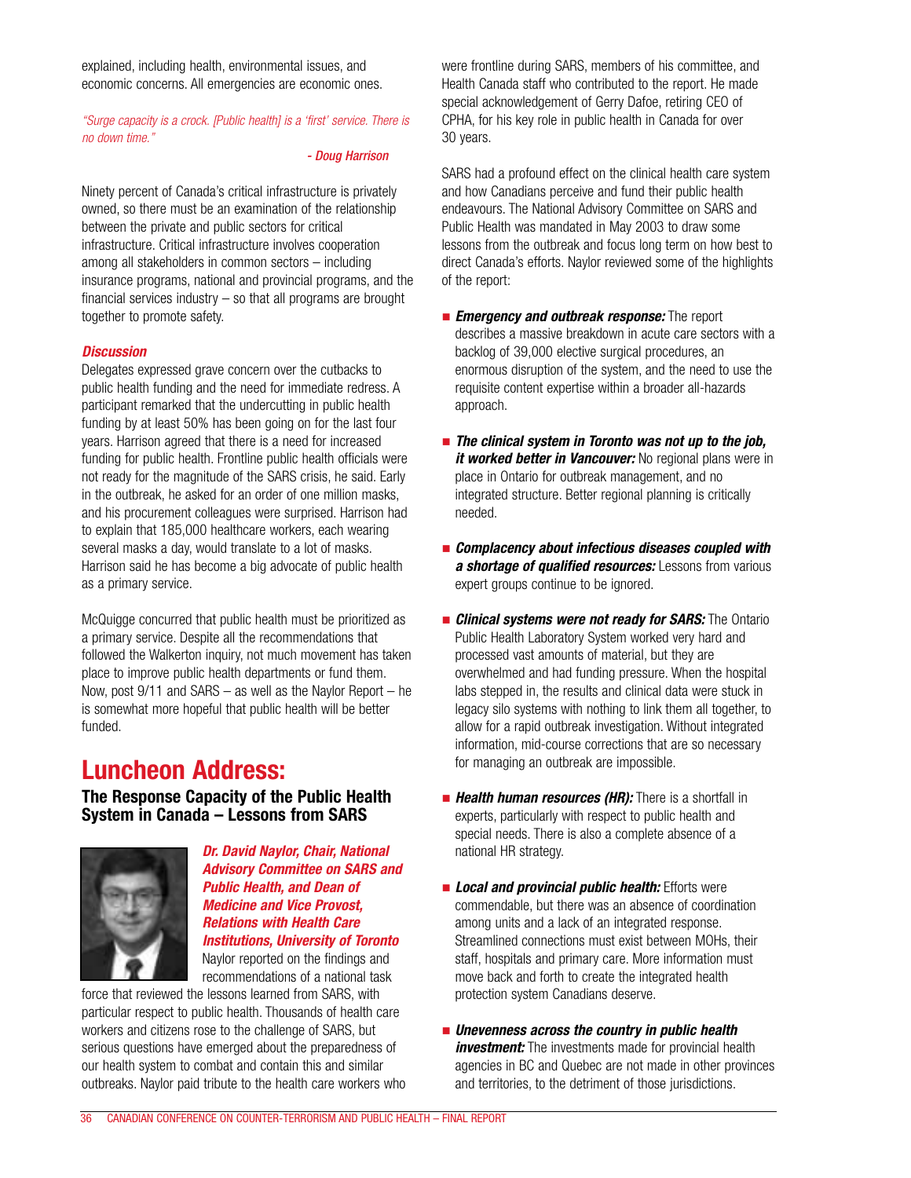explained, including health, environmental issues, and economic concerns. All emergencies are economic ones.

*"Surge capacity is a crock. [Public health] is a 'first' service. There is no down time."*

*- Doug Harrison*

Ninety percent of Canada's critical infrastructure is privately owned, so there must be an examination of the relationship between the private and public sectors for critical infrastructure. Critical infrastructure involves cooperation among all stakeholders in common sectors – including insurance programs, national and provincial programs, and the financial services industry – so that all programs are brought together to promote safety.

### *Discussion*

Delegates expressed grave concern over the cutbacks to public health funding and the need for immediate redress. A participant remarked that the undercutting in public health funding by at least 50% has been going on for the last four years. Harrison agreed that there is a need for increased funding for public health. Frontline public health officials were not ready for the magnitude of the SARS crisis, he said. Early in the outbreak, he asked for an order of one million masks, and his procurement colleagues were surprised. Harrison had to explain that 185,000 healthcare workers, each wearing several masks a day, would translate to a lot of masks. Harrison said he has become a big advocate of public health as a primary service.

McQuigge concurred that public health must be prioritized as a primary service. Despite all the recommendations that followed the Walkerton inquiry, not much movement has taken place to improve public health departments or fund them. Now, post 9/11 and SARS – as well as the Naylor Report – he is somewhat more hopeful that public health will be better funded.

# Luncheon Address:

## The Response Capacity of the Public Health System in Canada – Lessons from SARS

***Dr. David Naylor, Chair, National Advisory Committee on SARS and Public Health, and Dean of Medicine and Vice Provost, Relations with Health Care Institutions, University of Toronto***

Naylor reported on the findings and recommendations of a national task force that reviewed the lessons learned from SARS, with particular respect to public health. Thousands of health care workers and citizens rose to the challenge of SARS, but serious questions have emerged about the preparedness of our health system to combat and contain this and similar outbreaks. Naylor paid tribute to the health care workers who were frontline during SARS, members of his committee, and Health Canada staff who contributed to the report. He made special acknowledgement of Gerry Dafoe, retiring CEO of CPHA, for his key role in public health in Canada for over 30 years.

SARS had a profound effect on the clinical health care system and how Canadians perceive and fund their public health endeavours. The National Advisory Committee on SARS and Public Health was mandated in May 2003 to draw some lessons from the outbreak and focus long term on how best to direct Canada's efforts. Naylor reviewed some of the highlights of the report:

- ***Emergency and outbreak response:*** The report describes a massive breakdown in acute care sectors with a backlog of 39,000 elective surgical procedures, an enormous disruption of the system, and the need to use the requisite content expertise within a broader all-hazards approach.
- ***The clinical system in Toronto was not up to the job, it worked better in Vancouver:*** No regional plans were in place in Ontario for outbreak management, and no integrated structure. Better regional planning is critically needed.
- ***Complacency about infectious diseases coupled with a shortage of qualified resources:*** Lessons from various expert groups continue to be ignored.
- ***Clinical systems were not ready for SARS:*** The Ontario Public Health Laboratory System worked very hard and processed vast amounts of material, but they are overwhelmed and had funding pressure. When the hospital labs stepped in, the results and clinical data were stuck in legacy silo systems with nothing to link them all together, to allow for a rapid outbreak investigation. Without integrated information, mid-course corrections that are so necessary for managing an outbreak are impossible.
- ***Health human resources (HR):*** There is a shortfall in experts, particularly with respect to public health and special needs. There is also a complete absence of a national HR strategy.
- ***Local and provincial public health:*** Efforts were commendable, but there was an absence of coordination among units and a lack of an integrated response. Streamlined connections must exist between MOHs, their staff, hospitals and primary care. More information must move back and forth to create the integrated health protection system Canadians deserve.
- ***Unevenness across the country in public health investment:*** The investments made for provincial health agencies in BC and Quebec are not made in other provinces and territories, to the detriment of those jurisdictions.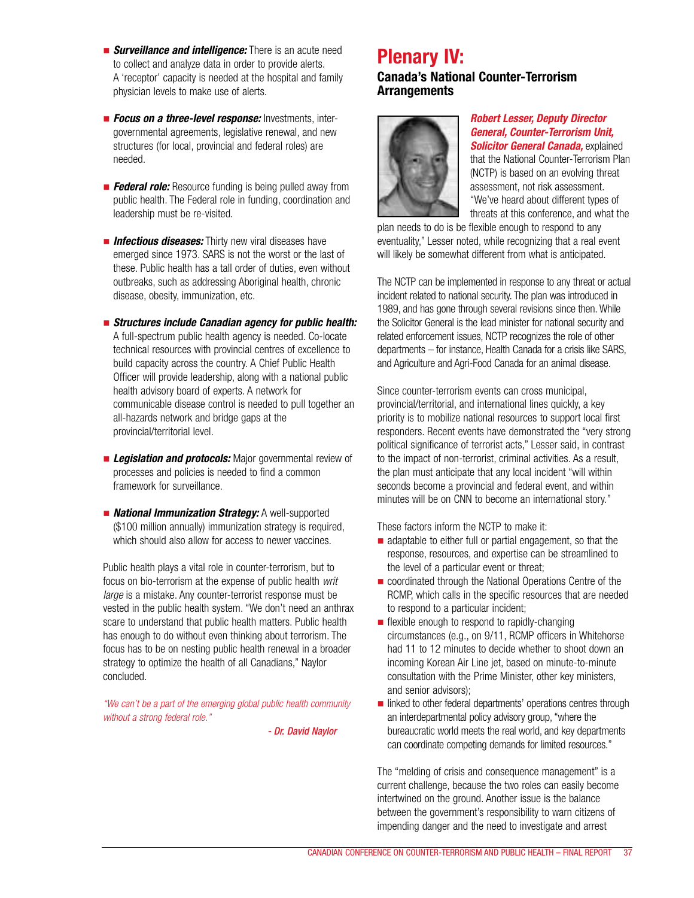- ***Surveillance and intelligence:*** There is an acute need to collect and analyze data in order to provide alerts. A 'receptor' capacity is needed at the hospital and family physician levels to make use of alerts.

- ***Focus on a three-level response:*** Investments, inter-governmental agreements, legislative renewal, and new structures (for local, provincial and federal roles) are needed.

- ***Federal role:*** Resource funding is being pulled away from public health. The Federal role in funding, coordination and leadership must be re-visited.

- ***Infectious diseases:*** Thirty new viral diseases have emerged since 1973. SARS is not the worst or the last of these. Public health has a tall order of duties, even without outbreaks, such as addressing Aboriginal health, chronic disease, obesity, immunization, etc.

- ***Structures include Canadian agency for public health:*** A full-spectrum public health agency is needed. Co-locate technical resources with provincial centres of excellence to build capacity across the country. A Chief Public Health Officer will provide leadership, along with a national public health advisory board of experts. A network for communicable disease control is needed to pull together an all-hazards network and bridge gaps at the provincial/territorial level.

- ***Legislation and protocols:*** Major governmental review of processes and policies is needed to find a common framework for surveillance.

- ***National Immunization Strategy:*** A well-supported ($100 million annually) immunization strategy is required, which should also allow for access to newer vaccines.

Public health plays a vital role in counter-terrorism, but to focus on bio-terrorism at the expense of public health *writ large* is a mistake. Any counter-terrorist response must be vested in the public health system. "We don't need an anthrax scare to understand that public health matters. Public health has enough to do without even thinking about terrorism. The focus has to be on nesting public health renewal in a broader strategy to optimize the health of all Canadians," Naylor concluded.

*"We can't be a part of the emerging global public health community without a strong federal role."*

*- Dr. David Naylor*

# Plenary IV:

## Canada's National Counter-Terrorism Arrangements

***Robert Lesser, Deputy Director General, Counter-Terrorism Unit, Solicitor General Canada,*** explained that the National Counter-Terrorism Plan (NCTP) is based on an evolving threat assessment, not risk assessment. "We've heard about different types of threats at this conference, and what the plan needs to do is be flexible enough to respond to any eventuality," Lesser noted, while recognizing that a real event will likely be somewhat different from what is anticipated.

The NCTP can be implemented in response to any threat or actual incident related to national security. The plan was introduced in 1989, and has gone through several revisions since then. While the Solicitor General is the lead minister for national security and related enforcement issues, NCTP recognizes the role of other departments – for instance, Health Canada for a crisis like SARS, and Agriculture and Agri-Food Canada for an animal disease.

Since counter-terrorism events can cross municipal, provincial/territorial, and international lines quickly, a key priority is to mobilize national resources to support local first responders. Recent events have demonstrated the "very strong political significance of terrorist acts," Lesser said, in contrast to the impact of non-terrorist, criminal activities. As a result, the plan must anticipate that any local incident "will within seconds become a provincial and federal event, and within minutes will be on CNN to become an international story."

These factors inform the NCTP to make it:

- adaptable to either full or partial engagement, so that the response, resources, and expertise can be streamlined to the level of a particular event or threat;
- coordinated through the National Operations Centre of the RCMP, which calls in the specific resources that are needed to respond to a particular incident;
- flexible enough to respond to rapidly-changing circumstances (e.g., on 9/11, RCMP officers in Whitehorse had 11 to 12 minutes to decide whether to shoot down an incoming Korean Air Line jet, based on minute-to-minute consultation with the Prime Minister, other key ministers, and senior advisors);
- linked to other federal departments' operations centres through an interdepartmental policy advisory group, "where the bureaucratic world meets the real world, and key departments can coordinate competing demands for limited resources."

The "melding of crisis and consequence management" is a current challenge, because the two roles can easily become intertwined on the ground. Another issue is the balance between the government's responsibility to warn citizens of impending danger and the need to investigate and arrest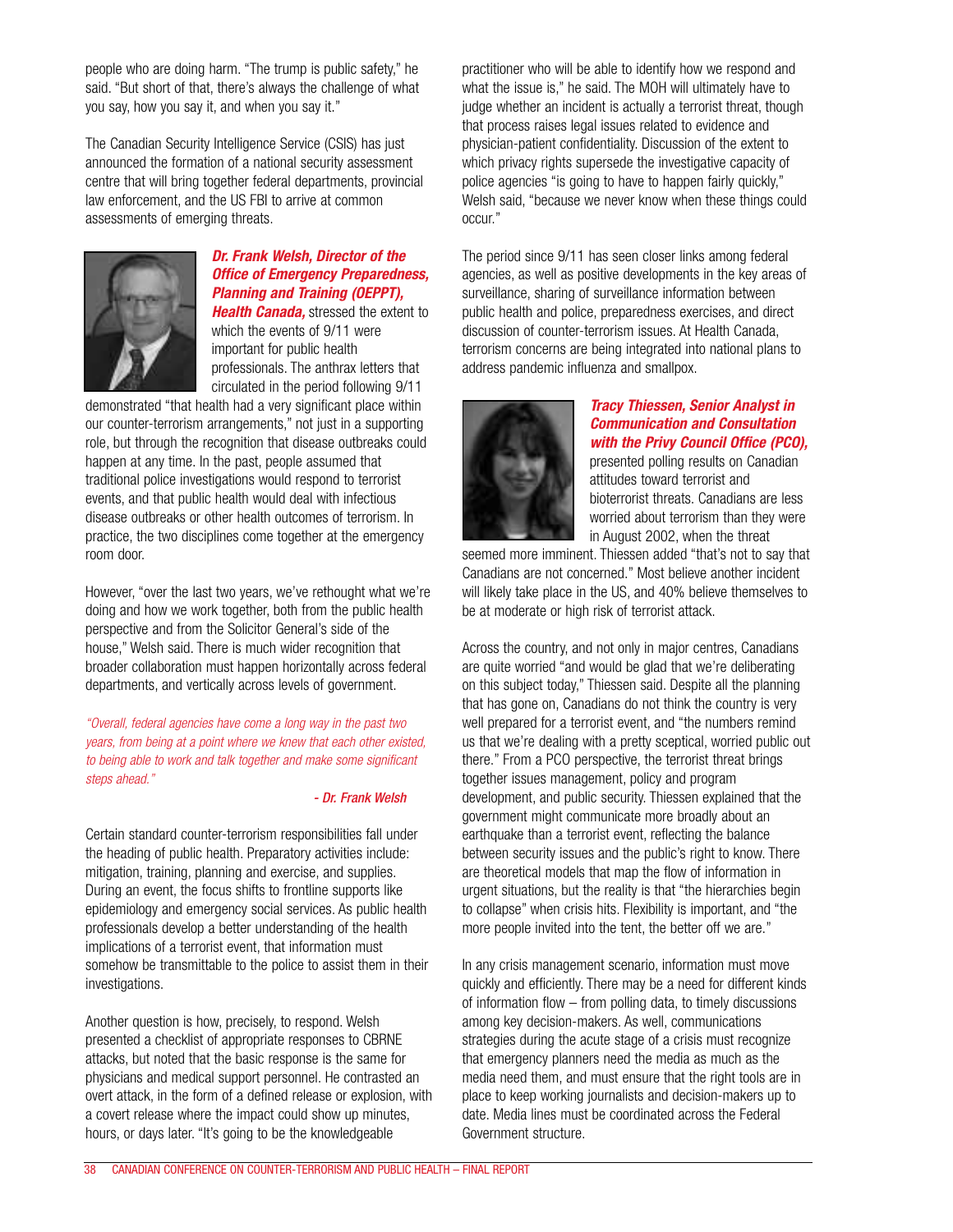people who are doing harm. "The trump is public safety," he said. "But short of that, there's always the challenge of what you say, how you say it, and when you say it."

The Canadian Security Intelligence Service (CSIS) has just announced the formation of a national security assessment centre that will bring together federal departments, provincial law enforcement, and the US FBI to arrive at common assessments of emerging threats.

***Dr. Frank Welsh, Director of the Office of Emergency Preparedness, Planning and Training (OEPPT), Health Canada,*** stressed the extent to which the events of 9/11 were important for public health professionals. The anthrax letters that circulated in the period following 9/11 demonstrated "that health had a very significant place within our counter-terrorism arrangements," not just in a supporting role, but through the recognition that disease outbreaks could happen at any time. In the past, people assumed that traditional police investigations would respond to terrorist events, and that public health would deal with infectious disease outbreaks or other health outcomes of terrorism. In practice, the two disciplines come together at the emergency room door.

However, "over the last two years, we've rethought what we're doing and how we work together, both from the public health perspective and from the Solicitor General's side of the house," Welsh said. There is much wider recognition that broader collaboration must happen horizontally across federal departments, and vertically across levels of government.

*"Overall, federal agencies have come a long way in the past two years, from being at a point where we knew that each other existed, to being able to work and talk together and make some significant steps ahead."*

***- Dr. Frank Welsh***

Certain standard counter-terrorism responsibilities fall under the heading of public health. Preparatory activities include: mitigation, training, planning and exercise, and supplies. During an event, the focus shifts to frontline supports like epidemiology and emergency social services. As public health professionals develop a better understanding of the health implications of a terrorist event, that information must somehow be transmittable to the police to assist them in their investigations.

Another question is how, precisely, to respond. Welsh presented a checklist of appropriate responses to CBRNE attacks, but noted that the basic response is the same for physicians and medical support personnel. He contrasted an overt attack, in the form of a defined release or explosion, with a covert release where the impact could show up minutes, hours, or days later. "It's going to be the knowledgeable practitioner who will be able to identify how we respond and what the issue is," he said. The MOH will ultimately have to judge whether an incident is actually a terrorist threat, though that process raises legal issues related to evidence and physician-patient confidentiality. Discussion of the extent to which privacy rights supersede the investigative capacity of police agencies "is going to have to happen fairly quickly," Welsh said, "because we never know when these things could occur."

The period since 9/11 has seen closer links among federal agencies, as well as positive developments in the key areas of surveillance, sharing of surveillance information between public health and police, preparedness exercises, and direct discussion of counter-terrorism issues. At Health Canada, terrorism concerns are being integrated into national plans to address pandemic influenza and smallpox.

***Tracy Thiessen, Senior Analyst in Communication and Consultation with the Privy Council Office (PCO),*** presented polling results on Canadian attitudes toward terrorist and bioterrorist threats. Canadians are less worried about terrorism than they were in August 2002, when the threat seemed more imminent. Thiessen added "that's not to say that Canadians are not concerned." Most believe another incident will likely take place in the US, and 40% believe themselves to be at moderate or high risk of terrorist attack.

Across the country, and not only in major centres, Canadians are quite worried "and would be glad that we're deliberating on this subject today," Thiessen said. Despite all the planning that has gone on, Canadians do not think the country is very well prepared for a terrorist event, and "the numbers remind us that we're dealing with a pretty sceptical, worried public out there." From a PCO perspective, the terrorist threat brings together issues management, policy and program development, and public security. Thiessen explained that the government might communicate more broadly about an earthquake than a terrorist event, reflecting the balance between security issues and the public's right to know. There are theoretical models that map the flow of information in urgent situations, but the reality is that "the hierarchies begin to collapse" when crisis hits. Flexibility is important, and "the more people invited into the tent, the better off we are."

In any crisis management scenario, information must move quickly and efficiently. There may be a need for different kinds of information flow – from polling data, to timely discussions among key decision-makers. As well, communications strategies during the acute stage of a crisis must recognize that emergency planners need the media as much as the media need them, and must ensure that the right tools are in place to keep working journalists and decision-makers up to date. Media lines must be coordinated across the Federal Government structure.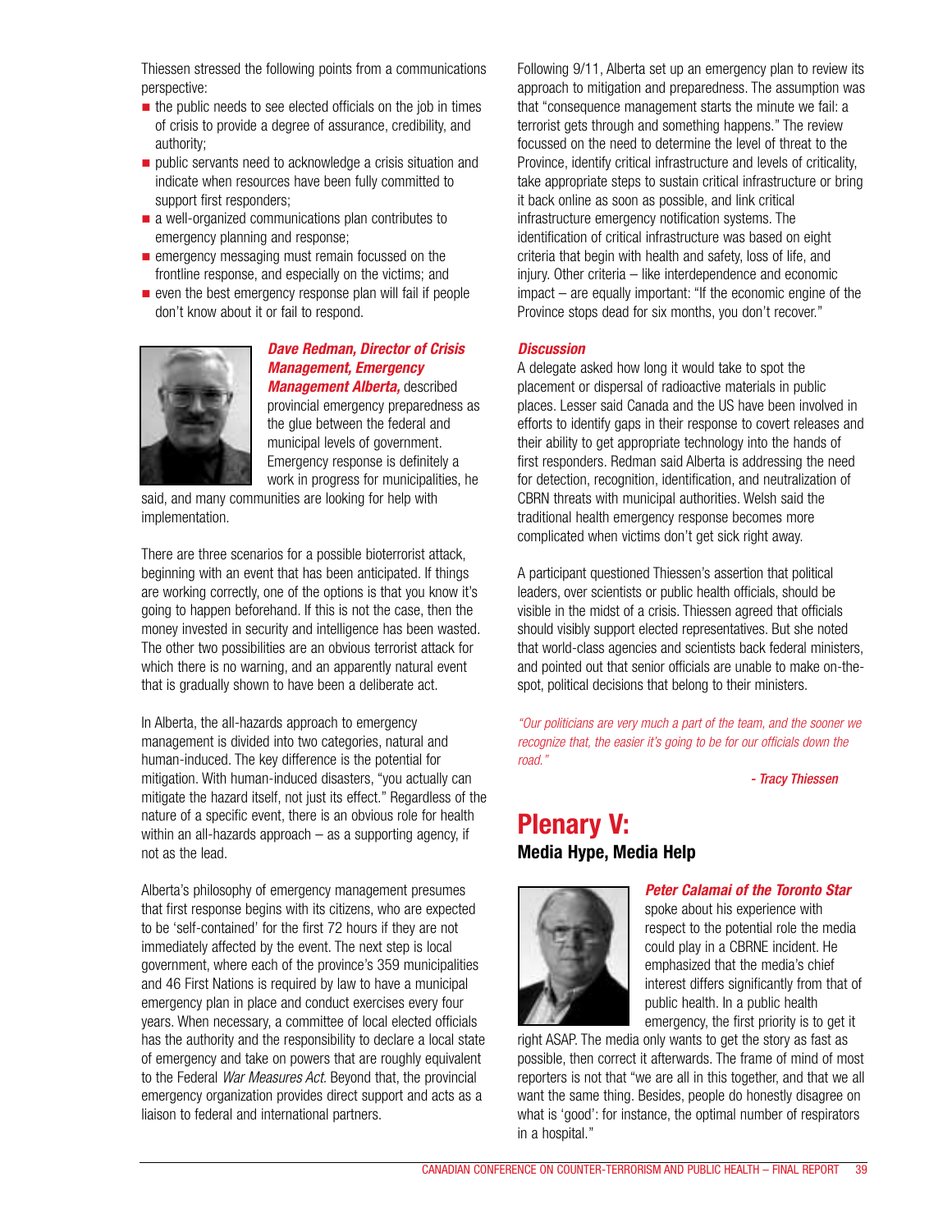Thiessen stressed the following points from a communications perspective:

- the public needs to see elected officials on the job in times of crisis to provide a degree of assurance, credibility, and authority;
- public servants need to acknowledge a crisis situation and indicate when resources have been fully committed to support first responders;
- a well-organized communications plan contributes to emergency planning and response;
- emergency messaging must remain focussed on the frontline response, and especially on the victims; and
- even the best emergency response plan will fail if people don't know about it or fail to respond.

***Dave Redman, Director of Crisis Management, Emergency Management Alberta,*** described provincial emergency preparedness as the glue between the federal and municipal levels of government. Emergency response is definitely a work in progress for municipalities, he said, and many communities are looking for help with implementation.

There are three scenarios for a possible bioterrorist attack, beginning with an event that has been anticipated. If things are working correctly, one of the options is that you know it's going to happen beforehand. If this is not the case, then the money invested in security and intelligence has been wasted. The other two possibilities are an obvious terrorist attack for which there is no warning, and an apparently natural event that is gradually shown to have been a deliberate act.

In Alberta, the all-hazards approach to emergency management is divided into two categories, natural and human-induced. The key difference is the potential for mitigation. With human-induced disasters, "you actually can mitigate the hazard itself, not just its effect." Regardless of the nature of a specific event, there is an obvious role for health within an all-hazards approach – as a supporting agency, if not as the lead.

Alberta's philosophy of emergency management presumes that first response begins with its citizens, who are expected to be 'self-contained' for the first 72 hours if they are not immediately affected by the event. The next step is local government, where each of the province's 359 municipalities and 46 First Nations is required by law to have a municipal emergency plan in place and conduct exercises every four years. When necessary, a committee of local elected officials has the authority and the responsibility to declare a local state of emergency and take on powers that are roughly equivalent to the Federal *War Measures Act*. Beyond that, the provincial emergency organization provides direct support and acts as a liaison to federal and international partners.

Following 9/11, Alberta set up an emergency plan to review its approach to mitigation and preparedness. The assumption was that "consequence management starts the minute we fail: a terrorist gets through and something happens." The review focussed on the need to determine the level of threat to the Province, identify critical infrastructure and levels of criticality, take appropriate steps to sustain critical infrastructure or bring it back online as soon as possible, and link critical infrastructure emergency notification systems. The identification of critical infrastructure was based on eight criteria that begin with health and safety, loss of life, and injury. Other criteria – like interdependence and economic impact – are equally important: "If the economic engine of the Province stops dead for six months, you don't recover."

### *Discussion*

A delegate asked how long it would take to spot the placement or dispersal of radioactive materials in public places. Lesser said Canada and the US have been involved in efforts to identify gaps in their response to covert releases and their ability to get appropriate technology into the hands of first responders. Redman said Alberta is addressing the need for detection, recognition, identification, and neutralization of CBRN threats with municipal authorities. Welsh said the traditional health emergency response becomes more complicated when victims don't get sick right away.

A participant questioned Thiessen's assertion that political leaders, over scientists or public health officials, should be visible in the midst of a crisis. Thiessen agreed that officials should visibly support elected representatives. But she noted that world-class agencies and scientists back federal ministers, and pointed out that senior officials are unable to make on-the-spot, political decisions that belong to their ministers.

*"Our politicians are very much a part of the team, and the sooner we recognize that, the easier it's going to be for our officials down the road."*

*- Tracy Thiessen*

# Plenary V:
## Media Hype, Media Help

***Peter Calamai of the Toronto Star*** spoke about his experience with respect to the potential role the media could play in a CBRNE incident. He emphasized that the media's chief interest differs significantly from that of public health. In a public health emergency, the first priority is to get it right ASAP. The media only wants to get the story as fast as possible, then correct it afterwards. The frame of mind of most reporters is not that "we are all in this together, and that we all want the same thing. Besides, people do honestly disagree on what is 'good': for instance, the optimal number of respirators in a hospital."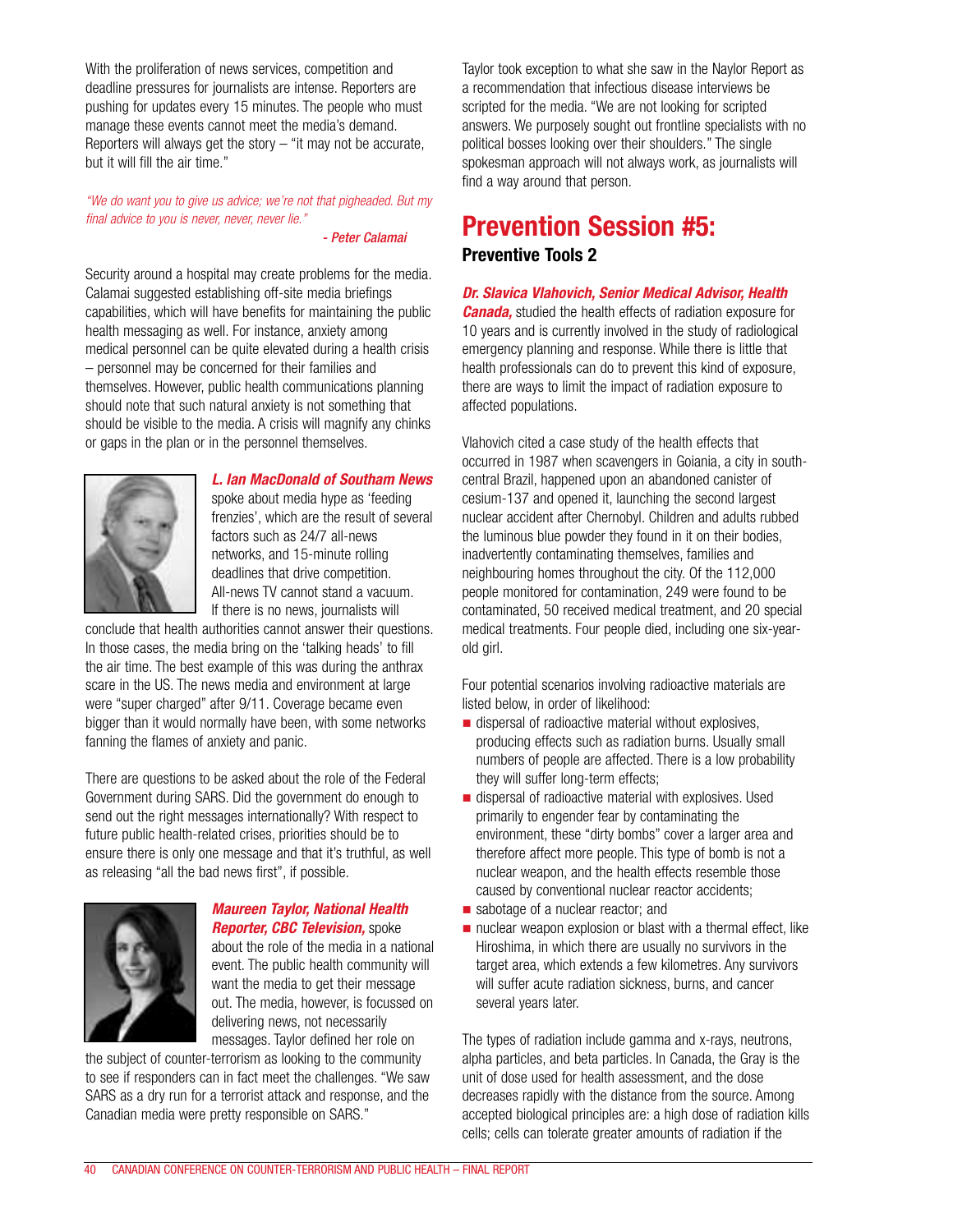With the proliferation of news services, competition and deadline pressures for journalists are intense. Reporters are pushing for updates every 15 minutes. The people who must manage these events cannot meet the media's demand. Reporters will always get the story – "it may not be accurate, but it will fill the air time."

*"We do want you to give us advice; we're not that pigheaded. But my final advice to you is never, never, never lie."*

*- Peter Calamai*

Security around a hospital may create problems for the media. Calamai suggested establishing off-site media briefings capabilities, which will have benefits for maintaining the public health messaging as well. For instance, anxiety among medical personnel can be quite elevated during a health crisis – personnel may be concerned for their families and themselves. However, public health communications planning should note that such natural anxiety is not something that should be visible to the media. A crisis will magnify any chinks or gaps in the plan or in the personnel themselves.

***L. Ian MacDonald of Southam News*** spoke about media hype as 'feeding frenzies', which are the result of several factors such as 24/7 all-news networks, and 15-minute rolling deadlines that drive competition. All-news TV cannot stand a vacuum. If there is no news, journalists will conclude that health authorities cannot answer their questions. In those cases, the media bring on the 'talking heads' to fill the air time. The best example of this was during the anthrax scare in the US. The news media and environment at large were "super charged" after 9/11. Coverage became even bigger than it would normally have been, with some networks fanning the flames of anxiety and panic.

There are questions to be asked about the role of the Federal Government during SARS. Did the government do enough to send out the right messages internationally? With respect to future public health-related crises, priorities should be to ensure there is only one message and that it's truthful, as well as releasing "all the bad news first", if possible.

***Maureen Taylor, National Health Reporter, CBC Television,*** spoke about the role of the media in a national event. The public health community will want the media to get their message out. The media, however, is focussed on delivering news, not necessarily messages. Taylor defined her role on the subject of counter-terrorism as looking to the community to see if responders can in fact meet the challenges. "We saw SARS as a dry run for a terrorist attack and response, and the Canadian media were pretty responsible on SARS."

Taylor took exception to what she saw in the Naylor Report as a recommendation that infectious disease interviews be scripted for the media. "We are not looking for scripted answers. We purposely sought out frontline specialists with no political bosses looking over their shoulders." The single spokesman approach will not always work, as journalists will find a way around that person.

# Prevention Session #5:

## Preventive Tools 2

***Dr. Slavica Vlahovich, Senior Medical Advisor, Health Canada,*** studied the health effects of radiation exposure for 10 years and is currently involved in the study of radiological emergency planning and response. While there is little that health professionals can do to prevent this kind of exposure, there are ways to limit the impact of radiation exposure to affected populations.

Vlahovich cited a case study of the health effects that occurred in 1987 when scavengers in Goiania, a city in south-central Brazil, happened upon an abandoned canister of cesium-137 and opened it, launching the second largest nuclear accident after Chernobyl. Children and adults rubbed the luminous blue powder they found in it on their bodies, inadvertently contaminating themselves, families and neighbouring homes throughout the city. Of the 112,000 people monitored for contamination, 249 were found to be contaminated, 50 received medical treatment, and 20 special medical treatments. Four people died, including one six-year-old girl.

Four potential scenarios involving radioactive materials are listed below, in order of likelihood:

- dispersal of radioactive material without explosives, producing effects such as radiation burns. Usually small numbers of people are affected. There is a low probability they will suffer long-term effects;
- dispersal of radioactive material with explosives. Used primarily to engender fear by contaminating the environment, these "dirty bombs" cover a larger area and therefore affect more people. This type of bomb is not a nuclear weapon, and the health effects resemble those caused by conventional nuclear reactor accidents;
- sabotage of a nuclear reactor; and
- nuclear weapon explosion or blast with a thermal effect, like Hiroshima, in which there are usually no survivors in the target area, which extends a few kilometres. Any survivors will suffer acute radiation sickness, burns, and cancer several years later.

The types of radiation include gamma and x-rays, neutrons, alpha particles, and beta particles. In Canada, the Gray is the unit of dose used for health assessment, and the dose decreases rapidly with the distance from the source. Among accepted biological principles are: a high dose of radiation kills cells; cells can tolerate greater amounts of radiation if the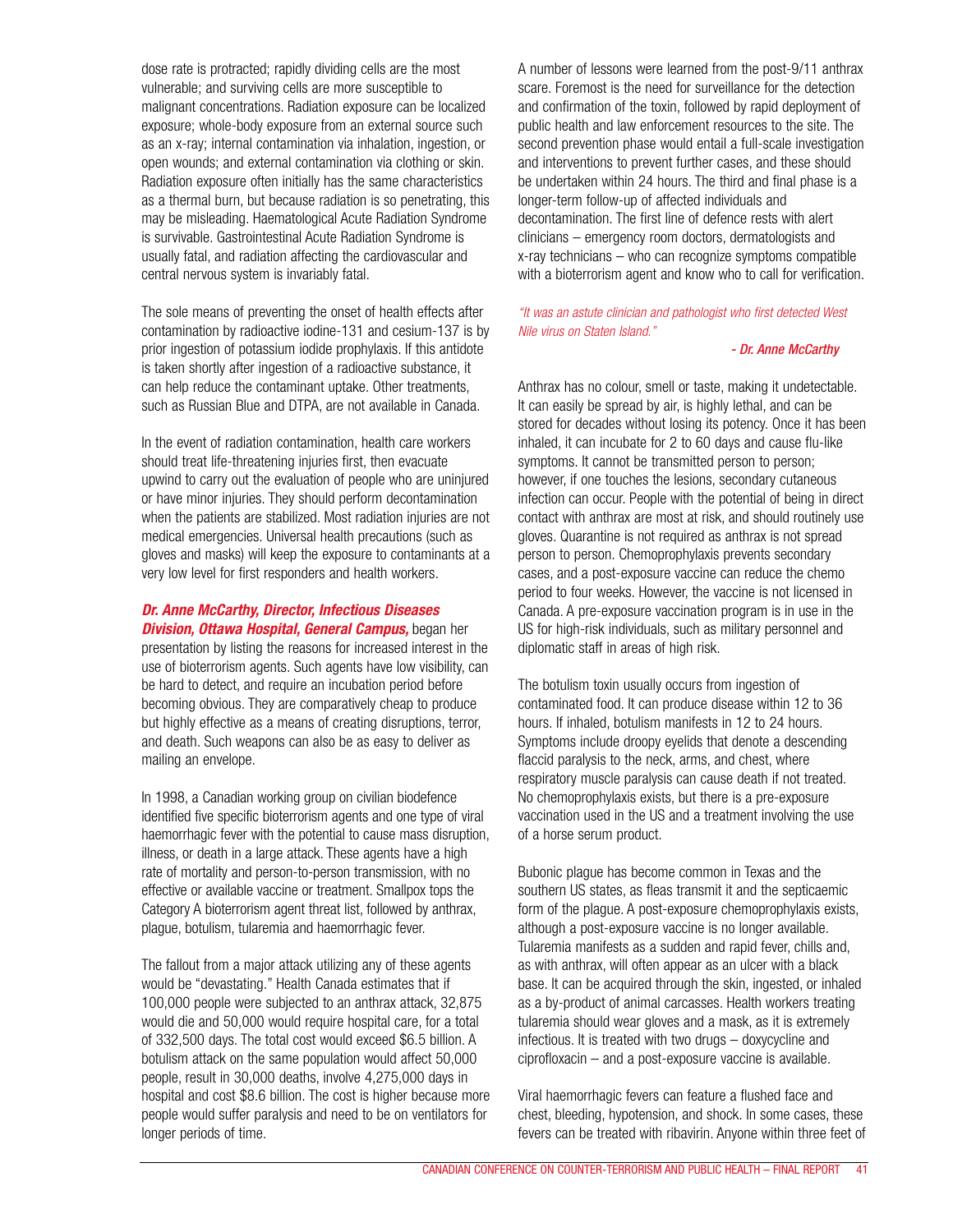dose rate is protracted; rapidly dividing cells are the most vulnerable; and surviving cells are more susceptible to malignant concentrations. Radiation exposure can be localized exposure; whole-body exposure from an external source such as an x-ray; internal contamination via inhalation, ingestion, or open wounds; and external contamination via clothing or skin. Radiation exposure often initially has the same characteristics as a thermal burn, but because radiation is so penetrating, this may be misleading. Haematological Acute Radiation Syndrome is survivable. Gastrointestinal Acute Radiation Syndrome is usually fatal, and radiation affecting the cardiovascular and central nervous system is invariably fatal.

The sole means of preventing the onset of health effects after contamination by radioactive iodine-131 and cesium-137 is by prior ingestion of potassium iodide prophylaxis. If this antidote is taken shortly after ingestion of a radioactive substance, it can help reduce the contaminant uptake. Other treatments, such as Russian Blue and DTPA, are not available in Canada.

In the event of radiation contamination, health care workers should treat life-threatening injuries first, then evacuate upwind to carry out the evaluation of people who are uninjured or have minor injuries. They should perform decontamination when the patients are stabilized. Most radiation injuries are not medical emergencies. Universal health precautions (such as gloves and masks) will keep the exposure to contaminants at a very low level for first responders and health workers.

***Dr. Anne McCarthy, Director, Infectious Diseases Division, Ottawa Hospital, General Campus,*** began her presentation by listing the reasons for increased interest in the use of bioterrorism agents. Such agents have low visibility, can be hard to detect, and require an incubation period before becoming obvious. They are comparatively cheap to produce but highly effective as a means of creating disruptions, terror, and death. Such weapons can also be as easy to deliver as mailing an envelope.

In 1998, a Canadian working group on civilian biodefence identified five specific bioterrorism agents and one type of viral haemorrhagic fever with the potential to cause mass disruption, illness, or death in a large attack. These agents have a high rate of mortality and person-to-person transmission, with no effective or available vaccine or treatment. Smallpox tops the Category A bioterrorism agent threat list, followed by anthrax, plague, botulism, tularemia and haemorrhagic fever.

The fallout from a major attack utilizing any of these agents would be "devastating." Health Canada estimates that if 100,000 people were subjected to an anthrax attack, 32,875 would die and 50,000 would require hospital care, for a total of 332,500 days. The total cost would exceed $6.5 billion. A botulism attack on the same population would affect 50,000 people, result in 30,000 deaths, involve 4,275,000 days in hospital and cost $8.6 billion. The cost is higher because more people would suffer paralysis and need to be on ventilators for longer periods of time.

A number of lessons were learned from the post-9/11 anthrax scare. Foremost is the need for surveillance for the detection and confirmation of the toxin, followed by rapid deployment of public health and law enforcement resources to the site. The second prevention phase would entail a full-scale investigation and interventions to prevent further cases, and these should be undertaken within 24 hours. The third and final phase is a longer-term follow-up of affected individuals and decontamination. The first line of defence rests with alert clinicians – emergency room doctors, dermatologists and x-ray technicians – who can recognize symptoms compatible with a bioterrorism agent and know who to call for verification.

*"It was an astute clinician and pathologist who first detected West Nile virus on Staten Island."*

*- Dr. Anne McCarthy*

Anthrax has no colour, smell or taste, making it undetectable. It can easily be spread by air, is highly lethal, and can be stored for decades without losing its potency. Once it has been inhaled, it can incubate for 2 to 60 days and cause flu-like symptoms. It cannot be transmitted person to person; however, if one touches the lesions, secondary cutaneous infection can occur. People with the potential of being in direct contact with anthrax are most at risk, and should routinely use gloves. Quarantine is not required as anthrax is not spread person to person. Chemoprophylaxis prevents secondary cases, and a post-exposure vaccine can reduce the chemo period to four weeks. However, the vaccine is not licensed in Canada. A pre-exposure vaccination program is in use in the US for high-risk individuals, such as military personnel and diplomatic staff in areas of high risk.

The botulism toxin usually occurs from ingestion of contaminated food. It can produce disease within 12 to 36 hours. If inhaled, botulism manifests in 12 to 24 hours. Symptoms include droopy eyelids that denote a descending flaccid paralysis to the neck, arms, and chest, where respiratory muscle paralysis can cause death if not treated. No chemoprophylaxis exists, but there is a pre-exposure vaccination used in the US and a treatment involving the use of a horse serum product.

Bubonic plague has become common in Texas and the southern US states, as fleas transmit it and the septicaemic form of the plague. A post-exposure chemoprophylaxis exists, although a post-exposure vaccine is no longer available. Tularemia manifests as a sudden and rapid fever, chills and, as with anthrax, will often appear as an ulcer with a black base. It can be acquired through the skin, ingested, or inhaled as a by-product of animal carcasses. Health workers treating tularemia should wear gloves and a mask, as it is extremely infectious. It is treated with two drugs – doxycycline and ciprofloxacin – and a post-exposure vaccine is available.

Viral haemorrhagic fevers can feature a flushed face and chest, bleeding, hypotension, and shock. In some cases, these fevers can be treated with ribavirin. Anyone within three feet of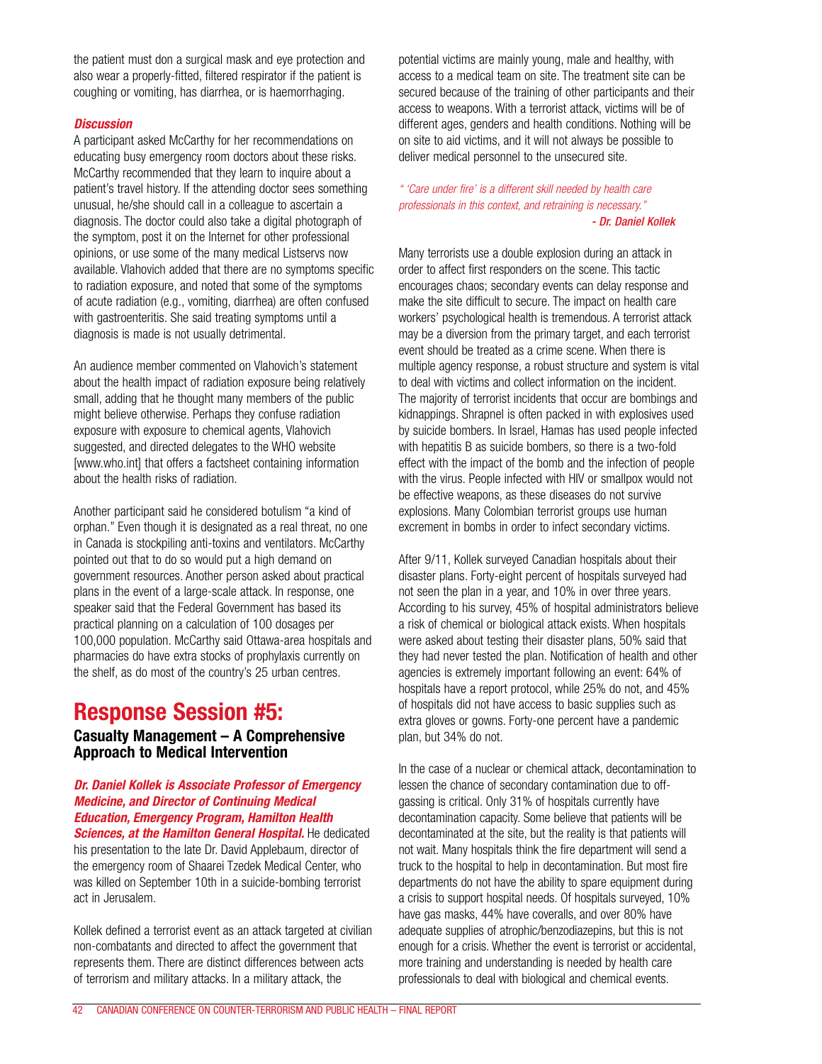the patient must don a surgical mask and eye protection and also wear a properly-fitted, filtered respirator if the patient is coughing or vomiting, has diarrhea, or is haemorrhaging.

***Discussion***

A participant asked McCarthy for her recommendations on educating busy emergency room doctors about these risks. McCarthy recommended that they learn to inquire about a patient's travel history. If the attending doctor sees something unusual, he/she should call in a colleague to ascertain a diagnosis. The doctor could also take a digital photograph of the symptom, post it on the Internet for other professional opinions, or use some of the many medical Listservs now available. Vlahovich added that there are no symptoms specific to radiation exposure, and noted that some of the symptoms of acute radiation (e.g., vomiting, diarrhea) are often confused with gastroenteritis. She said treating symptoms until a diagnosis is made is not usually detrimental.

An audience member commented on Vlahovich's statement about the health impact of radiation exposure being relatively small, adding that he thought many members of the public might believe otherwise. Perhaps they confuse radiation exposure with exposure to chemical agents, Vlahovich suggested, and directed delegates to the WHO website [www.who.int] that offers a factsheet containing information about the health risks of radiation.

Another participant said he considered botulism "a kind of orphan." Even though it is designated as a real threat, no one in Canada is stockpiling anti-toxins and ventilators. McCarthy pointed out that to do so would put a high demand on government resources. Another person asked about practical plans in the event of a large-scale attack. In response, one speaker said that the Federal Government has based its practical planning on a calculation of 100 dosages per 100,000 population. McCarthy said Ottawa-area hospitals and pharmacies do have extra stocks of prophylaxis currently on the shelf, as do most of the country's 25 urban centres.

# Response Session #5:

### Casualty Management – A Comprehensive Approach to Medical Intervention

***Dr. Daniel Kollek is Associate Professor of Emergency Medicine, and Director of Continuing Medical Education, Emergency Program, Hamilton Health Sciences, at the Hamilton General Hospital.*** He dedicated his presentation to the late Dr. David Applebaum, director of the emergency room of Shaarei Tzedek Medical Center, who was killed on September 10th in a suicide-bombing terrorist act in Jerusalem.

Kollek defined a terrorist event as an attack targeted at civilian non-combatants and directed to affect the government that represents them. There are distinct differences between acts of terrorism and military attacks. In a military attack, the potential victims are mainly young, male and healthy, with access to a medical team on site. The treatment site can be secured because of the training of other participants and their access to weapons. With a terrorist attack, victims will be of different ages, genders and health conditions. Nothing will be on site to aid victims, and it will not always be possible to deliver medical personnel to the unsecured site.

*" 'Care under fire' is a different skill needed by health care professionals in this context, and retraining is necessary."*
***- Dr. Daniel Kollek***

Many terrorists use a double explosion during an attack in order to affect first responders on the scene. This tactic encourages chaos; secondary events can delay response and make the site difficult to secure. The impact on health care workers' psychological health is tremendous. A terrorist attack may be a diversion from the primary target, and each terrorist event should be treated as a crime scene. When there is multiple agency response, a robust structure and system is vital to deal with victims and collect information on the incident. The majority of terrorist incidents that occur are bombings and kidnappings. Shrapnel is often packed in with explosives used by suicide bombers. In Israel, Hamas has used people infected with hepatitis B as suicide bombers, so there is a two-fold effect with the impact of the bomb and the infection of people with the virus. People infected with HIV or smallpox would not be effective weapons, as these diseases do not survive explosions. Many Colombian terrorist groups use human excrement in bombs in order to infect secondary victims.

After 9/11, Kollek surveyed Canadian hospitals about their disaster plans. Forty-eight percent of hospitals surveyed had not seen the plan in a year, and 10% in over three years. According to his survey, 45% of hospital administrators believe a risk of chemical or biological attack exists. When hospitals were asked about testing their disaster plans, 50% said that they had never tested the plan. Notification of health and other agencies is extremely important following an event: 64% of hospitals have a report protocol, while 25% do not, and 45% of hospitals did not have access to basic supplies such as extra gloves or gowns. Forty-one percent have a pandemic plan, but 34% do not.

In the case of a nuclear or chemical attack, decontamination to lessen the chance of secondary contamination due to off-gassing is critical. Only 31% of hospitals currently have decontamination capacity. Some believe that patients will be decontaminated at the site, but the reality is that patients will not wait. Many hospitals think the fire department will send a truck to the hospital to help in decontamination. But most fire departments do not have the ability to spare equipment during a crisis to support hospital needs. Of hospitals surveyed, 10% have gas masks, 44% have coveralls, and over 80% have adequate supplies of atrophic/benzodiazepins, but this is not enough for a crisis. Whether the event is terrorist or accidental, more training and understanding is needed by health care professionals to deal with biological and chemical events.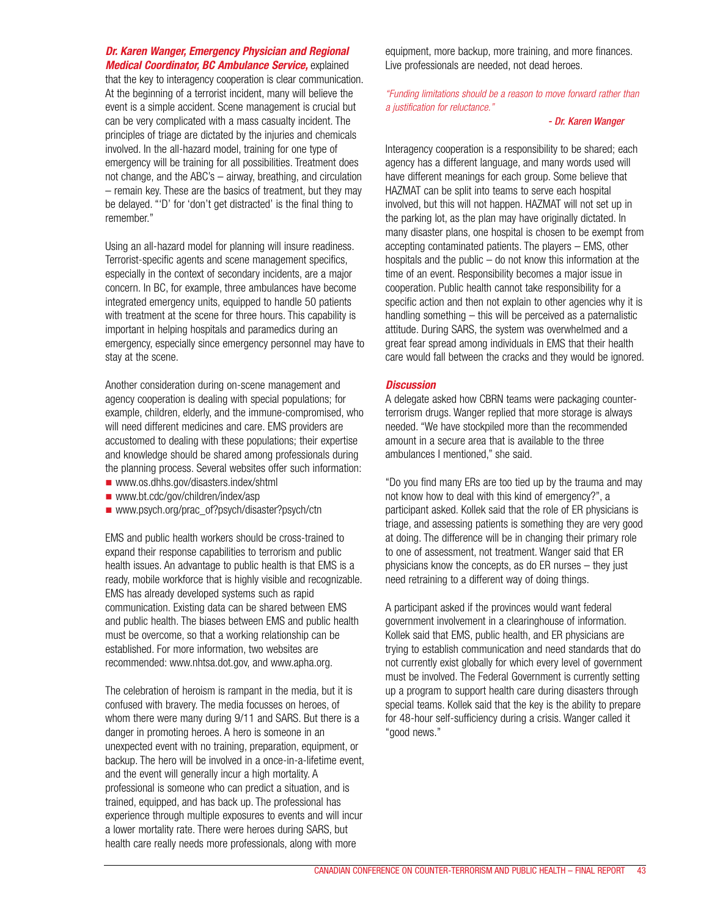***Dr. Karen Wanger, Emergency Physician and Regional Medical Coordinator, BC Ambulance Service,*** explained that the key to interagency cooperation is clear communication. At the beginning of a terrorist incident, many will believe the event is a simple accident. Scene management is crucial but can be very complicated with a mass casualty incident. The principles of triage are dictated by the injuries and chemicals involved. In the all-hazard model, training for one type of emergency will be training for all possibilities. Treatment does not change, and the ABC's – airway, breathing, and circulation – remain key. These are the basics of treatment, but they may be delayed. "'D' for 'don't get distracted' is the final thing to remember."

Using an all-hazard model for planning will insure readiness. Terrorist-specific agents and scene management specifics, especially in the context of secondary incidents, are a major concern. In BC, for example, three ambulances have become integrated emergency units, equipped to handle 50 patients with treatment at the scene for three hours. This capability is important in helping hospitals and paramedics during an emergency, especially since emergency personnel may have to stay at the scene.

Another consideration during on-scene management and agency cooperation is dealing with special populations; for example, children, elderly, and the immune-compromised, who will need different medicines and care. EMS providers are accustomed to dealing with these populations; their expertise and knowledge should be shared among professionals during the planning process. Several websites offer such information:

- www.os.dhhs.gov/disasters.index/shtml
- www.bt.cdc/gov/children/index/asp
- www.psych.org/prac_of?psych/disaster?psych/ctn

EMS and public health workers should be cross-trained to expand their response capabilities to terrorism and public health issues. An advantage to public health is that EMS is a ready, mobile workforce that is highly visible and recognizable. EMS has already developed systems such as rapid communication. Existing data can be shared between EMS and public health. The biases between EMS and public health must be overcome, so that a working relationship can be established. For more information, two websites are recommended: www.nhtsa.dot.gov, and www.apha.org.

The celebration of heroism is rampant in the media, but it is confused with bravery. The media focusses on heroes, of whom there were many during 9/11 and SARS. But there is a danger in promoting heroes. A hero is someone in an unexpected event with no training, preparation, equipment, or backup. The hero will be involved in a once-in-a-lifetime event, and the event will generally incur a high mortality. A professional is someone who can predict a situation, and is trained, equipped, and has back up. The professional has experience through multiple exposures to events and will incur a lower mortality rate. There were heroes during SARS, but health care really needs more professionals, along with more equipment, more backup, more training, and more finances. Live professionals are needed, not dead heroes.

*"Funding limitations should be a reason to move forward rather than a justification for reluctance."*

***- Dr. Karen Wanger***

Interagency cooperation is a responsibility to be shared; each agency has a different language, and many words used will have different meanings for each group. Some believe that HAZMAT can be split into teams to serve each hospital involved, but this will not happen. HAZMAT will not set up in the parking lot, as the plan may have originally dictated. In many disaster plans, one hospital is chosen to be exempt from accepting contaminated patients. The players – EMS, other hospitals and the public – do not know this information at the time of an event. Responsibility becomes a major issue in cooperation. Public health cannot take responsibility for a specific action and then not explain to other agencies why it is handling something – this will be perceived as a paternalistic attitude. During SARS, the system was overwhelmed and a great fear spread among individuals in EMS that their health care would fall between the cracks and they would be ignored.

### *Discussion*

A delegate asked how CBRN teams were packaging counter-terrorism drugs. Wanger replied that more storage is always needed. "We have stockpiled more than the recommended amount in a secure area that is available to the three ambulances I mentioned," she said.

"Do you find many ERs are too tied up by the trauma and may not know how to deal with this kind of emergency?", a participant asked. Kollek said that the role of ER physicians is triage, and assessing patients is something they are very good at doing. The difference will be in changing their primary role to one of assessment, not treatment. Wanger said that ER physicians know the concepts, as do ER nurses – they just need retraining to a different way of doing things.

A participant asked if the provinces would want federal government involvement in a clearinghouse of information. Kollek said that EMS, public health, and ER physicians are trying to establish communication and need standards that do not currently exist globally for which every level of government must be involved. The Federal Government is currently setting up a program to support health care during disasters through special teams. Kollek said that the key is the ability to prepare for 48-hour self-sufficiency during a crisis. Wanger called it "good news."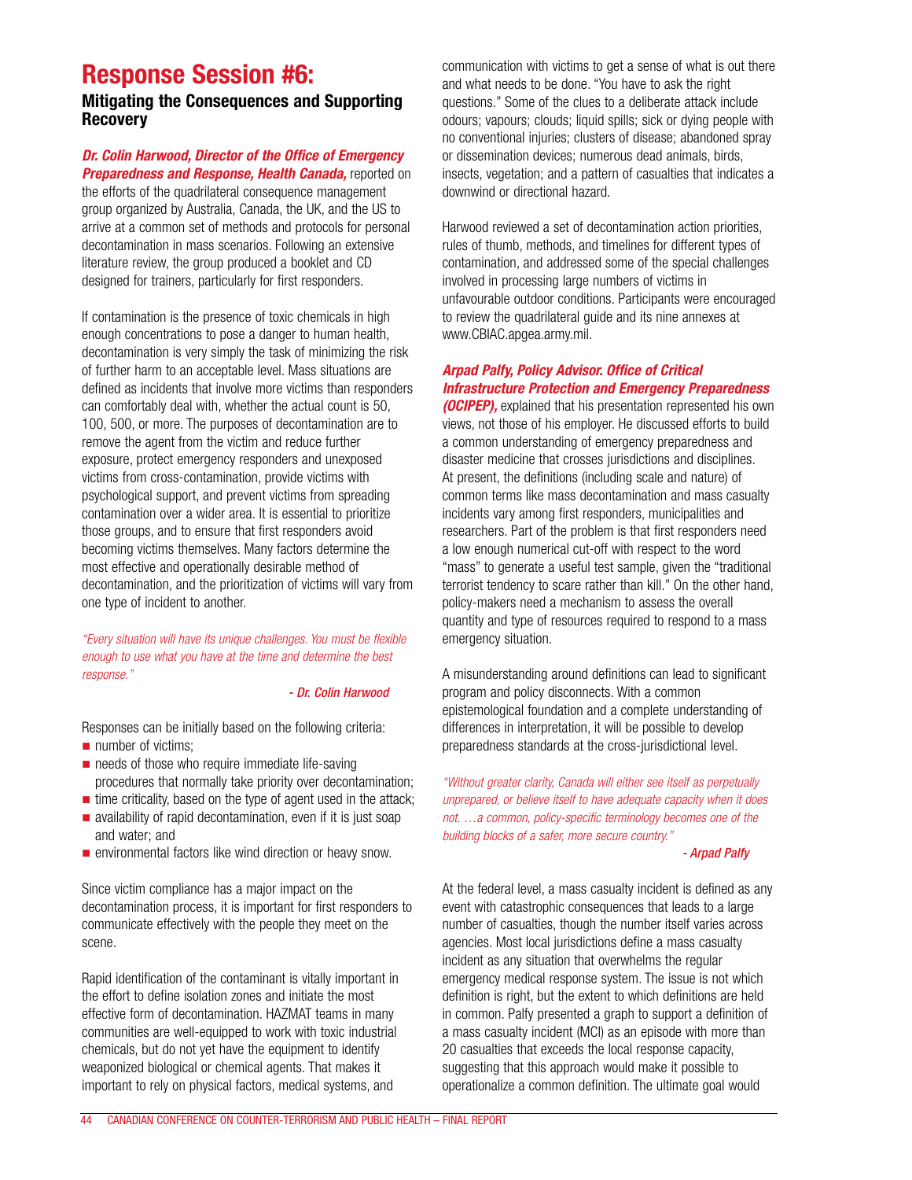# Response Session #6:

## Mitigating the Consequences and Supporting Recovery

***Dr. Colin Harwood, Director of the Office of Emergency Preparedness and Response, Health Canada,*** reported on the efforts of the quadrilateral consequence management group organized by Australia, Canada, the UK, and the US to arrive at a common set of methods and protocols for personal decontamination in mass scenarios. Following an extensive literature review, the group produced a booklet and CD designed for trainers, particularly for first responders.

If contamination is the presence of toxic chemicals in high enough concentrations to pose a danger to human health, decontamination is very simply the task of minimizing the risk of further harm to an acceptable level. Mass situations are defined as incidents that involve more victims than responders can comfortably deal with, whether the actual count is 50, 100, 500, or more. The purposes of decontamination are to remove the agent from the victim and reduce further exposure, protect emergency responders and unexposed victims from cross-contamination, provide victims with psychological support, and prevent victims from spreading contamination over a wider area. It is essential to prioritize those groups, and to ensure that first responders avoid becoming victims themselves. Many factors determine the most effective and operationally desirable method of decontamination, and the prioritization of victims will vary from one type of incident to another.

*"Every situation will have its unique challenges. You must be flexible enough to use what you have at the time and determine the best response."*

*- Dr. Colin Harwood*

Responses can be initially based on the following criteria:

- number of victims;
- needs of those who require immediate life-saving procedures that normally take priority over decontamination;
- time criticality, based on the type of agent used in the attack;
- availability of rapid decontamination, even if it is just soap and water; and
- environmental factors like wind direction or heavy snow.

Since victim compliance has a major impact on the decontamination process, it is important for first responders to communicate effectively with the people they meet on the scene.

Rapid identification of the contaminant is vitally important in the effort to define isolation zones and initiate the most effective form of decontamination. HAZMAT teams in many communities are well-equipped to work with toxic industrial chemicals, but do not yet have the equipment to identify weaponized biological or chemical agents. That makes it important to rely on physical factors, medical systems, and communication with victims to get a sense of what is out there and what needs to be done. "You have to ask the right questions." Some of the clues to a deliberate attack include odours; vapours; clouds; liquid spills; sick or dying people with no conventional injuries; clusters of disease; abandoned spray or dissemination devices; numerous dead animals, birds, insects, vegetation; and a pattern of casualties that indicates a downwind or directional hazard.

Harwood reviewed a set of decontamination action priorities, rules of thumb, methods, and timelines for different types of contamination, and addressed some of the special challenges involved in processing large numbers of victims in unfavourable outdoor conditions. Participants were encouraged to review the quadrilateral guide and its nine annexes at www.CBIAC.apgea.army.mil.

***Arpad Palfy, Policy Advisor. Office of Critical Infrastructure Protection and Emergency Preparedness (OCIPEP),*** explained that his presentation represented his own views, not those of his employer. He discussed efforts to build a common understanding of emergency preparedness and disaster medicine that crosses jurisdictions and disciplines. At present, the definitions (including scale and nature) of common terms like mass decontamination and mass casualty incidents vary among first responders, municipalities and researchers. Part of the problem is that first responders need a low enough numerical cut-off with respect to the word "mass" to generate a useful test sample, given the "traditional terrorist tendency to scare rather than kill." On the other hand, policy-makers need a mechanism to assess the overall quantity and type of resources required to respond to a mass emergency situation.

A misunderstanding around definitions can lead to significant program and policy disconnects. With a common epistemological foundation and a complete understanding of differences in interpretation, it will be possible to develop preparedness standards at the cross-jurisdictional level.

*"Without greater clarity, Canada will either see itself as perpetually unprepared, or believe itself to have adequate capacity when it does not. …a common, policy-specific terminology becomes one of the building blocks of a safer, more secure country."*

*- Arpad Palfy*

At the federal level, a mass casualty incident is defined as any event with catastrophic consequences that leads to a large number of casualties, though the number itself varies across agencies. Most local jurisdictions define a mass casualty incident as any situation that overwhelms the regular emergency medical response system. The issue is not which definition is right, but the extent to which definitions are held in common. Palfy presented a graph to support a definition of a mass casualty incident (MCI) as an episode with more than 20 casualties that exceeds the local response capacity, suggesting that this approach would make it possible to operationalize a common definition. The ultimate goal would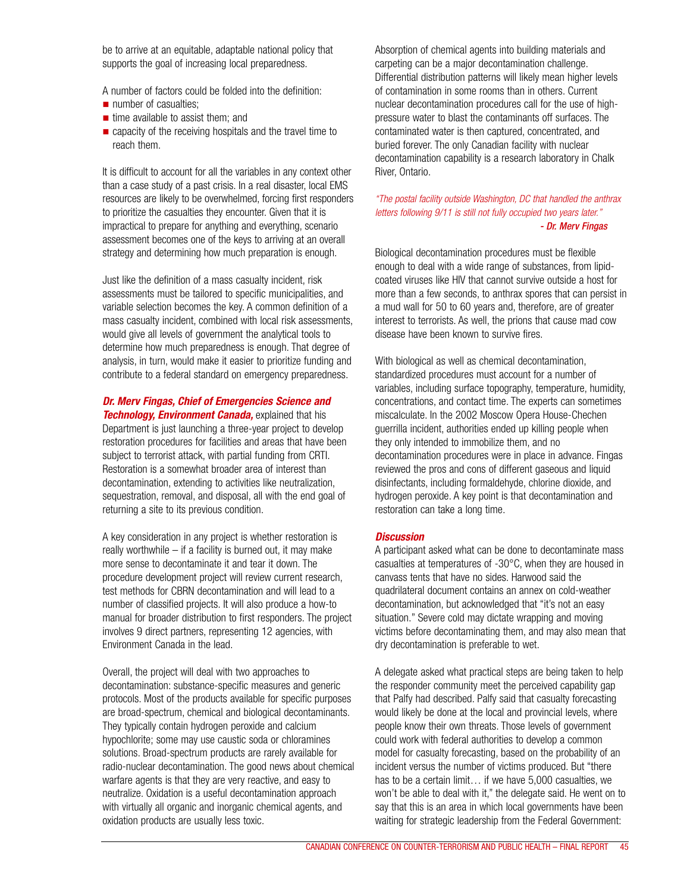be to arrive at an equitable, adaptable national policy that supports the goal of increasing local preparedness.

A number of factors could be folded into the definition:

- number of casualties;
- time available to assist them; and
- capacity of the receiving hospitals and the travel time to reach them.

It is difficult to account for all the variables in any context other than a case study of a past crisis. In a real disaster, local EMS resources are likely to be overwhelmed, forcing first responders to prioritize the casualties they encounter. Given that it is impractical to prepare for anything and everything, scenario assessment becomes one of the keys to arriving at an overall strategy and determining how much preparation is enough.

Just like the definition of a mass casualty incident, risk assessments must be tailored to specific municipalities, and variable selection becomes the key. A common definition of a mass casualty incident, combined with local risk assessments, would give all levels of government the analytical tools to determine how much preparedness is enough. That degree of analysis, in turn, would make it easier to prioritize funding and contribute to a federal standard on emergency preparedness.

***Dr. Merv Fingas, Chief of Emergencies Science and Technology, Environment Canada,*** explained that his Department is just launching a three-year project to develop restoration procedures for facilities and areas that have been subject to terrorist attack, with partial funding from CRTI. Restoration is a somewhat broader area of interest than decontamination, extending to activities like neutralization, sequestration, removal, and disposal, all with the end goal of returning a site to its previous condition.

A key consideration in any project is whether restoration is really worthwhile – if a facility is burned out, it may make more sense to decontaminate it and tear it down. The procedure development project will review current research, test methods for CBRN decontamination and will lead to a number of classified projects. It will also produce a how-to manual for broader distribution to first responders. The project involves 9 direct partners, representing 12 agencies, with Environment Canada in the lead.

Overall, the project will deal with two approaches to decontamination: substance-specific measures and generic protocols. Most of the products available for specific purposes are broad-spectrum, chemical and biological decontaminants. They typically contain hydrogen peroxide and calcium hypochlorite; some may use caustic soda or chloramines solutions. Broad-spectrum products are rarely available for radio-nuclear decontamination. The good news about chemical warfare agents is that they are very reactive, and easy to neutralize. Oxidation is a useful decontamination approach with virtually all organic and inorganic chemical agents, and oxidation products are usually less toxic.

Absorption of chemical agents into building materials and carpeting can be a major decontamination challenge. Differential distribution patterns will likely mean higher levels of contamination in some rooms than in others. Current nuclear decontamination procedures call for the use of high-pressure water to blast the contaminants off surfaces. The contaminated water is then captured, concentrated, and buried forever. The only Canadian facility with nuclear decontamination capability is a research laboratory in Chalk River, Ontario.

*"The postal facility outside Washington, DC that handled the anthrax letters following 9/11 is still not fully occupied two years later."*
***- Dr. Merv Fingas***

Biological decontamination procedures must be flexible enough to deal with a wide range of substances, from lipid-coated viruses like HIV that cannot survive outside a host for more than a few seconds, to anthrax spores that can persist in a mud wall for 50 to 60 years and, therefore, are of greater interest to terrorists. As well, the prions that cause mad cow disease have been known to survive fires.

With biological as well as chemical decontamination, standardized procedures must account for a number of variables, including surface topography, temperature, humidity, concentrations, and contact time. The experts can sometimes miscalculate. In the 2002 Moscow Opera House-Chechen guerrilla incident, authorities ended up killing people when they only intended to immobilize them, and no decontamination procedures were in place in advance. Fingas reviewed the pros and cons of different gaseous and liquid disinfectants, including formaldehyde, chlorine dioxide, and hydrogen peroxide. A key point is that decontamination and restoration can take a long time.

***Discussion***

A participant asked what can be done to decontaminate mass casualties at temperatures of -30°C, when they are housed in canvass tents that have no sides. Harwood said the quadrilateral document contains an annex on cold-weather decontamination, but acknowledged that "it's not an easy situation." Severe cold may dictate wrapping and moving victims before decontaminating them, and may also mean that dry decontamination is preferable to wet.

A delegate asked what practical steps are being taken to help the responder community meet the perceived capability gap that Palfy had described. Palfy said that casualty forecasting would likely be done at the local and provincial levels, where people know their own threats. Those levels of government could work with federal authorities to develop a common model for casualty forecasting, based on the probability of an incident versus the number of victims produced. But "there has to be a certain limit… if we have 5,000 casualties, we won't be able to deal with it," the delegate said. He went on to say that this is an area in which local governments have been waiting for strategic leadership from the Federal Government: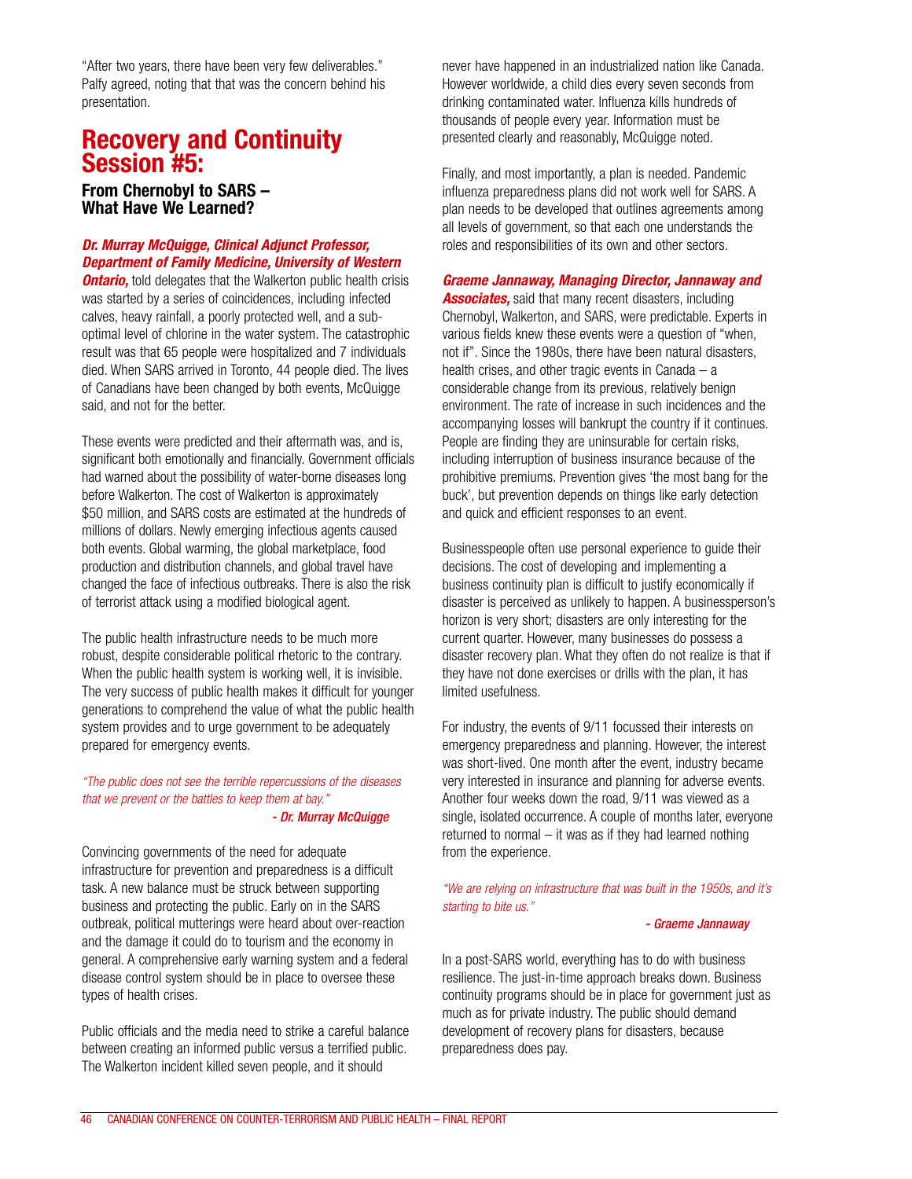"After two years, there have been very few deliverables." Palfy agreed, noting that that was the concern behind his presentation.

## Recovery and Continuity Session #5:

### From Chernobyl to SARS – What Have We Learned?

***Dr. Murray McQuigge, Clinical Adjunct Professor, Department of Family Medicine, University of Western Ontario,*** told delegates that the Walkerton public health crisis was started by a series of coincidences, including infected calves, heavy rainfall, a poorly protected well, and a sub-optimal level of chlorine in the water system. The catastrophic result was that 65 people were hospitalized and 7 individuals died. When SARS arrived in Toronto, 44 people died. The lives of Canadians have been changed by both events, McQuigge said, and not for the better.

These events were predicted and their aftermath was, and is, significant both emotionally and financially. Government officials had warned about the possibility of water-borne diseases long before Walkerton. The cost of Walkerton is approximately $50 million, and SARS costs are estimated at the hundreds of millions of dollars. Newly emerging infectious agents caused both events. Global warming, the global marketplace, food production and distribution channels, and global travel have changed the face of infectious outbreaks. There is also the risk of terrorist attack using a modified biological agent.

The public health infrastructure needs to be much more robust, despite considerable political rhetoric to the contrary. When the public health system is working well, it is invisible. The very success of public health makes it difficult for younger generations to comprehend the value of what the public health system provides and to urge government to be adequately prepared for emergency events.

*"The public does not see the terrible repercussions of the diseases that we prevent or the battles to keep them at bay."*

***- Dr. Murray McQuigge***

Convincing governments of the need for adequate infrastructure for prevention and preparedness is a difficult task. A new balance must be struck between supporting business and protecting the public. Early on in the SARS outbreak, political mutterings were heard about over-reaction and the damage it could do to tourism and the economy in general. A comprehensive early warning system and a federal disease control system should be in place to oversee these types of health crises.

Public officials and the media need to strike a careful balance between creating an informed public versus a terrified public. The Walkerton incident killed seven people, and it should never have happened in an industrialized nation like Canada. However worldwide, a child dies every seven seconds from drinking contaminated water. Influenza kills hundreds of thousands of people every year. Information must be presented clearly and reasonably, McQuigge noted.

Finally, and most importantly, a plan is needed. Pandemic influenza preparedness plans did not work well for SARS. A plan needs to be developed that outlines agreements among all levels of government, so that each one understands the roles and responsibilities of its own and other sectors.

***Graeme Jannaway, Managing Director, Jannaway and Associates,*** said that many recent disasters, including Chernobyl, Walkerton, and SARS, were predictable. Experts in various fields knew these events were a question of "when, not if". Since the 1980s, there have been natural disasters, health crises, and other tragic events in Canada – a considerable change from its previous, relatively benign environment. The rate of increase in such incidences and the accompanying losses will bankrupt the country if it continues. People are finding they are uninsurable for certain risks, including interruption of business insurance because of the prohibitive premiums. Prevention gives 'the most bang for the buck', but prevention depends on things like early detection and quick and efficient responses to an event.

Businesspeople often use personal experience to guide their decisions. The cost of developing and implementing a business continuity plan is difficult to justify economically if disaster is perceived as unlikely to happen. A businessperson's horizon is very short; disasters are only interesting for the current quarter. However, many businesses do possess a disaster recovery plan. What they often do not realize is that if they have not done exercises or drills with the plan, it has limited usefulness.

For industry, the events of 9/11 focussed their interests on emergency preparedness and planning. However, the interest was short-lived. One month after the event, industry became very interested in insurance and planning for adverse events. Another four weeks down the road, 9/11 was viewed as a single, isolated occurrence. A couple of months later, everyone returned to normal – it was as if they had learned nothing from the experience.

*"We are relying on infrastructure that was built in the 1950s, and it's starting to bite us."*

***- Graeme Jannaway***

In a post-SARS world, everything has to do with business resilience. The just-in-time approach breaks down. Business continuity programs should be in place for government just as much as for private industry. The public should demand development of recovery plans for disasters, because preparedness does pay.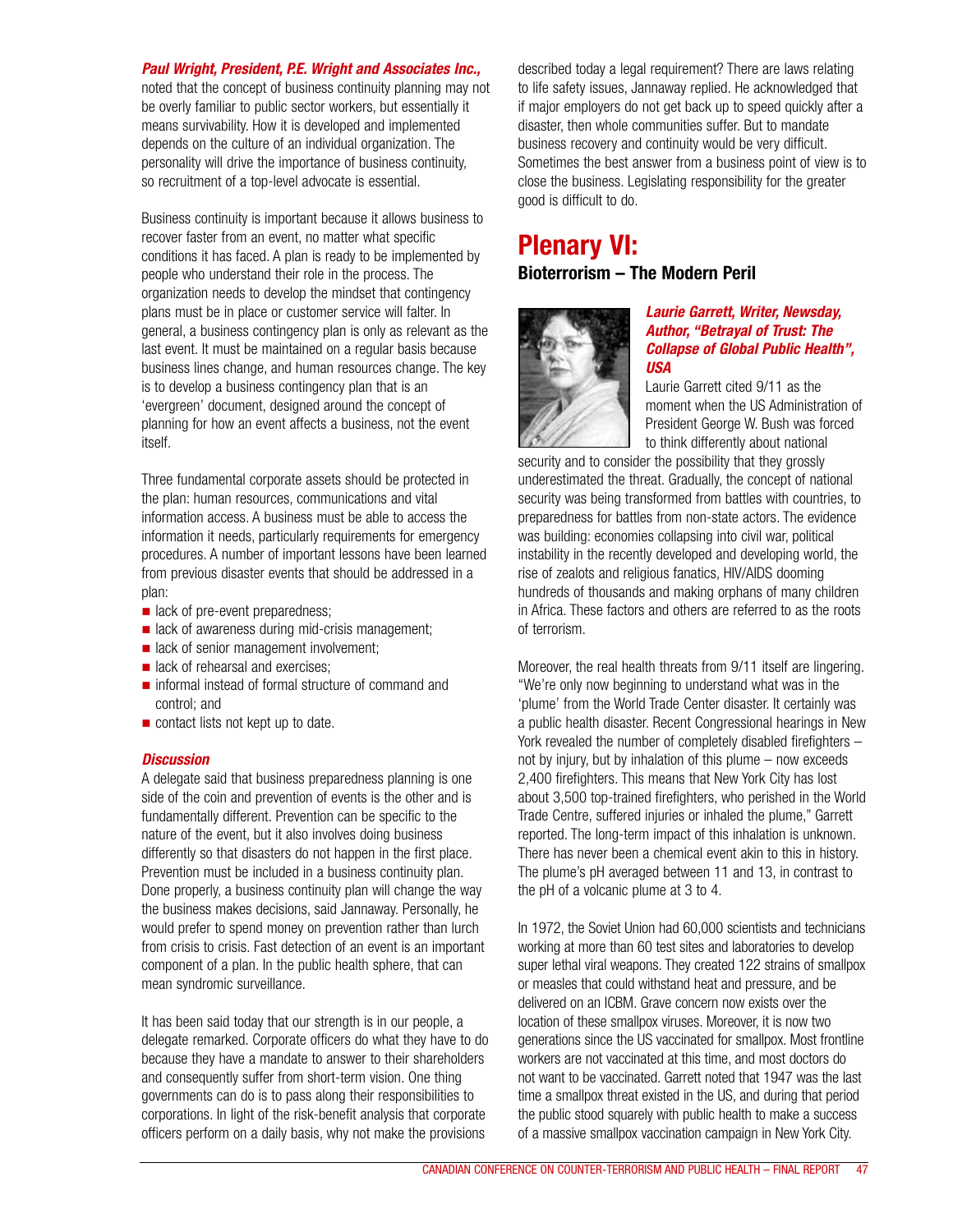***Paul Wright, President, P.E. Wright and Associates Inc.,*** noted that the concept of business continuity planning may not be overly familiar to public sector workers, but essentially it means survivability. How it is developed and implemented depends on the culture of an individual organization. The personality will drive the importance of business continuity, so recruitment of a top-level advocate is essential.

Business continuity is important because it allows business to recover faster from an event, no matter what specific conditions it has faced. A plan is ready to be implemented by people who understand their role in the process. The organization needs to develop the mindset that contingency plans must be in place or customer service will falter. In general, a business contingency plan is only as relevant as the last event. It must be maintained on a regular basis because business lines change, and human resources change. The key is to develop a business contingency plan that is an 'evergreen' document, designed around the concept of planning for how an event affects a business, not the event itself.

Three fundamental corporate assets should be protected in the plan: human resources, communications and vital information access. A business must be able to access the information it needs, particularly requirements for emergency procedures. A number of important lessons have been learned from previous disaster events that should be addressed in a plan:

- lack of pre-event preparedness;
- lack of awareness during mid-crisis management;
- lack of senior management involvement;
- lack of rehearsal and exercises;
- informal instead of formal structure of command and control; and
- contact lists not kept up to date.

***Discussion***

A delegate said that business preparedness planning is one side of the coin and prevention of events is the other and is fundamentally different. Prevention can be specific to the nature of the event, but it also involves doing business differently so that disasters do not happen in the first place. Prevention must be included in a business continuity plan. Done properly, a business continuity plan will change the way the business makes decisions, said Jannaway. Personally, he would prefer to spend money on prevention rather than lurch from crisis to crisis. Fast detection of an event is an important component of a plan. In the public health sphere, that can mean syndromic surveillance.

It has been said today that our strength is in our people, a delegate remarked. Corporate officers do what they have to do because they have a mandate to answer to their shareholders and consequently suffer from short-term vision. One thing governments can do is to pass along their responsibilities to corporations. In light of the risk-benefit analysis that corporate officers perform on a daily basis, why not make the provisions described today a legal requirement? There are laws relating to life safety issues, Jannaway replied. He acknowledged that if major employers do not get back up to speed quickly after a disaster, then whole communities suffer. But to mandate business recovery and continuity would be very difficult. Sometimes the best answer from a business point of view is to close the business. Legislating responsibility for the greater good is difficult to do.

# Plenary VI:

## Bioterrorism – The Modern Peril

***Laurie Garrett, Writer, Newsday, Author, "Betrayal of Trust: The Collapse of Global Public Health", USA***

Laurie Garrett cited 9/11 as the moment when the US Administration of President George W. Bush was forced to think differently about national security and to consider the possibility that they grossly underestimated the threat. Gradually, the concept of national security was being transformed from battles with countries, to preparedness for battles from non-state actors. The evidence was building: economies collapsing into civil war, political instability in the recently developed and developing world, the rise of zealots and religious fanatics, HIV/AIDS dooming hundreds of thousands and making orphans of many children in Africa. These factors and others are referred to as the roots of terrorism.

Moreover, the real health threats from 9/11 itself are lingering. "We're only now beginning to understand what was in the 'plume' from the World Trade Center disaster. It certainly was a public health disaster. Recent Congressional hearings in New York revealed the number of completely disabled firefighters – not by injury, but by inhalation of this plume – now exceeds 2,400 firefighters. This means that New York City has lost about 3,500 top-trained firefighters, who perished in the World Trade Centre, suffered injuries or inhaled the plume," Garrett reported. The long-term impact of this inhalation is unknown. There has never been a chemical event akin to this in history. The plume's pH averaged between 11 and 13, in contrast to the pH of a volcanic plume at 3 to 4.

In 1972, the Soviet Union had 60,000 scientists and technicians working at more than 60 test sites and laboratories to develop super lethal viral weapons. They created 122 strains of smallpox or measles that could withstand heat and pressure, and be delivered on an ICBM. Grave concern now exists over the location of these smallpox viruses. Moreover, it is now two generations since the US vaccinated for smallpox. Most frontline workers are not vaccinated at this time, and most doctors do not want to be vaccinated. Garrett noted that 1947 was the last time a smallpox threat existed in the US, and during that period the public stood squarely with public health to make a success of a massive smallpox vaccination campaign in New York City.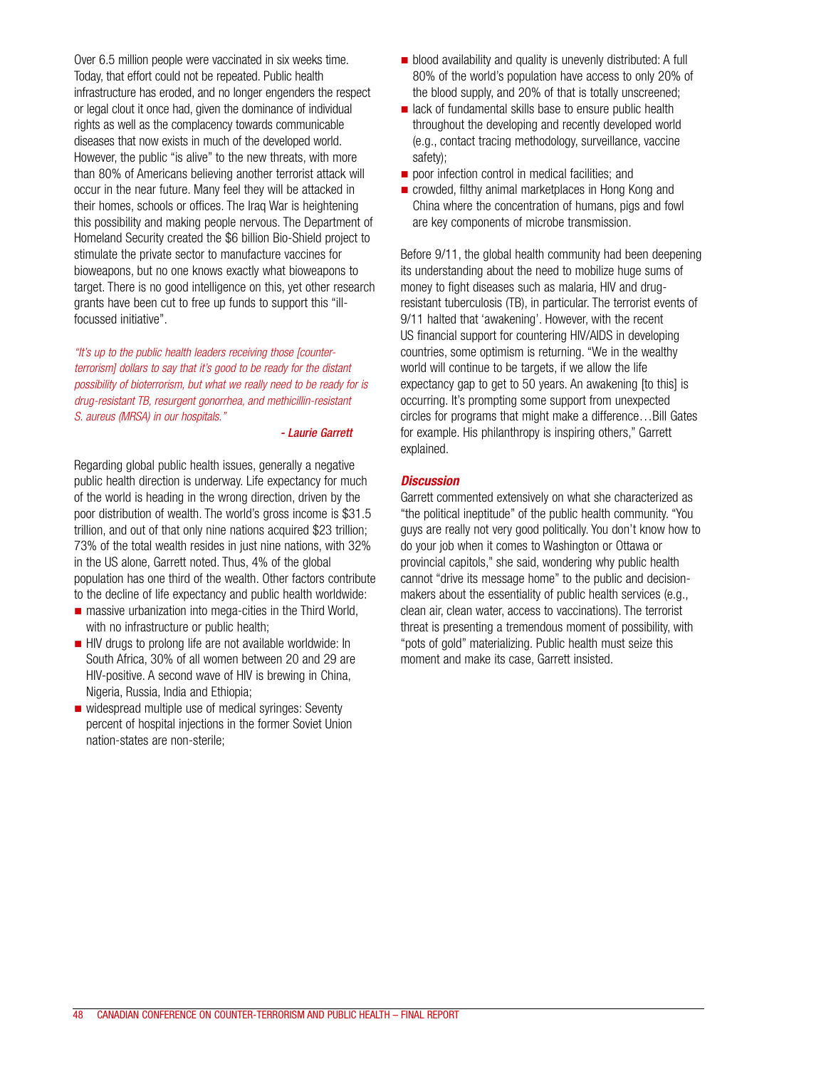Over 6.5 million people were vaccinated in six weeks time. Today, that effort could not be repeated. Public health infrastructure has eroded, and no longer engenders the respect or legal clout it once had, given the dominance of individual rights as well as the complacency towards communicable diseases that now exists in much of the developed world. However, the public "is alive" to the new threats, with more than 80% of Americans believing another terrorist attack will occur in the near future. Many feel they will be attacked in their homes, schools or offices. The Iraq War is heightening this possibility and making people nervous. The Department of Homeland Security created the $6 billion Bio-Shield project to stimulate the private sector to manufacture vaccines for bioweapons, but no one knows exactly what bioweapons to target. There is no good intelligence on this, yet other research grants have been cut to free up funds to support this "ill-focussed initiative".

*"It's up to the public health leaders receiving those [counter-terrorism] dollars to say that it's good to be ready for the distant possibility of bioterrorism, but what we really need to be ready for is drug-resistant TB, resurgent gonorrhea, and methicillin-resistant S. aureus (MRSA) in our hospitals."*

***- Laurie Garrett***

Regarding global public health issues, generally a negative public health direction is underway. Life expectancy for much of the world is heading in the wrong direction, driven by the poor distribution of wealth. The world's gross income is $31.5 trillion, and out of that only nine nations acquired $23 trillion; 73% of the total wealth resides in just nine nations, with 32% in the US alone, Garrett noted. Thus, 4% of the global population has one third of the wealth. Other factors contribute to the decline of life expectancy and public health worldwide:

- massive urbanization into mega-cities in the Third World, with no infrastructure or public health;
- HIV drugs to prolong life are not available worldwide: In South Africa, 30% of all women between 20 and 29 are HIV-positive. A second wave of HIV is brewing in China, Nigeria, Russia, India and Ethiopia;
- widespread multiple use of medical syringes: Seventy percent of hospital injections in the former Soviet Union nation-states are non-sterile;
- blood availability and quality is unevenly distributed: A full 80% of the world's population have access to only 20% of the blood supply, and 20% of that is totally unscreened;
- lack of fundamental skills base to ensure public health throughout the developing and recently developed world (e.g., contact tracing methodology, surveillance, vaccine safety);
- poor infection control in medical facilities; and
- crowded, filthy animal marketplaces in Hong Kong and China where the concentration of humans, pigs and fowl are key components of microbe transmission.

Before 9/11, the global health community had been deepening its understanding about the need to mobilize huge sums of money to fight diseases such as malaria, HIV and drug-resistant tuberculosis (TB), in particular. The terrorist events of 9/11 halted that 'awakening'. However, with the recent US financial support for countering HIV/AIDS in developing countries, some optimism is returning. "We in the wealthy world will continue to be targets, if we allow the life expectancy gap to get to 50 years. An awakening [to this] is occurring. It's prompting some support from unexpected circles for programs that might make a difference…Bill Gates for example. His philanthropy is inspiring others," Garrett explained.

### *Discussion*

Garrett commented extensively on what she characterized as "the political ineptitude" of the public health community. "You guys are really not very good politically. You don't know how to do your job when it comes to Washington or Ottawa or provincial capitols," she said, wondering why public health cannot "drive its message home" to the public and decision-makers about the essentiality of public health services (e.g., clean air, clean water, access to vaccinations). The terrorist threat is presenting a tremendous moment of possibility, with "pots of gold" materializing. Public health must seize this moment and make its case, Garrett insisted.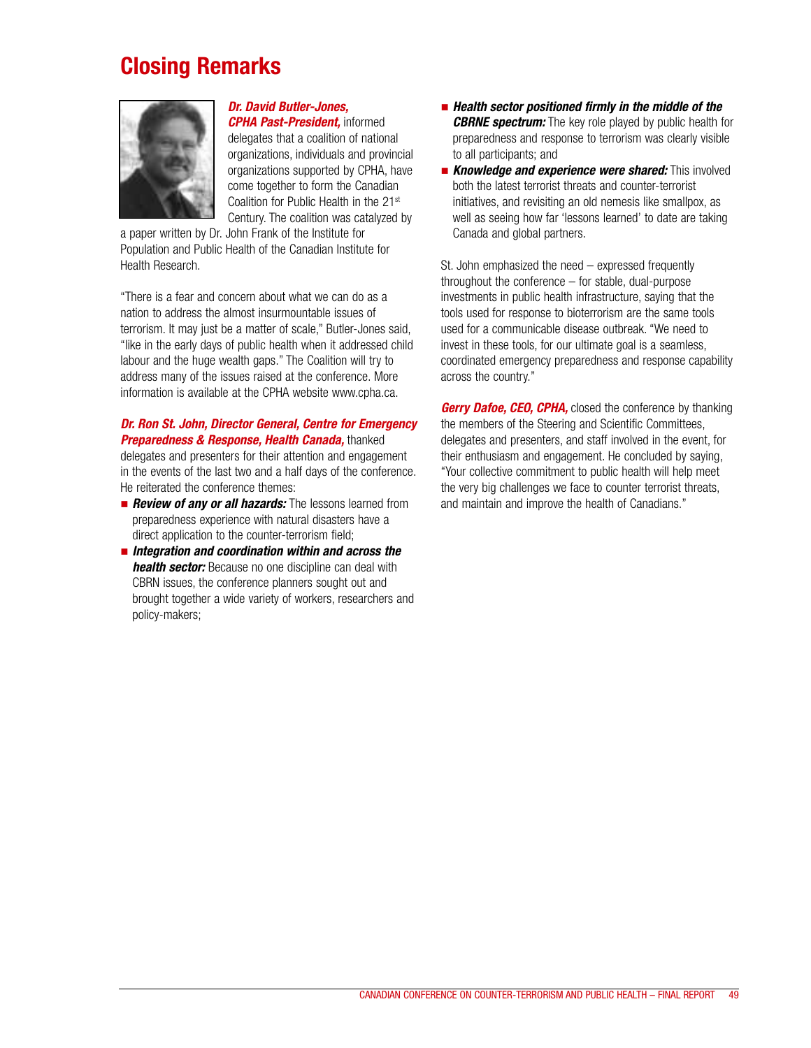# Closing Remarks

***Dr. David Butler-Jones, CPHA Past-President,*** informed delegates that a coalition of national organizations, individuals and provincial organizations supported by CPHA, have come together to form the Canadian Coalition for Public Health in the 21st Century. The coalition was catalyzed by a paper written by Dr. John Frank of the Institute for Population and Public Health of the Canadian Institute for Health Research.

"There is a fear and concern about what we can do as a nation to address the almost insurmountable issues of terrorism. It may just be a matter of scale," Butler-Jones said, "like in the early days of public health when it addressed child labour and the huge wealth gaps." The Coalition will try to address many of the issues raised at the conference. More information is available at the CPHA website www.cpha.ca.

***Dr. Ron St. John, Director General, Centre for Emergency Preparedness & Response, Health Canada,*** thanked delegates and presenters for their attention and engagement in the events of the last two and a half days of the conference. He reiterated the conference themes:

- ***Review of any or all hazards:*** The lessons learned from preparedness experience with natural disasters have a direct application to the counter-terrorism field;
- ***Integration and coordination within and across the health sector:*** Because no one discipline can deal with CBRN issues, the conference planners sought out and brought together a wide variety of workers, researchers and policy-makers;
- ***Health sector positioned firmly in the middle of the CBRNE spectrum:*** The key role played by public health for preparedness and response to terrorism was clearly visible to all participants; and
- ***Knowledge and experience were shared:*** This involved both the latest terrorist threats and counter-terrorist initiatives, and revisiting an old nemesis like smallpox, as well as seeing how far 'lessons learned' to date are taking Canada and global partners.

St. John emphasized the need – expressed frequently throughout the conference – for stable, dual-purpose investments in public health infrastructure, saying that the tools used for response to bioterrorism are the same tools used for a communicable disease outbreak. "We need to invest in these tools, for our ultimate goal is a seamless, coordinated emergency preparedness and response capability across the country."

***Gerry Dafoe, CEO, CPHA,*** closed the conference by thanking the members of the Steering and Scientific Committees, delegates and presenters, and staff involved in the event, for their enthusiasm and engagement. He concluded by saying, "Your collective commitment to public health will help meet the very big challenges we face to counter terrorist threats, and maintain and improve the health of Canadians."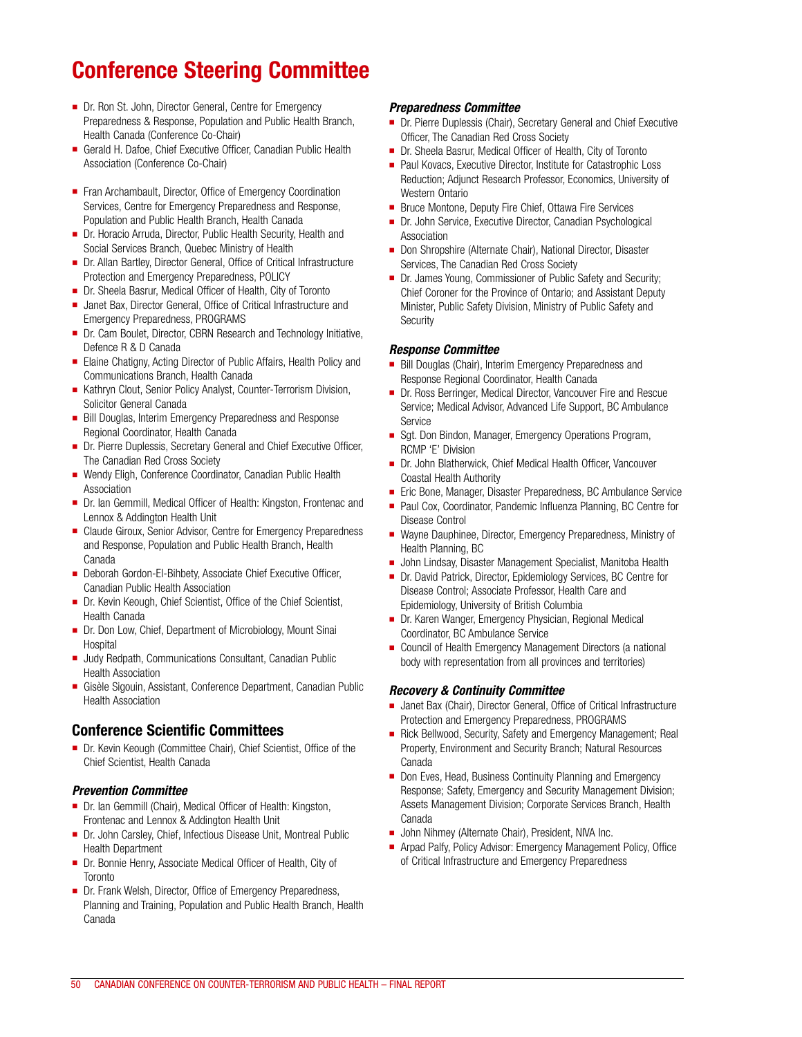# Conference Steering Committee

- Dr. Ron St. John, Director General, Centre for Emergency Preparedness & Response, Population and Public Health Branch, Health Canada (Conference Co-Chair)
- Gerald H. Dafoe, Chief Executive Officer, Canadian Public Health Association (Conference Co-Chair)

- Fran Archambault, Director, Office of Emergency Coordination Services, Centre for Emergency Preparedness and Response, Population and Public Health Branch, Health Canada
- Dr. Horacio Arruda, Director, Public Health Security, Health and Social Services Branch, Quebec Ministry of Health
- Dr. Allan Bartley, Director General, Office of Critical Infrastructure Protection and Emergency Preparedness, POLICY
- Dr. Sheela Basrur, Medical Officer of Health, City of Toronto
- Janet Bax, Director General, Office of Critical Infrastructure and Emergency Preparedness, PROGRAMS
- Dr. Cam Boulet, Director, CBRN Research and Technology Initiative, Defence R & D Canada
- Elaine Chatigny, Acting Director of Public Affairs, Health Policy and Communications Branch, Health Canada
- Kathryn Clout, Senior Policy Analyst, Counter-Terrorism Division, Solicitor General Canada
- Bill Douglas, Interim Emergency Preparedness and Response Regional Coordinator, Health Canada
- Dr. Pierre Duplessis, Secretary General and Chief Executive Officer, The Canadian Red Cross Society
- Wendy Eligh, Conference Coordinator, Canadian Public Health Association
- Dr. Ian Gemmill, Medical Officer of Health: Kingston, Frontenac and Lennox & Addington Health Unit
- Claude Giroux, Senior Advisor, Centre for Emergency Preparedness and Response, Population and Public Health Branch, Health Canada
- Deborah Gordon-El-Bihbety, Associate Chief Executive Officer, Canadian Public Health Association
- Dr. Kevin Keough, Chief Scientist, Office of the Chief Scientist, Health Canada
- Dr. Don Low, Chief, Department of Microbiology, Mount Sinai Hospital
- Judy Redpath, Communications Consultant, Canadian Public Health Association
- Gisèle Sigouin, Assistant, Conference Department, Canadian Public Health Association

## Conference Scientific Committees

- Dr. Kevin Keough (Committee Chair), Chief Scientist, Office of the Chief Scientist, Health Canada

### *Prevention Committee*

- Dr. Ian Gemmill (Chair), Medical Officer of Health: Kingston, Frontenac and Lennox & Addington Health Unit
- Dr. John Carsley, Chief, Infectious Disease Unit, Montreal Public Health Department
- Dr. Bonnie Henry, Associate Medical Officer of Health, City of Toronto
- Dr. Frank Welsh, Director, Office of Emergency Preparedness, Planning and Training, Population and Public Health Branch, Health Canada

### *Preparedness Committee*

- Dr. Pierre Duplessis (Chair), Secretary General and Chief Executive Officer, The Canadian Red Cross Society
- Dr. Sheela Basrur, Medical Officer of Health, City of Toronto
- Paul Kovacs, Executive Director, Institute for Catastrophic Loss Reduction; Adjunct Research Professor, Economics, University of Western Ontario
- Bruce Montone, Deputy Fire Chief, Ottawa Fire Services
- Dr. John Service, Executive Director, Canadian Psychological Association
- Don Shropshire (Alternate Chair), National Director, Disaster Services, The Canadian Red Cross Society
- Dr. James Young, Commissioner of Public Safety and Security; Chief Coroner for the Province of Ontario; and Assistant Deputy Minister, Public Safety Division, Ministry of Public Safety and Security

### *Response Committee*

- Bill Douglas (Chair), Interim Emergency Preparedness and Response Regional Coordinator, Health Canada
- Dr. Ross Berringer, Medical Director, Vancouver Fire and Rescue Service; Medical Advisor, Advanced Life Support, BC Ambulance Service
- Sgt. Don Bindon, Manager, Emergency Operations Program, RCMP 'E' Division
- Dr. John Blatherwick, Chief Medical Health Officer, Vancouver Coastal Health Authority
- Eric Bone, Manager, Disaster Preparedness, BC Ambulance Service
- Paul Cox, Coordinator, Pandemic Influenza Planning, BC Centre for Disease Control
- Wayne Dauphinee, Director, Emergency Preparedness, Ministry of Health Planning, BC
- John Lindsay, Disaster Management Specialist, Manitoba Health
- Dr. David Patrick, Director, Epidemiology Services, BC Centre for Disease Control; Associate Professor, Health Care and Epidemiology, University of British Columbia
- Dr. Karen Wanger, Emergency Physician, Regional Medical Coordinator, BC Ambulance Service
- Council of Health Emergency Management Directors (a national body with representation from all provinces and territories)

### *Recovery & Continuity Committee*

- Janet Bax (Chair), Director General, Office of Critical Infrastructure Protection and Emergency Preparedness, PROGRAMS
- Rick Bellwood, Security, Safety and Emergency Management; Real Property, Environment and Security Branch; Natural Resources Canada
- Don Eves, Head, Business Continuity Planning and Emergency Response; Safety, Emergency and Security Management Division; Assets Management Division; Corporate Services Branch, Health Canada
- John Nihmey (Alternate Chair), President, NIVA Inc.
- Arpad Palfy, Policy Advisor: Emergency Management Policy, Office of Critical Infrastructure and Emergency Preparedness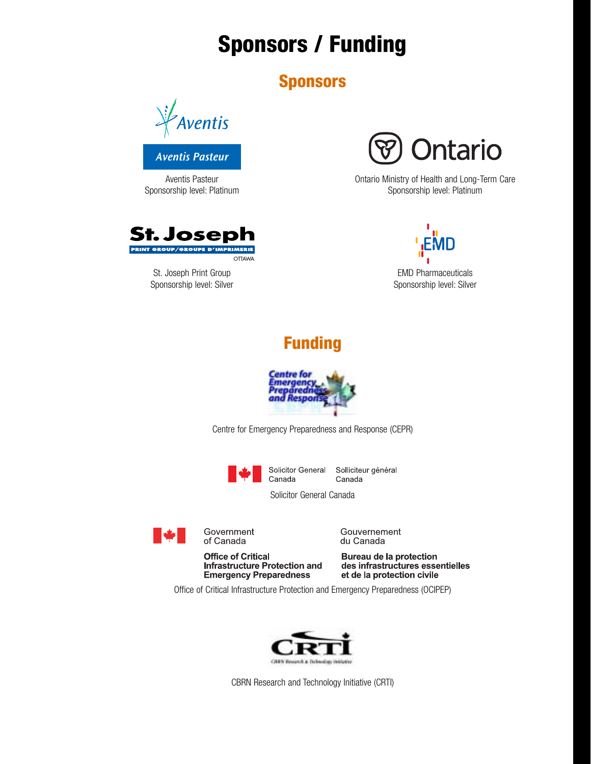# Sponsors / Funding

## Sponsors

Aventis

Aventis Pasteur

Aventis Pasteur
Sponsorship level: Platinum

Ontario

Ontario Ministry of Health and Long-Term Care
Sponsorship level: Platinum

St. Joseph
PRINT GROUP/GROUPE D'IMPRIMERIE
OTTAWA

St. Joseph Print Group
Sponsorship level: Silver

EMD

EMD Pharmaceuticals
Sponsorship level: Silver

## Funding

Centre for Emergency Preparedness and Response

Centre for Emergency Preparedness and Response (CEPR)

Solicitor General Canada | Solliciteur général Canada

Solicitor General Canada

Government of Canada | Gouvernement du Canada

**Office of Critical Infrastructure Protection and Emergency Preparedness** | **Bureau de la protection des infrastructures essentielles et de la protection civile**

Office of Critical Infrastructure Protection and Emergency Preparedness (OCIPEP)

CRTI
CBRN Research & Technology Initiative

CBRN Research and Technology Initiative (CRTI)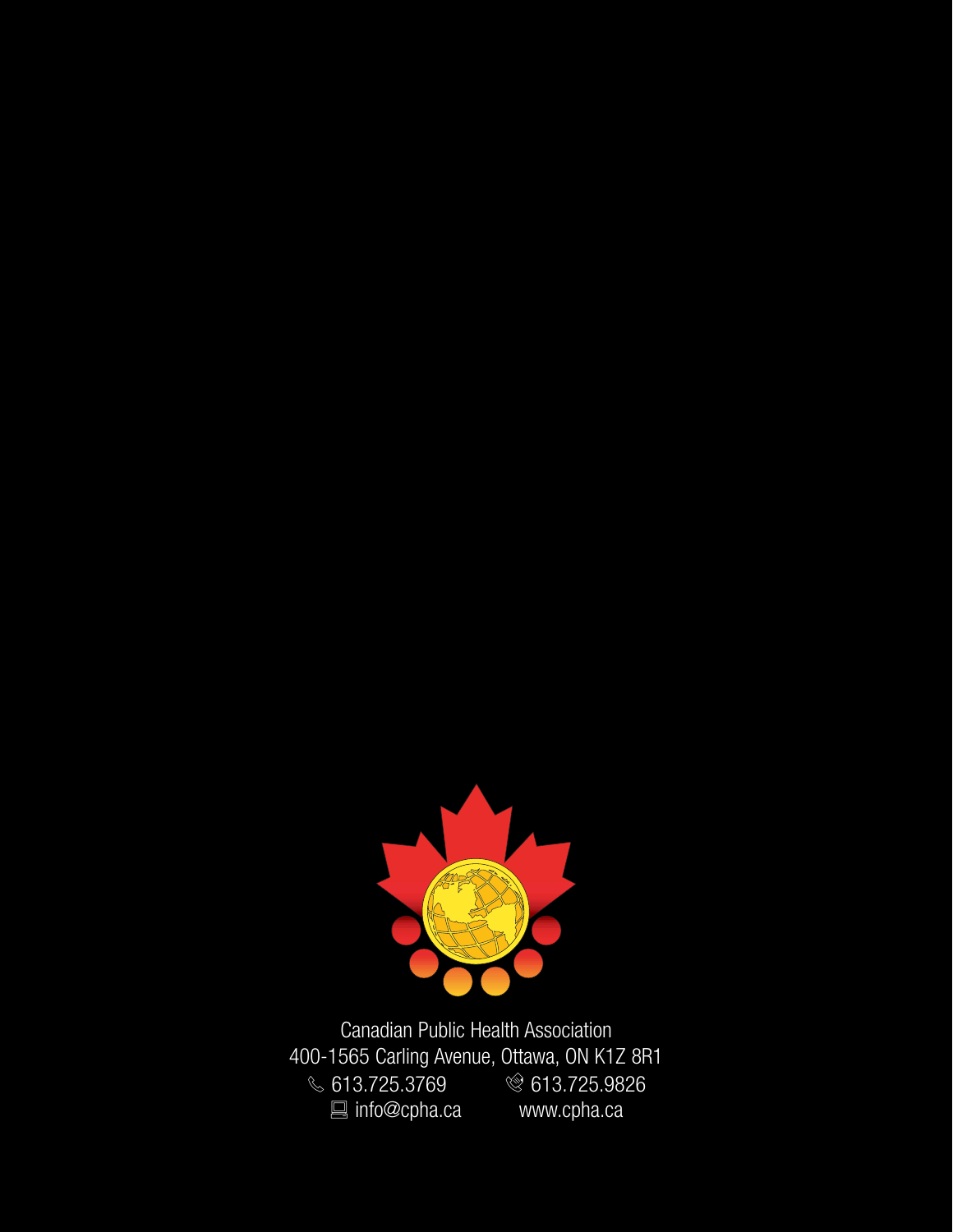Canadian Public Health Association
400-1565 Carling Avenue, Ottawa, ON K1Z 8R1
613.725.3769 613.725.9826
info@cpha.ca www.cpha.ca